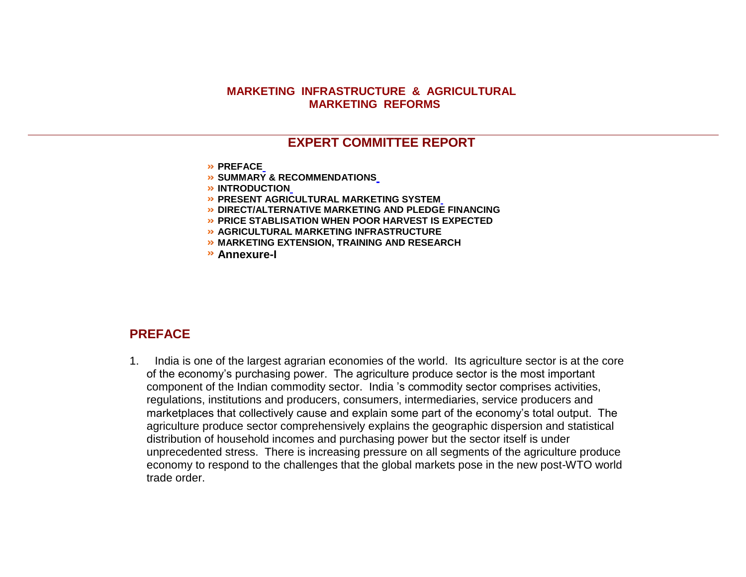# MARKETING INFRASTRUCTURE & AGRICULTURAL MARKETING REFORMS

## EXPERT COMMITTEE REPORT

- » **PREFACE**
- » **SUMMARY & RECOMMENDATIONS**
- » **INTRODUCTION**
- » **PRESENT AGRICULTURAL MARKETING SYSTEM**
- » **DIRECT/ALTERNATIVE MARKETING AND PLEDGE FINANCING**
- » **PRICE STABLISATION WHEN POOR HARVEST IS EXPECTED**
- » **AGRICULTURAL MARKETING INFRASTRUCTURE**
- » **MARKETING EXTENSION, TRAINING AND RESEARCH**
- » **Annexure-I**

## PREFACE

1. India is one of the largest agrarian economies of the world. Its agriculture sector is at the core of the economy's purchasing power. The agriculture produce sector is the most important component of the Indian commodity sector. India 's commodity sector comprises activities, regulations, institutions and producers, consumers, intermediaries, service producers and marketplaces that collectively cause and explain some part of the economy's total output. The agriculture produce sector comprehensively explains the geographic dispersion and statistical distribution of household incomes and purchasing power but the sector itself is under unprecedented stress. There is increasing pressure on all segments of the agriculture produce economy to respond to the challenges that the global markets pose in the new post-WTO world trade order.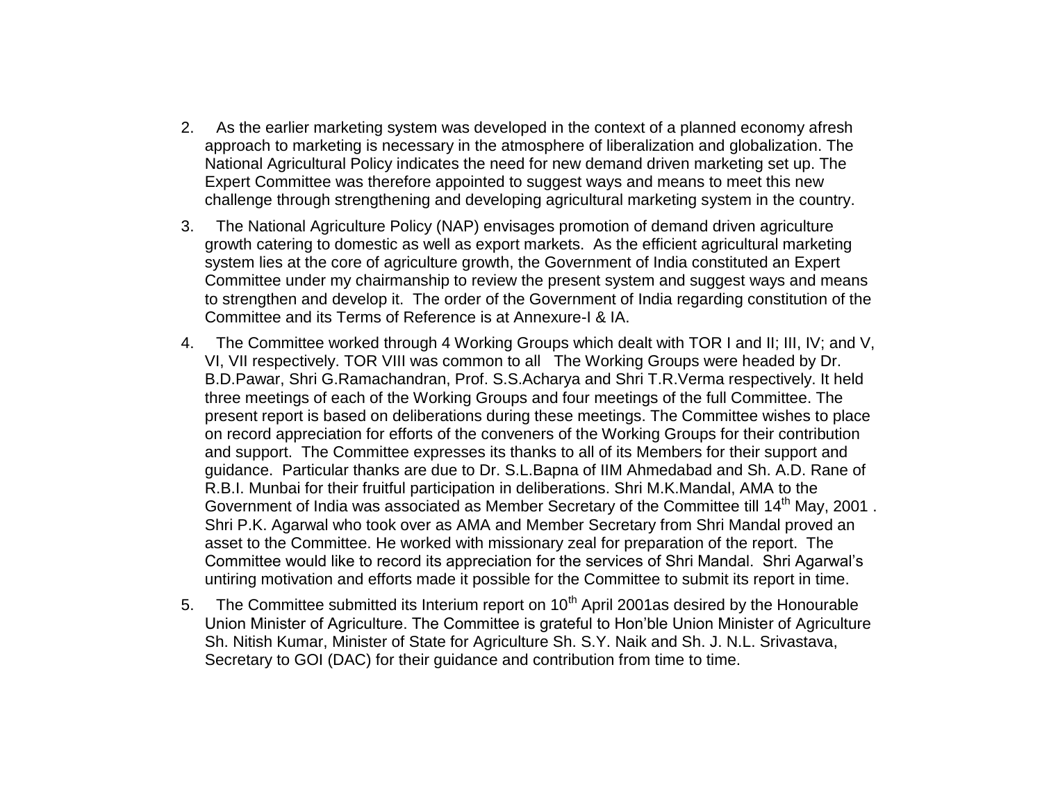2. As the earlier marketing system was developed in the context of a planned economy afresh approach to marketing is necessary in the atmosphere of liberalization and globalization. The National Agricultural Policy indicates the need for new demand driven marketing set up. The Expert Committee was therefore appointed to suggest ways and means to meet this new challenge through strengthening and developing agricultural marketing system in the country.

3. The National Agriculture Policy (NAP) envisages promotion of demand driven agriculture growth catering to domestic as well as export markets. As the efficient agricultural marketing system lies at the core of agriculture growth, the Government of India constituted an Expert Committee under my chairmanship to review the present system and suggest ways and means to strengthen and develop it. The order of the Government of India regarding constitution of the Committee and its Terms of Reference is at Annexure-I & IA.

4. The Committee worked through 4 Working Groups which dealt with TOR I and II; III, IV; and V, VI, VII respectively. TOR VIII was common to all The Working Groups were headed by Dr. B.D.Pawar, Shri G.Ramachandran, Prof. S.S.Acharya and Shri T.R.Verma respectively. It held three meetings of each of the Working Groups and four meetings of the full Committee. The present report is based on deliberations during these meetings. The Committee wishes to place on record appreciation for efforts of the conveners of the Working Groups for their contribution and support. The Committee expresses its thanks to all of its Members for their support and guidance. Particular thanks are due to Dr. S.L.Bapna of IIM Ahmedabad and Sh. A.D. Rane of R.B.I. Munbai for their fruitful participation in deliberations. Shri M.K.Mandal, AMA to the Government of India was associated as Member Secretary of the Committee till 14th May, 2001 . Shri P.K. Agarwal who took over as AMA and Member Secretary from Shri Mandal proved an asset to the Committee. He worked with missionary zeal for preparation of the report. The Committee would like to record its appreciation for the services of Shri Mandal. Shri Agarwal's untiring motivation and efforts made it possible for the Committee to submit its report in time.

5. The Committee submitted its Interium report on 10th April 2001as desired by the Honourable Union Minister of Agriculture. The Committee is grateful to Hon'ble Union Minister of Agriculture Sh. Nitish Kumar, Minister of State for Agriculture Sh. S.Y. Naik and Sh. J. N.L. Srivastava, Secretary to GOI (DAC) for their guidance and contribution from time to time.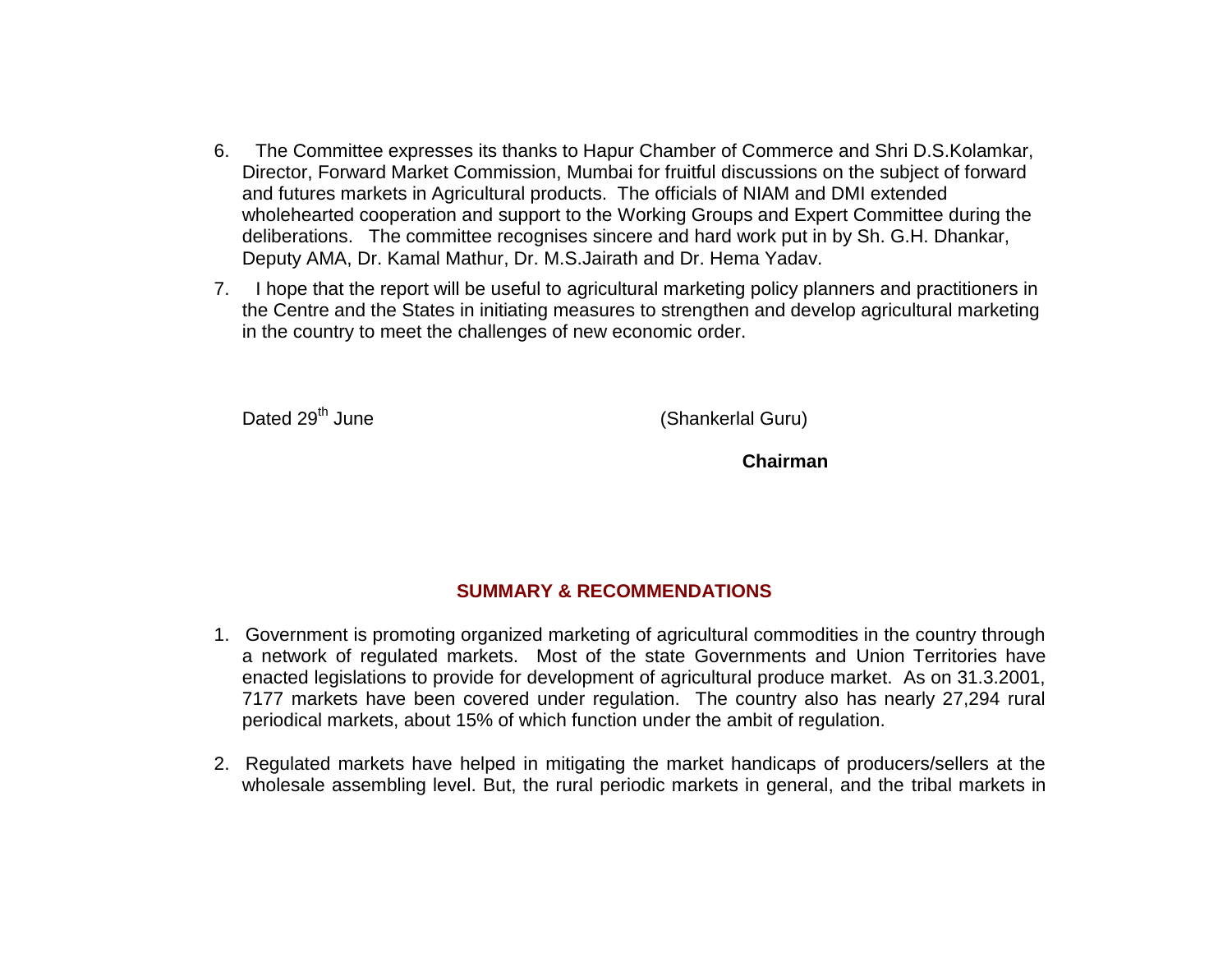6. The Committee expresses its thanks to Hapur Chamber of Commerce and Shri D.S.Kolamkar, Director, Forward Market Commission, Mumbai for fruitful discussions on the subject of forward and futures markets in Agricultural products. The officials of NIAM and DMI extended wholehearted cooperation and support to the Working Groups and Expert Committee during the deliberations. The committee recognises sincere and hard work put in by Sh. G.H. Dhankar, Deputy AMA, Dr. Kamal Mathur, Dr. M.S.Jairath and Dr. Hema Yadav.

7. I hope that the report will be useful to agricultural marketing policy planners and practitioners in the Centre and the States in initiating measures to strengthen and develop agricultural marketing in the country to meet the challenges of new economic order.

Dated 29th June (Shankerlal Guru)

**Chairman**

## SUMMARY & RECOMMENDATIONS

1. Government is promoting organized marketing of agricultural commodities in the country through a network of regulated markets. Most of the state Governments and Union Territories have enacted legislations to provide for development of agricultural produce market. As on 31.3.2001, 7177 markets have been covered under regulation. The country also has nearly 27,294 rural periodical markets, about 15% of which function under the ambit of regulation.

2. Regulated markets have helped in mitigating the market handicaps of producers/sellers at the wholesale assembling level. But, the rural periodic markets in general, and the tribal markets in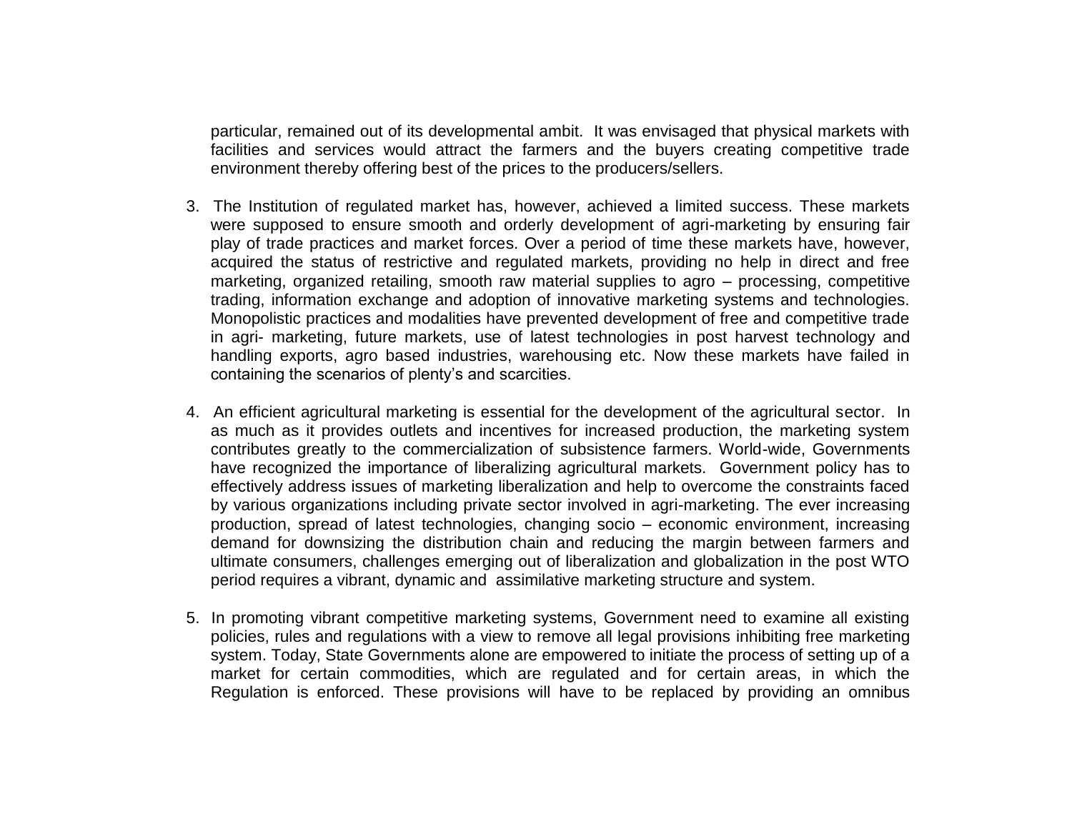particular, remained out of its developmental ambit. It was envisaged that physical markets with facilities and services would attract the farmers and the buyers creating competitive trade environment thereby offering best of the prices to the producers/sellers.

3. The Institution of regulated market has, however, achieved a limited success. These markets were supposed to ensure smooth and orderly development of agri-marketing by ensuring fair play of trade practices and market forces. Over a period of time these markets have, however, acquired the status of restrictive and regulated markets, providing no help in direct and free marketing, organized retailing, smooth raw material supplies to agro – processing, competitive trading, information exchange and adoption of innovative marketing systems and technologies. Monopolistic practices and modalities have prevented development of free and competitive trade in agri- marketing, future markets, use of latest technologies in post harvest technology and handling exports, agro based industries, warehousing etc. Now these markets have failed in containing the scenarios of plenty's and scarcities.

4. An efficient agricultural marketing is essential for the development of the agricultural sector. In as much as it provides outlets and incentives for increased production, the marketing system contributes greatly to the commercialization of subsistence farmers. World-wide, Governments have recognized the importance of liberalizing agricultural markets. Government policy has to effectively address issues of marketing liberalization and help to overcome the constraints faced by various organizations including private sector involved in agri-marketing. The ever increasing production, spread of latest technologies, changing socio – economic environment, increasing demand for downsizing the distribution chain and reducing the margin between farmers and ultimate consumers, challenges emerging out of liberalization and globalization in the post WTO period requires a vibrant, dynamic and assimilative marketing structure and system.

5. In promoting vibrant competitive marketing systems, Government need to examine all existing policies, rules and regulations with a view to remove all legal provisions inhibiting free marketing system. Today, State Governments alone are empowered to initiate the process of setting up of a market for certain commodities, which are regulated and for certain areas, in which the Regulation is enforced. These provisions will have to be replaced by providing an omnibus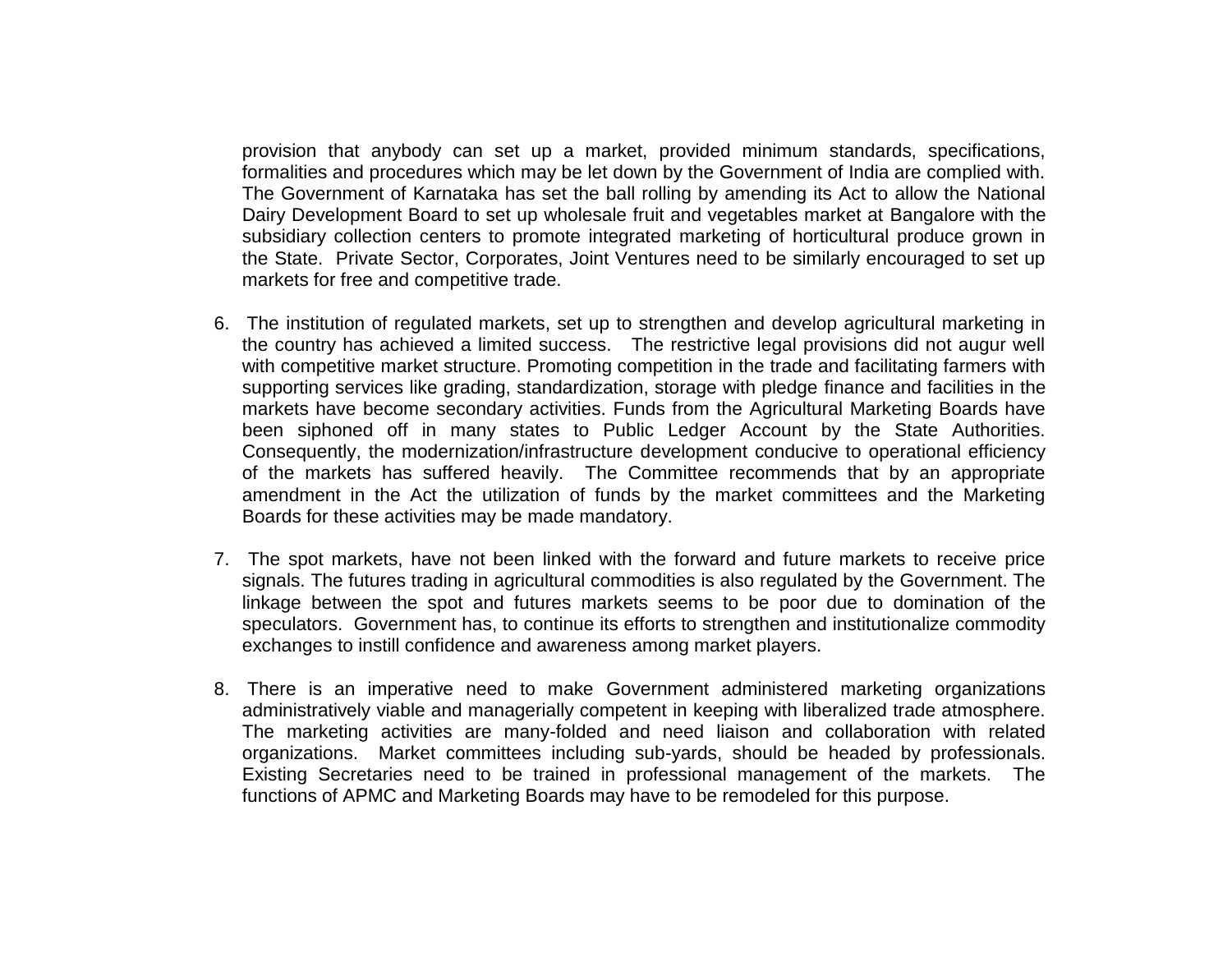provision that anybody can set up a market, provided minimum standards, specifications, formalities and procedures which may be let down by the Government of India are complied with. The Government of Karnataka has set the ball rolling by amending its Act to allow the National Dairy Development Board to set up wholesale fruit and vegetables market at Bangalore with the subsidiary collection centers to promote integrated marketing of horticultural produce grown in the State. Private Sector, Corporates, Joint Ventures need to be similarly encouraged to set up markets for free and competitive trade.

6. The institution of regulated markets, set up to strengthen and develop agricultural marketing in the country has achieved a limited success. The restrictive legal provisions did not augur well with competitive market structure. Promoting competition in the trade and facilitating farmers with supporting services like grading, standardization, storage with pledge finance and facilities in the markets have become secondary activities. Funds from the Agricultural Marketing Boards have been siphoned off in many states to Public Ledger Account by the State Authorities. Consequently, the modernization/infrastructure development conducive to operational efficiency of the markets has suffered heavily. The Committee recommends that by an appropriate amendment in the Act the utilization of funds by the market committees and the Marketing Boards for these activities may be made mandatory.

7. The spot markets, have not been linked with the forward and future markets to receive price signals. The futures trading in agricultural commodities is also regulated by the Government. The linkage between the spot and futures markets seems to be poor due to domination of the speculators. Government has, to continue its efforts to strengthen and institutionalize commodity exchanges to instill confidence and awareness among market players.

8. There is an imperative need to make Government administered marketing organizations administratively viable and managerially competent in keeping with liberalized trade atmosphere. The marketing activities are many-folded and need liaison and collaboration with related organizations. Market committees including sub-yards, should be headed by professionals. Existing Secretaries need to be trained in professional management of the markets. The functions of APMC and Marketing Boards may have to be remodeled for this purpose.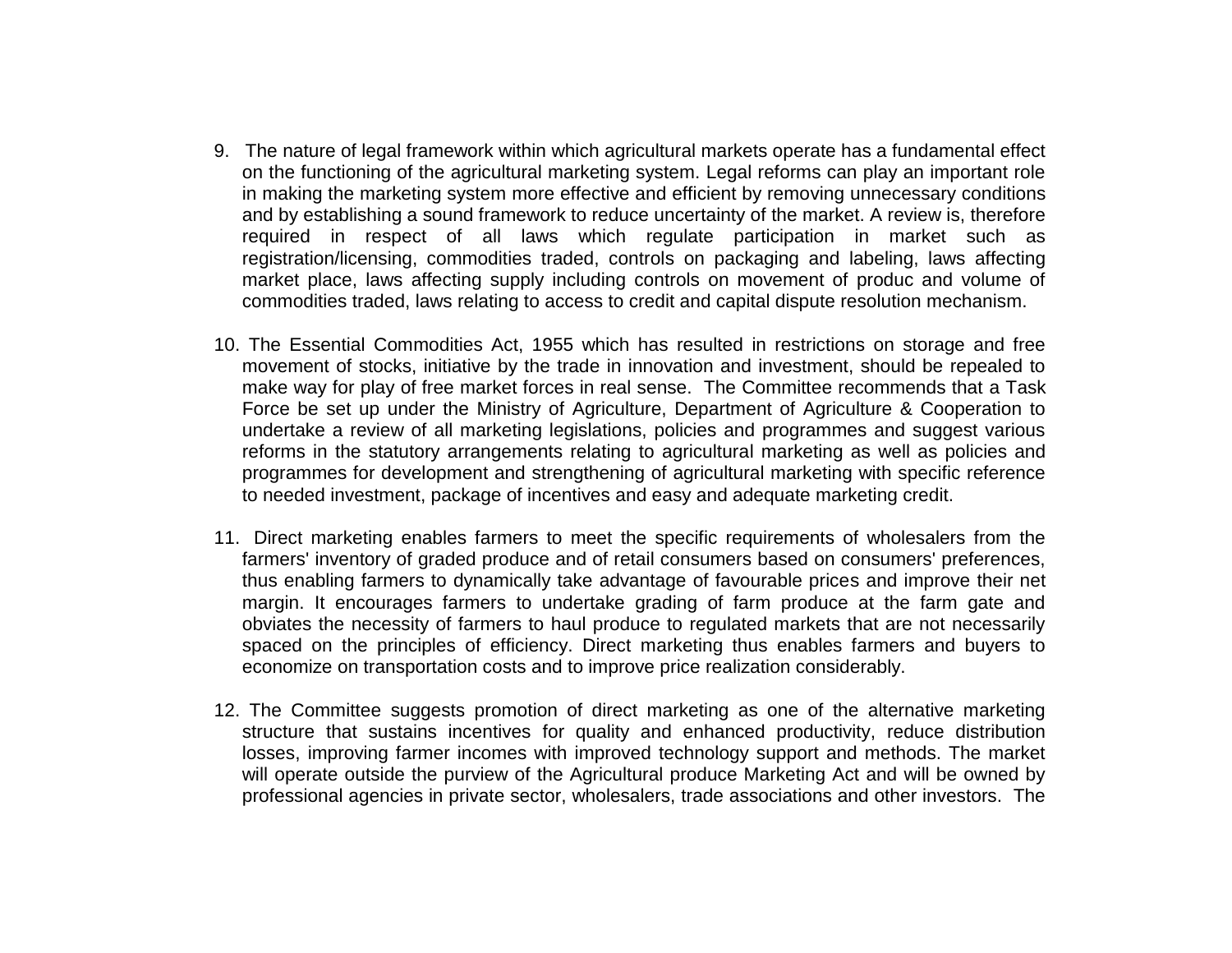9. The nature of legal framework within which agricultural markets operate has a fundamental effect on the functioning of the agricultural marketing system. Legal reforms can play an important role in making the marketing system more effective and efficient by removing unnecessary conditions and by establishing a sound framework to reduce uncertainty of the market. A review is, therefore required in respect of all laws which regulate participation in market such as registration/licensing, commodities traded, controls on packaging and labeling, laws affecting market place, laws affecting supply including controls on movement of produc and volume of commodities traded, laws relating to access to credit and capital dispute resolution mechanism.

10. The Essential Commodities Act, 1955 which has resulted in restrictions on storage and free movement of stocks, initiative by the trade in innovation and investment, should be repealed to make way for play of free market forces in real sense. The Committee recommends that a Task Force be set up under the Ministry of Agriculture, Department of Agriculture & Cooperation to undertake a review of all marketing legislations, policies and programmes and suggest various reforms in the statutory arrangements relating to agricultural marketing as well as policies and programmes for development and strengthening of agricultural marketing with specific reference to needed investment, package of incentives and easy and adequate marketing credit.

11. Direct marketing enables farmers to meet the specific requirements of wholesalers from the farmers' inventory of graded produce and of retail consumers based on consumers' preferences, thus enabling farmers to dynamically take advantage of favourable prices and improve their net margin. It encourages farmers to undertake grading of farm produce at the farm gate and obviates the necessity of farmers to haul produce to regulated markets that are not necessarily spaced on the principles of efficiency. Direct marketing thus enables farmers and buyers to economize on transportation costs and to improve price realization considerably.

12. The Committee suggests promotion of direct marketing as one of the alternative marketing structure that sustains incentives for quality and enhanced productivity, reduce distribution losses, improving farmer incomes with improved technology support and methods. The market will operate outside the purview of the Agricultural produce Marketing Act and will be owned by professional agencies in private sector, wholesalers, trade associations and other investors. The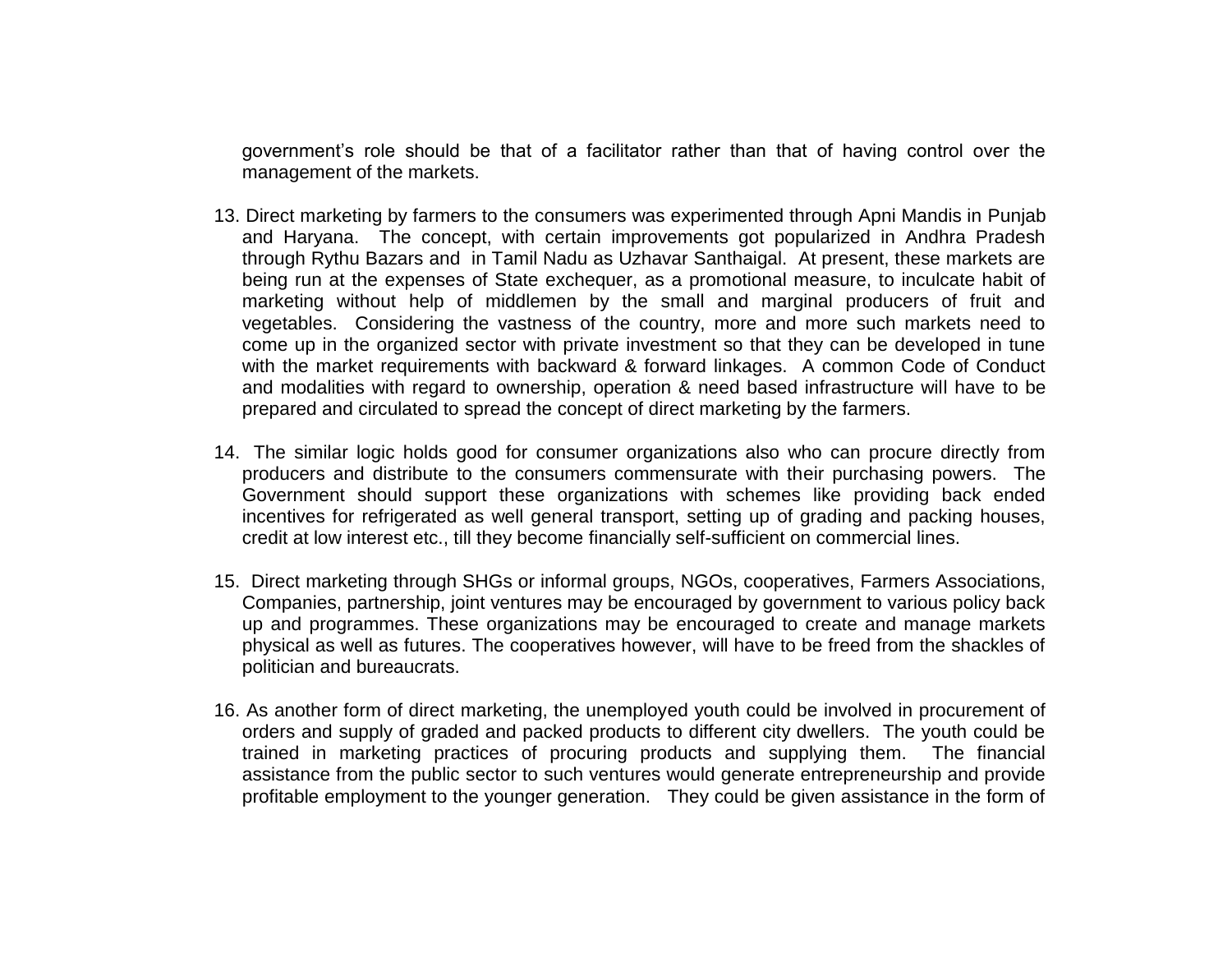government's role should be that of a facilitator rather than that of having control over the management of the markets.

13. Direct marketing by farmers to the consumers was experimented through Apni Mandis in Punjab and Haryana. The concept, with certain improvements got popularized in Andhra Pradesh through Rythu Bazars and in Tamil Nadu as Uzhavar Santhaigal. At present, these markets are being run at the expenses of State exchequer, as a promotional measure, to inculcate habit of marketing without help of middlemen by the small and marginal producers of fruit and vegetables. Considering the vastness of the country, more and more such markets need to come up in the organized sector with private investment so that they can be developed in tune with the market requirements with backward & forward linkages. A common Code of Conduct and modalities with regard to ownership, operation & need based infrastructure will have to be prepared and circulated to spread the concept of direct marketing by the farmers.

14. The similar logic holds good for consumer organizations also who can procure directly from producers and distribute to the consumers commensurate with their purchasing powers. The Government should support these organizations with schemes like providing back ended incentives for refrigerated as well general transport, setting up of grading and packing houses, credit at low interest etc., till they become financially self-sufficient on commercial lines.

15. Direct marketing through SHGs or informal groups, NGOs, cooperatives, Farmers Associations, Companies, partnership, joint ventures may be encouraged by government to various policy back up and programmes. These organizations may be encouraged to create and manage markets physical as well as futures. The cooperatives however, will have to be freed from the shackles of politician and bureaucrats.

16. As another form of direct marketing, the unemployed youth could be involved in procurement of orders and supply of graded and packed products to different city dwellers. The youth could be trained in marketing practices of procuring products and supplying them. The financial assistance from the public sector to such ventures would generate entrepreneurship and provide profitable employment to the younger generation. They could be given assistance in the form of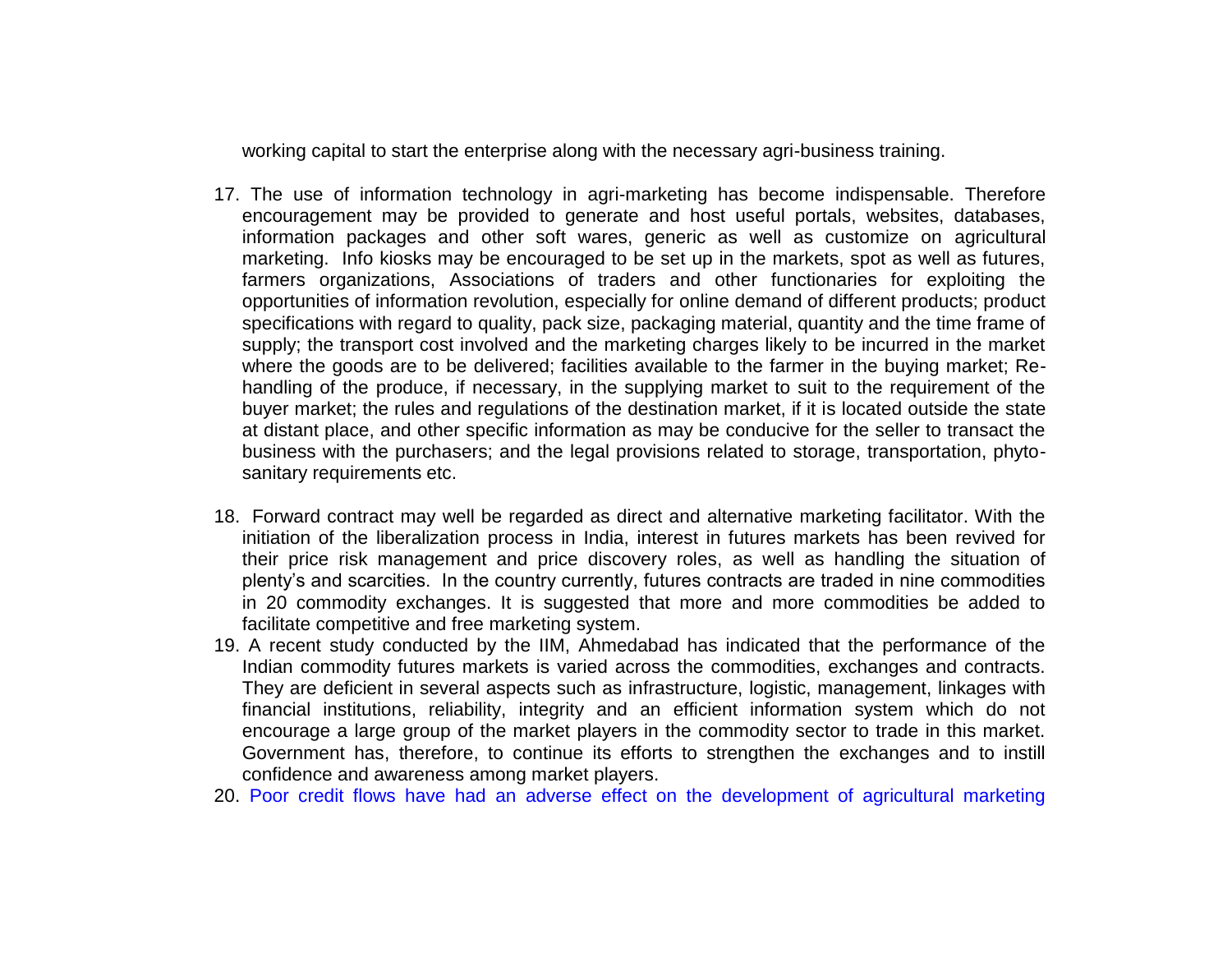working capital to start the enterprise along with the necessary agri-business training.

17. The use of information technology in agri-marketing has become indispensable. Therefore encouragement may be provided to generate and host useful portals, websites, databases, information packages and other soft wares, generic as well as customize on agricultural marketing. Info kiosks may be encouraged to be set up in the markets, spot as well as futures, farmers organizations, Associations of traders and other functionaries for exploiting the opportunities of information revolution, especially for online demand of different products; product specifications with regard to quality, pack size, packaging material, quantity and the time frame of supply; the transport cost involved and the marketing charges likely to be incurred in the market where the goods are to be delivered; facilities available to the farmer in the buying market; Re-handling of the produce, if necessary, in the supplying market to suit to the requirement of the buyer market; the rules and regulations of the destination market, if it is located outside the state at distant place, and other specific information as may be conducive for the seller to transact the business with the purchasers; and the legal provisions related to storage, transportation, phyto-sanitary requirements etc.

18. Forward contract may well be regarded as direct and alternative marketing facilitator. With the initiation of the liberalization process in India, interest in futures markets has been revived for their price risk management and price discovery roles, as well as handling the situation of plenty's and scarcities. In the country currently, futures contracts are traded in nine commodities in 20 commodity exchanges. It is suggested that more and more commodities be added to facilitate competitive and free marketing system.
19. A recent study conducted by the IIM, Ahmedabad has indicated that the performance of the Indian commodity futures markets is varied across the commodities, exchanges and contracts. They are deficient in several aspects such as infrastructure, logistic, management, linkages with financial institutions, reliability, integrity and an efficient information system which do not encourage a large group of the market players in the commodity sector to trade in this market. Government has, therefore, to continue its efforts to strengthen the exchanges and to instill confidence and awareness among market players.
20. Poor credit flows have had an adverse effect on the development of agricultural marketing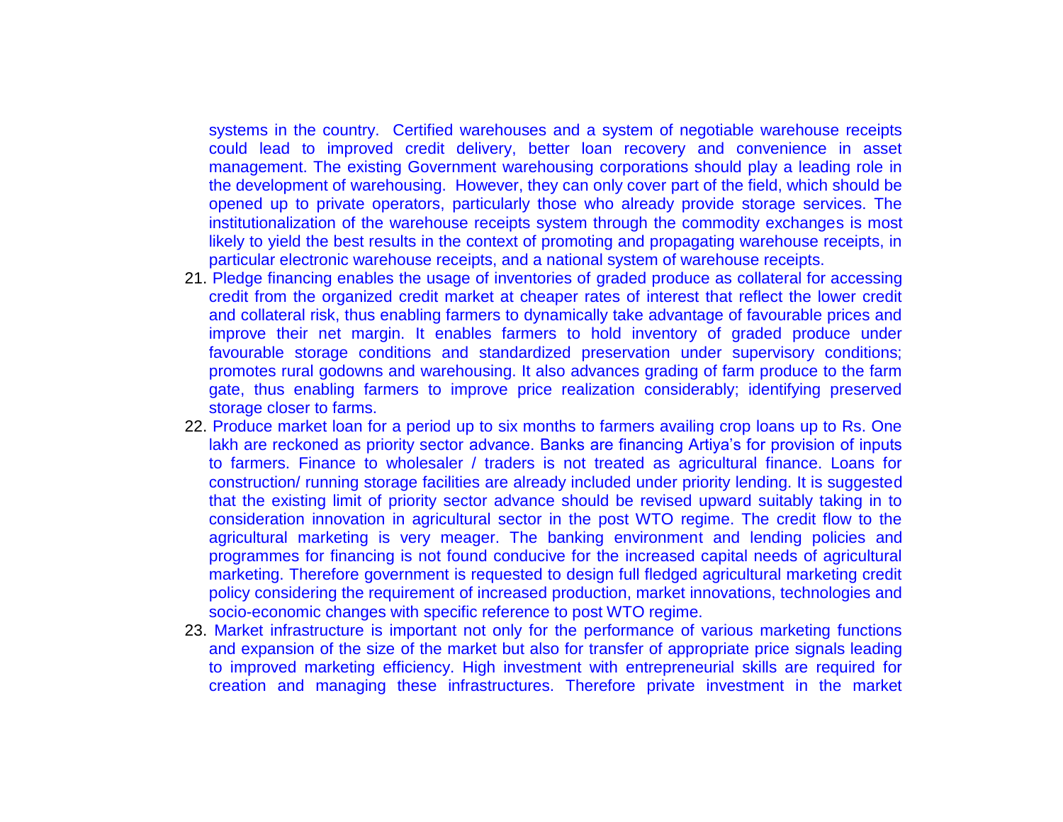systems in the country. Certified warehouses and a system of negotiable warehouse receipts could lead to improved credit delivery, better loan recovery and convenience in asset management. The existing Government warehousing corporations should play a leading role in the development of warehousing. However, they can only cover part of the field, which should be opened up to private operators, particularly those who already provide storage services. The institutionalization of the warehouse receipts system through the commodity exchanges is most likely to yield the best results in the context of promoting and propagating warehouse receipts, in particular electronic warehouse receipts, and a national system of warehouse receipts.

21. Pledge financing enables the usage of inventories of graded produce as collateral for accessing credit from the organized credit market at cheaper rates of interest that reflect the lower credit and collateral risk, thus enabling farmers to dynamically take advantage of favourable prices and improve their net margin. It enables farmers to hold inventory of graded produce under favourable storage conditions and standardized preservation under supervisory conditions; promotes rural godowns and warehousing. It also advances grading of farm produce to the farm gate, thus enabling farmers to improve price realization considerably; identifying preserved storage closer to farms.
22. Produce market loan for a period up to six months to farmers availing crop loans up to Rs. One lakh are reckoned as priority sector advance. Banks are financing Artiya's for provision of inputs to farmers. Finance to wholesaler / traders is not treated as agricultural finance. Loans for construction/ running storage facilities are already included under priority lending. It is suggested that the existing limit of priority sector advance should be revised upward suitably taking in to consideration innovation in agricultural sector in the post WTO regime. The credit flow to the agricultural marketing is very meager. The banking environment and lending policies and programmes for financing is not found conducive for the increased capital needs of agricultural marketing. Therefore government is requested to design full fledged agricultural marketing credit policy considering the requirement of increased production, market innovations, technologies and socio-economic changes with specific reference to post WTO regime.
23. Market infrastructure is important not only for the performance of various marketing functions and expansion of the size of the market but also for transfer of appropriate price signals leading to improved marketing efficiency. High investment with entrepreneurial skills are required for creation and managing these infrastructures. Therefore private investment in the market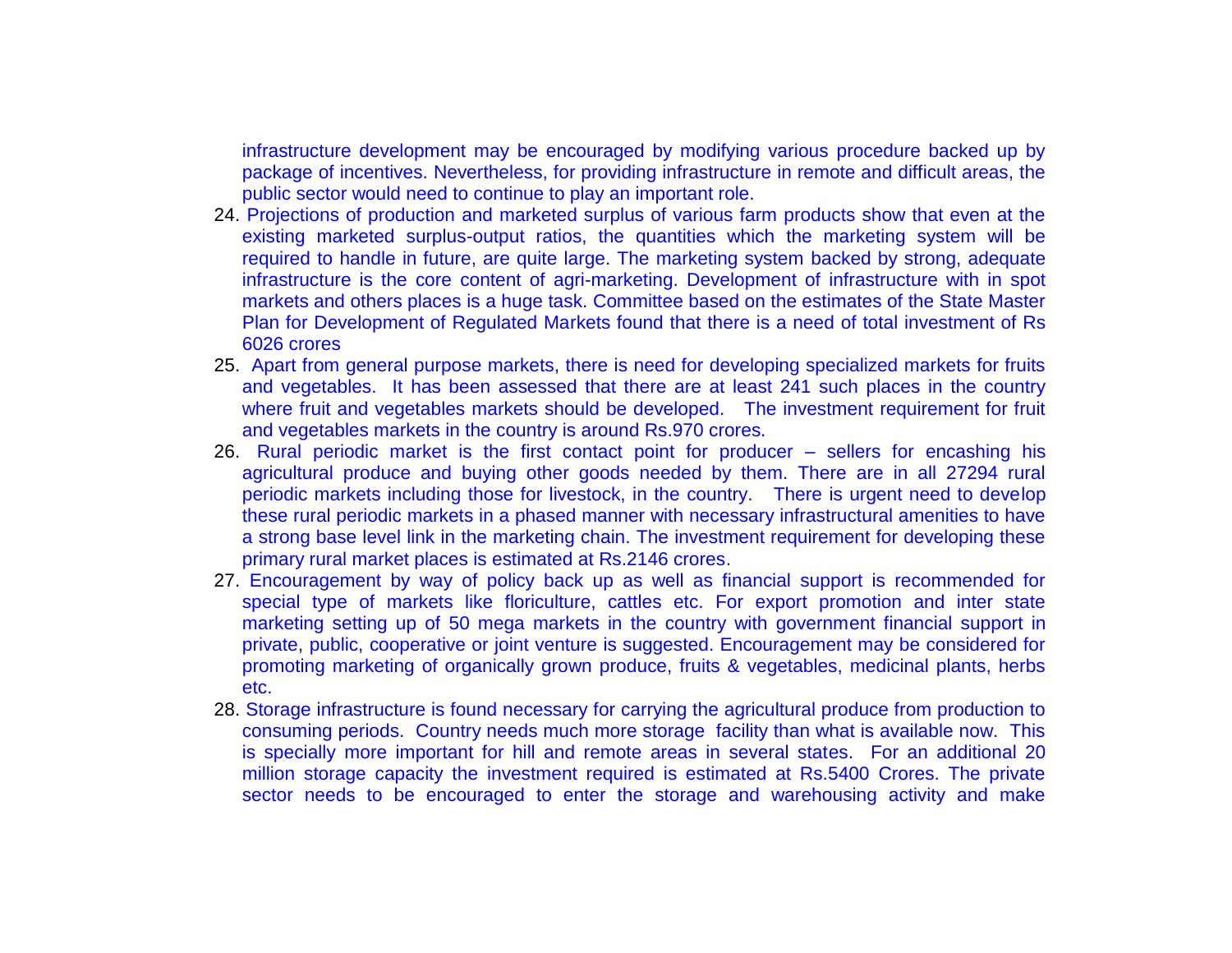infrastructure development may be encouraged by modifying various procedure backed up by package of incentives. Nevertheless, for providing infrastructure in remote and difficult areas, the public sector would need to continue to play an important role.

24. Projections of production and marketed surplus of various farm products show that even at the existing marketed surplus-output ratios, the quantities which the marketing system will be required to handle in future, are quite large. The marketing system backed by strong, adequate infrastructure is the core content of agri-marketing. Development of infrastructure with in spot markets and others places is a huge task. Committee based on the estimates of the State Master Plan for Development of Regulated Markets found that there is a need of total investment of Rs 6026 crores
25. Apart from general purpose markets, there is need for developing specialized markets for fruits and vegetables. It has been assessed that there are at least 241 such places in the country where fruit and vegetables markets should be developed. The investment requirement for fruit and vegetables markets in the country is around Rs.970 crores.
26. Rural periodic market is the first contact point for producer – sellers for encashing his agricultural produce and buying other goods needed by them. There are in all 27294 rural periodic markets including those for livestock, in the country. There is urgent need to develop these rural periodic markets in a phased manner with necessary infrastructural amenities to have a strong base level link in the marketing chain. The investment requirement for developing these primary rural market places is estimated at Rs.2146 crores.
27. Encouragement by way of policy back up as well as financial support is recommended for special type of markets like floriculture, cattles etc. For export promotion and inter state marketing setting up of 50 mega markets in the country with government financial support in private, public, cooperative or joint venture is suggested. Encouragement may be considered for promoting marketing of organically grown produce, fruits & vegetables, medicinal plants, herbs etc.
28. Storage infrastructure is found necessary for carrying the agricultural produce from production to consuming periods. Country needs much more storage facility than what is available now. This is specially more important for hill and remote areas in several states. For an additional 20 million storage capacity the investment required is estimated at Rs.5400 Crores. The private sector needs to be encouraged to enter the storage and warehousing activity and make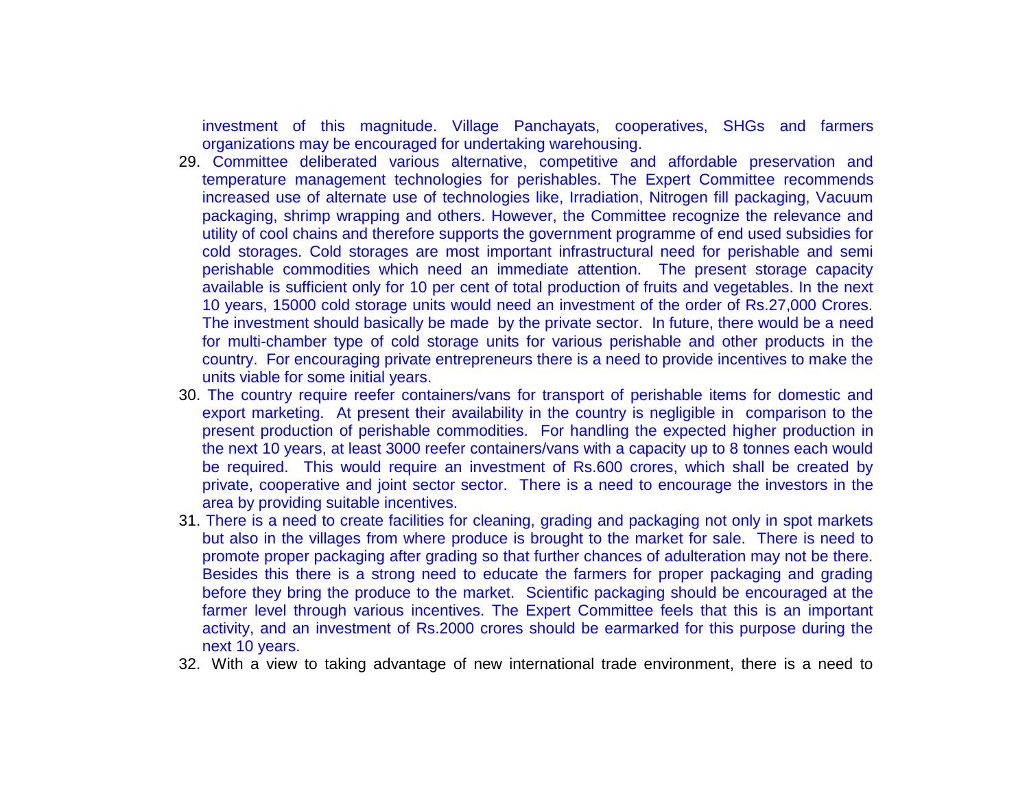investment of this magnitude. Village Panchayats, cooperatives, SHGs and farmers organizations may be encouraged for undertaking warehousing.

29. Committee deliberated various alternative, competitive and affordable preservation and temperature management technologies for perishables. The Expert Committee recommends increased use of alternate use of technologies like, Irradiation, Nitrogen fill packaging, Vacuum packaging, shrimp wrapping and others. However, the Committee recognize the relevance and utility of cool chains and therefore supports the government programme of end used subsidies for cold storages. Cold storages are most important infrastructural need for perishable and semi perishable commodities which need an immediate attention. The present storage capacity available is sufficient only for 10 per cent of total production of fruits and vegetables. In the next 10 years, 15000 cold storage units would need an investment of the order of Rs.27,000 Crores. The investment should basically be made by the private sector. In future, there would be a need for multi-chamber type of cold storage units for various perishable and other products in the country. For encouraging private entrepreneurs there is a need to provide incentives to make the units viable for some initial years.

30. The country require reefer containers/vans for transport of perishable items for domestic and export marketing. At present their availability in the country is negligible in comparison to the present production of perishable commodities. For handling the expected higher production in the next 10 years, at least 3000 reefer containers/vans with a capacity up to 8 tonnes each would be required. This would require an investment of Rs.600 crores, which shall be created by private, cooperative and joint sector sector. There is a need to encourage the investors in the area by providing suitable incentives.

31. There is a need to create facilities for cleaning, grading and packaging not only in spot markets but also in the villages from where produce is brought to the market for sale. There is need to promote proper packaging after grading so that further chances of adulteration may not be there. Besides this there is a strong need to educate the farmers for proper packaging and grading before they bring the produce to the market. Scientific packaging should be encouraged at the farmer level through various incentives. The Expert Committee feels that this is an important activity, and an investment of Rs.2000 crores should be earmarked for this purpose during the next 10 years.

32. With a view to taking advantage of new international trade environment, there is a need to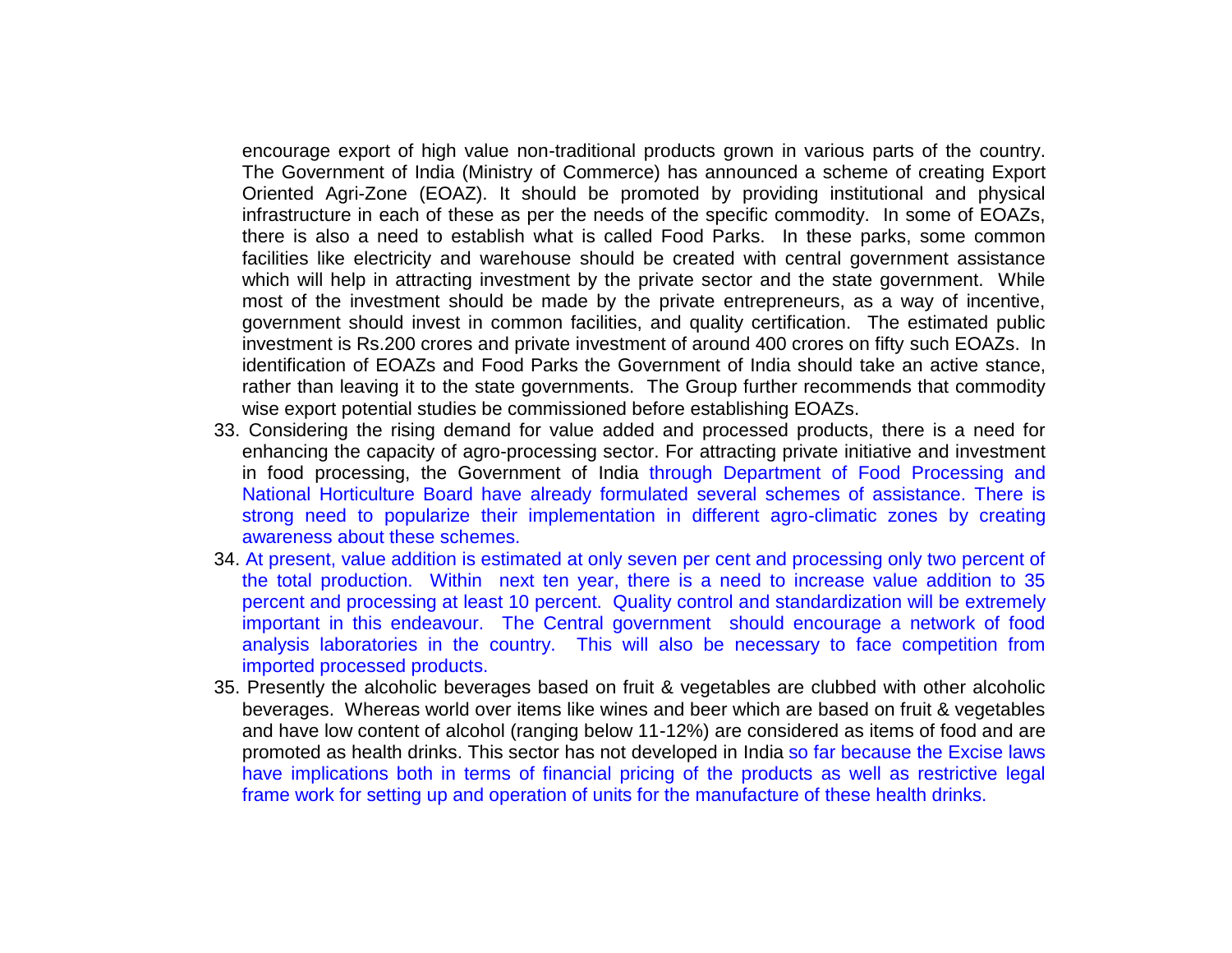encourage export of high value non-traditional products grown in various parts of the country. The Government of India (Ministry of Commerce) has announced a scheme of creating Export Oriented Agri-Zone (EOAZ). It should be promoted by providing institutional and physical infrastructure in each of these as per the needs of the specific commodity. In some of EOAZs, there is also a need to establish what is called Food Parks. In these parks, some common facilities like electricity and warehouse should be created with central government assistance which will help in attracting investment by the private sector and the state government. While most of the investment should be made by the private entrepreneurs, as a way of incentive, government should invest in common facilities, and quality certification. The estimated public investment is Rs.200 crores and private investment of around 400 crores on fifty such EOAZs. In identification of EOAZs and Food Parks the Government of India should take an active stance, rather than leaving it to the state governments. The Group further recommends that commodity wise export potential studies be commissioned before establishing EOAZs.

33. Considering the rising demand for value added and processed products, there is a need for enhancing the capacity of agro-processing sector. For attracting private initiative and investment in food processing, the Government of India through Department of Food Processing and National Horticulture Board have already formulated several schemes of assistance. There is strong need to popularize their implementation in different agro-climatic zones by creating awareness about these schemes.

34. At present, value addition is estimated at only seven per cent and processing only two percent of the total production. Within next ten year, there is a need to increase value addition to 35 percent and processing at least 10 percent. Quality control and standardization will be extremely important in this endeavour. The Central government should encourage a network of food analysis laboratories in the country. This will also be necessary to face competition from imported processed products.

35. Presently the alcoholic beverages based on fruit & vegetables are clubbed with other alcoholic beverages. Whereas world over items like wines and beer which are based on fruit & vegetables and have low content of alcohol (ranging below 11-12%) are considered as items of food and are promoted as health drinks. This sector has not developed in India so far because the Excise laws have implications both in terms of financial pricing of the products as well as restrictive legal frame work for setting up and operation of units for the manufacture of these health drinks.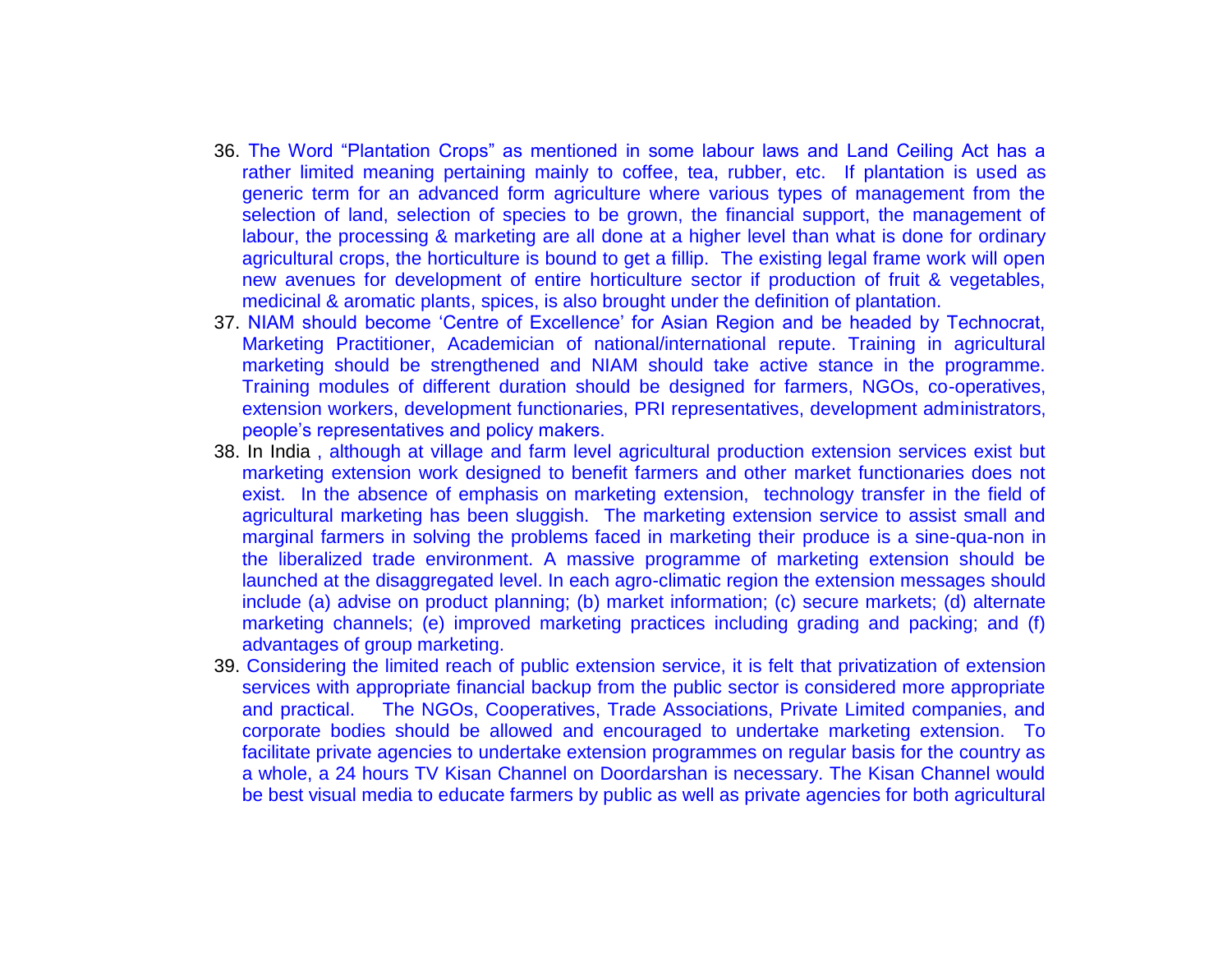36. The Word “Plantation Crops” as mentioned in some labour laws and Land Ceiling Act has a rather limited meaning pertaining mainly to coffee, tea, rubber, etc. If plantation is used as generic term for an advanced form agriculture where various types of management from the selection of land, selection of species to be grown, the financial support, the management of labour, the processing & marketing are all done at a higher level than what is done for ordinary agricultural crops, the horticulture is bound to get a fillip. The existing legal frame work will open new avenues for development of entire horticulture sector if production of fruit & vegetables, medicinal & aromatic plants, spices, is also brought under the definition of plantation.
37. NIAM should become ‘Centre of Excellence’ for Asian Region and be headed by Technocrat, Marketing Practitioner, Academician of national/international repute. Training in agricultural marketing should be strengthened and NIAM should take active stance in the programme. Training modules of different duration should be designed for farmers, NGOs, co-operatives, extension workers, development functionaries, PRI representatives, development administrators, people’s representatives and policy makers.
38. In India , although at village and farm level agricultural production extension services exist but marketing extension work designed to benefit farmers and other market functionaries does not exist. In the absence of emphasis on marketing extension, technology transfer in the field of agricultural marketing has been sluggish. The marketing extension service to assist small and marginal farmers in solving the problems faced in marketing their produce is a sine-qua-non in the liberalized trade environment. A massive programme of marketing extension should be launched at the disaggregated level. In each agro-climatic region the extension messages should include (a) advise on product planning; (b) market information; (c) secure markets; (d) alternate marketing channels; (e) improved marketing practices including grading and packing; and (f) advantages of group marketing.
39. Considering the limited reach of public extension service, it is felt that privatization of extension services with appropriate financial backup from the public sector is considered more appropriate and practical. The NGOs, Cooperatives, Trade Associations, Private Limited companies, and corporate bodies should be allowed and encouraged to undertake marketing extension. To facilitate private agencies to undertake extension programmes on regular basis for the country as a whole, a 24 hours TV Kisan Channel on Doordarshan is necessary. The Kisan Channel would be best visual media to educate farmers by public as well as private agencies for both agricultural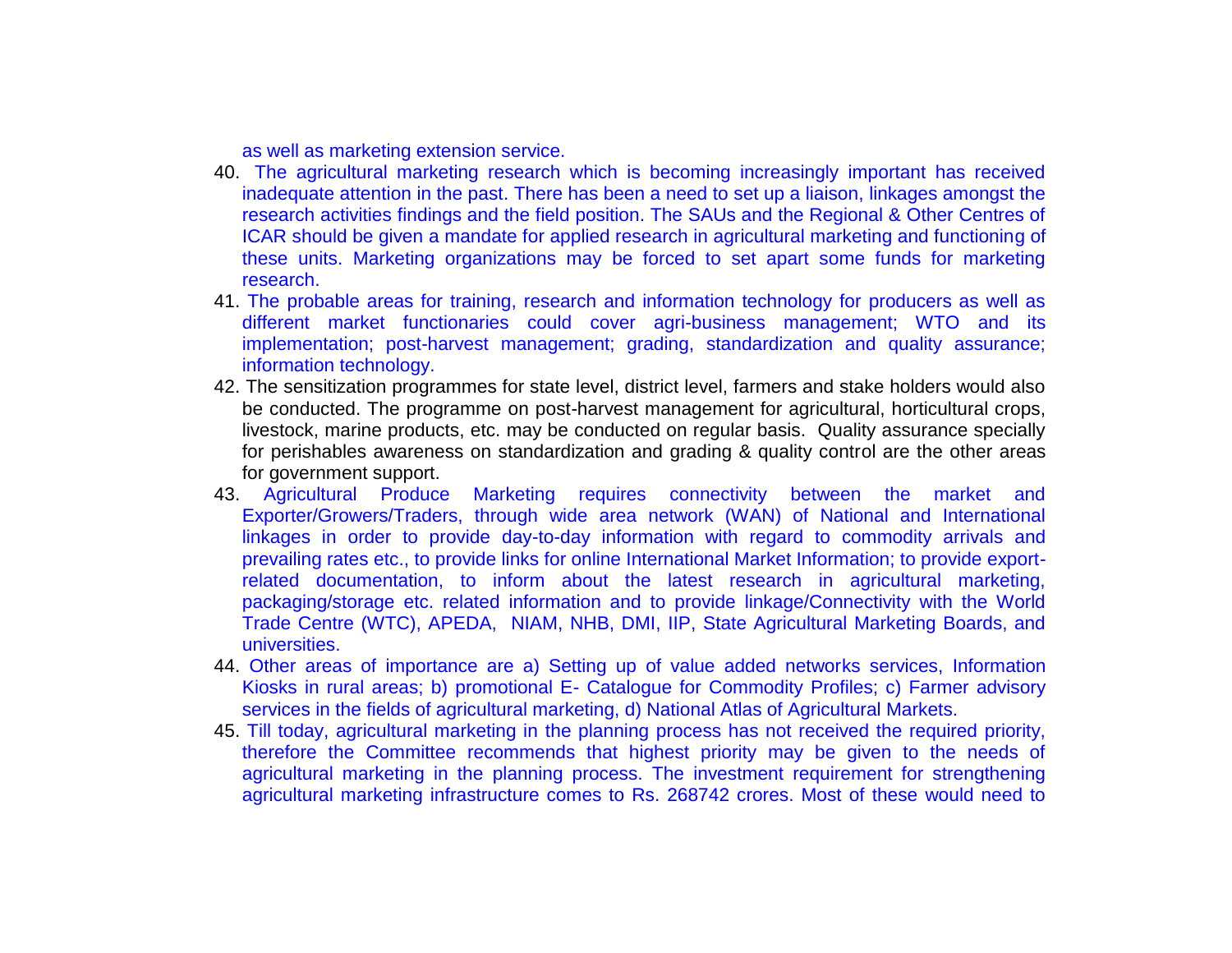as well as marketing extension service.

40. The agricultural marketing research which is becoming increasingly important has received inadequate attention in the past. There has been a need to set up a liaison, linkages amongst the research activities findings and the field position. The SAUs and the Regional & Other Centres of ICAR should be given a mandate for applied research in agricultural marketing and functioning of these units. Marketing organizations may be forced to set apart some funds for marketing research.
41. The probable areas for training, research and information technology for producers as well as different market functionaries could cover agri-business management; WTO and its implementation; post-harvest management; grading, standardization and quality assurance; information technology.
42. The sensitization programmes for state level, district level, farmers and stake holders would also be conducted. The programme on post-harvest management for agricultural, horticultural crops, livestock, marine products, etc. may be conducted on regular basis. Quality assurance specially for perishables awareness on standardization and grading & quality control are the other areas for government support.
43. Agricultural Produce Marketing requires connectivity between the market and Exporter/Growers/Traders, through wide area network (WAN) of National and International linkages in order to provide day-to-day information with regard to commodity arrivals and prevailing rates etc., to provide links for online International Market Information; to provide export-related documentation, to inform about the latest research in agricultural marketing, packaging/storage etc. related information and to provide linkage/Connectivity with the World Trade Centre (WTC), APEDA, NIAM, NHB, DMI, IIP, State Agricultural Marketing Boards, and universities.
44. Other areas of importance are a) Setting up of value added networks services, Information Kiosks in rural areas; b) promotional E- Catalogue for Commodity Profiles; c) Farmer advisory services in the fields of agricultural marketing, d) National Atlas of Agricultural Markets.
45. Till today, agricultural marketing in the planning process has not received the required priority, therefore the Committee recommends that highest priority may be given to the needs of agricultural marketing in the planning process. The investment requirement for strengthening agricultural marketing infrastructure comes to Rs. 268742 crores. Most of these would need to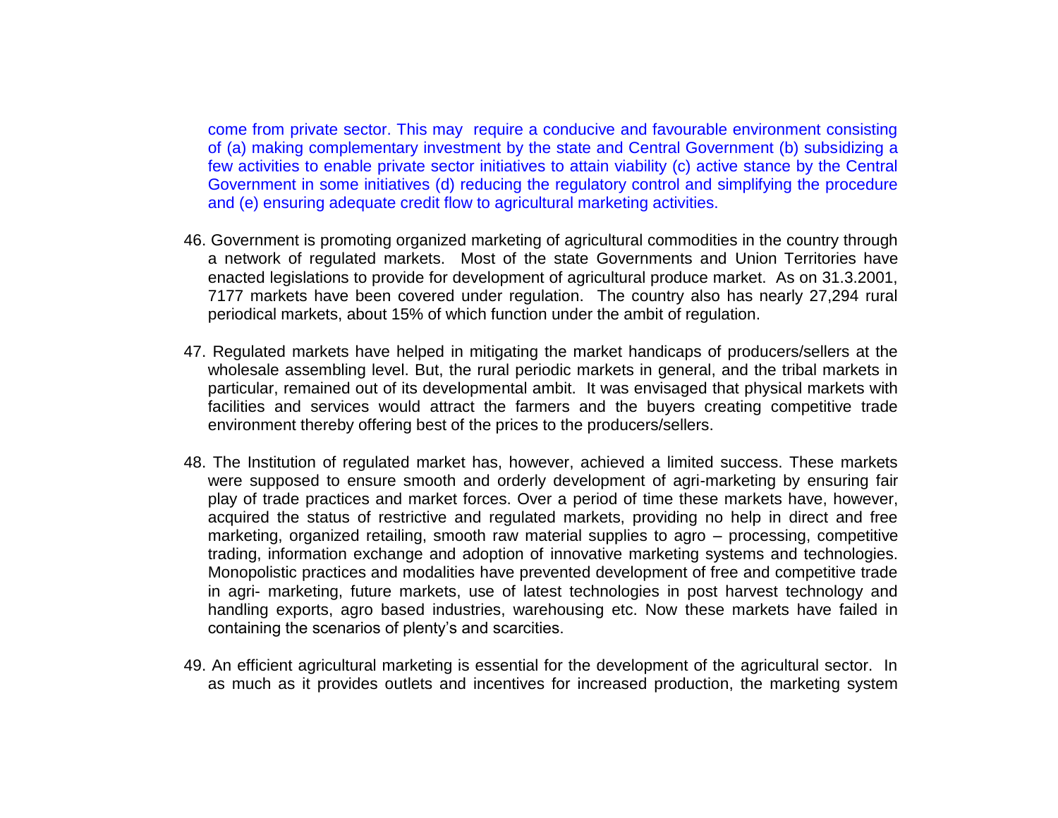come from private sector. This may require a conducive and favourable environment consisting of (a) making complementary investment by the state and Central Government (b) subsidizing a few activities to enable private sector initiatives to attain viability (c) active stance by the Central Government in some initiatives (d) reducing the regulatory control and simplifying the procedure and (e) ensuring adequate credit flow to agricultural marketing activities.

46. Government is promoting organized marketing of agricultural commodities in the country through a network of regulated markets. Most of the state Governments and Union Territories have enacted legislations to provide for development of agricultural produce market. As on 31.3.2001, 7177 markets have been covered under regulation. The country also has nearly 27,294 rural periodical markets, about 15% of which function under the ambit of regulation.

47. Regulated markets have helped in mitigating the market handicaps of producers/sellers at the wholesale assembling level. But, the rural periodic markets in general, and the tribal markets in particular, remained out of its developmental ambit. It was envisaged that physical markets with facilities and services would attract the farmers and the buyers creating competitive trade environment thereby offering best of the prices to the producers/sellers.

48. The Institution of regulated market has, however, achieved a limited success. These markets were supposed to ensure smooth and orderly development of agri-marketing by ensuring fair play of trade practices and market forces. Over a period of time these markets have, however, acquired the status of restrictive and regulated markets, providing no help in direct and free marketing, organized retailing, smooth raw material supplies to agro – processing, competitive trading, information exchange and adoption of innovative marketing systems and technologies. Monopolistic practices and modalities have prevented development of free and competitive trade in agri- marketing, future markets, use of latest technologies in post harvest technology and handling exports, agro based industries, warehousing etc. Now these markets have failed in containing the scenarios of plenty's and scarcities.

49. An efficient agricultural marketing is essential for the development of the agricultural sector. In as much as it provides outlets and incentives for increased production, the marketing system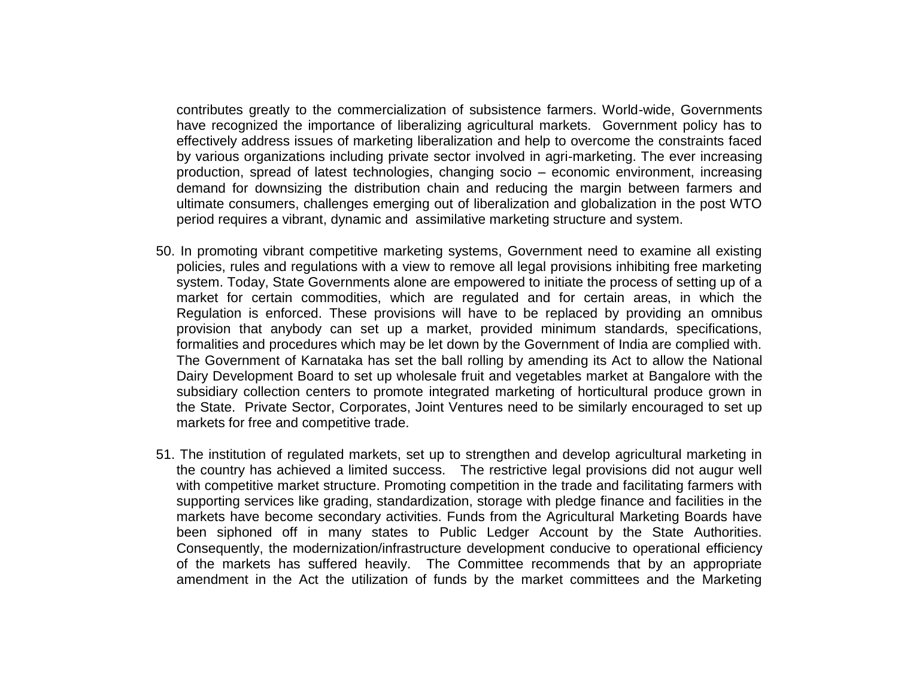contributes greatly to the commercialization of subsistence farmers. World-wide, Governments have recognized the importance of liberalizing agricultural markets. Government policy has to effectively address issues of marketing liberalization and help to overcome the constraints faced by various organizations including private sector involved in agri-marketing. The ever increasing production, spread of latest technologies, changing socio – economic environment, increasing demand for downsizing the distribution chain and reducing the margin between farmers and ultimate consumers, challenges emerging out of liberalization and globalization in the post WTO period requires a vibrant, dynamic and assimilative marketing structure and system.

50. In promoting vibrant competitive marketing systems, Government need to examine all existing policies, rules and regulations with a view to remove all legal provisions inhibiting free marketing system. Today, State Governments alone are empowered to initiate the process of setting up of a market for certain commodities, which are regulated and for certain areas, in which the Regulation is enforced. These provisions will have to be replaced by providing an omnibus provision that anybody can set up a market, provided minimum standards, specifications, formalities and procedures which may be let down by the Government of India are complied with. The Government of Karnataka has set the ball rolling by amending its Act to allow the National Dairy Development Board to set up wholesale fruit and vegetables market at Bangalore with the subsidiary collection centers to promote integrated marketing of horticultural produce grown in the State. Private Sector, Corporates, Joint Ventures need to be similarly encouraged to set up markets for free and competitive trade.

51. The institution of regulated markets, set up to strengthen and develop agricultural marketing in the country has achieved a limited success. The restrictive legal provisions did not augur well with competitive market structure. Promoting competition in the trade and facilitating farmers with supporting services like grading, standardization, storage with pledge finance and facilities in the markets have become secondary activities. Funds from the Agricultural Marketing Boards have been siphoned off in many states to Public Ledger Account by the State Authorities. Consequently, the modernization/infrastructure development conducive to operational efficiency of the markets has suffered heavily. The Committee recommends that by an appropriate amendment in the Act the utilization of funds by the market committees and the Marketing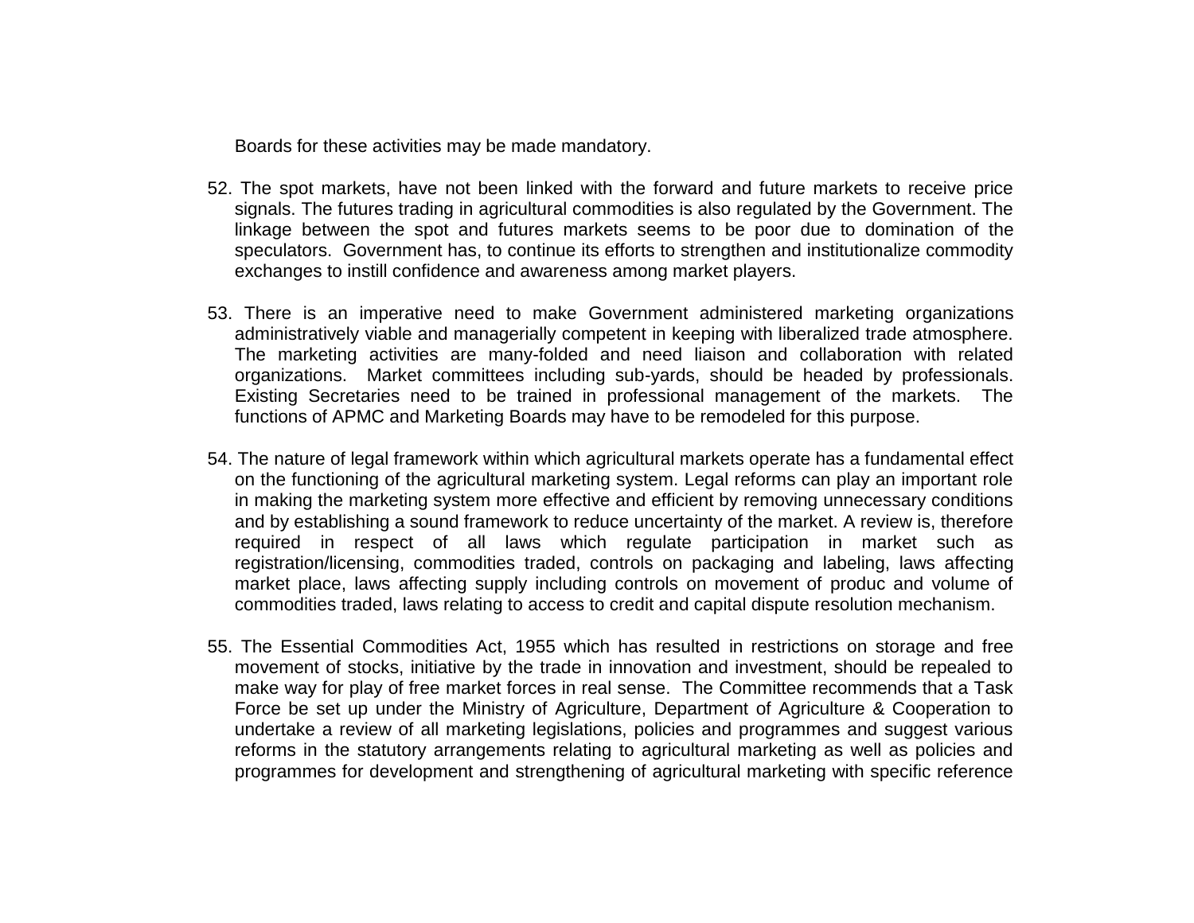Boards for these activities may be made mandatory.

52. The spot markets, have not been linked with the forward and future markets to receive price signals. The futures trading in agricultural commodities is also regulated by the Government. The linkage between the spot and futures markets seems to be poor due to domination of the speculators. Government has, to continue its efforts to strengthen and institutionalize commodity exchanges to instill confidence and awareness among market players.

53. There is an imperative need to make Government administered marketing organizations administratively viable and managerially competent in keeping with liberalized trade atmosphere. The marketing activities are many-folded and need liaison and collaboration with related organizations. Market committees including sub-yards, should be headed by professionals. Existing Secretaries need to be trained in professional management of the markets. The functions of APMC and Marketing Boards may have to be remodeled for this purpose.

54. The nature of legal framework within which agricultural markets operate has a fundamental effect on the functioning of the agricultural marketing system. Legal reforms can play an important role in making the marketing system more effective and efficient by removing unnecessary conditions and by establishing a sound framework to reduce uncertainty of the market. A review is, therefore required in respect of all laws which regulate participation in market such as registration/licensing, commodities traded, controls on packaging and labeling, laws affecting market place, laws affecting supply including controls on movement of produc and volume of commodities traded, laws relating to access to credit and capital dispute resolution mechanism.

55. The Essential Commodities Act, 1955 which has resulted in restrictions on storage and free movement of stocks, initiative by the trade in innovation and investment, should be repealed to make way for play of free market forces in real sense. The Committee recommends that a Task Force be set up under the Ministry of Agriculture, Department of Agriculture & Cooperation to undertake a review of all marketing legislations, policies and programmes and suggest various reforms in the statutory arrangements relating to agricultural marketing as well as policies and programmes for development and strengthening of agricultural marketing with specific reference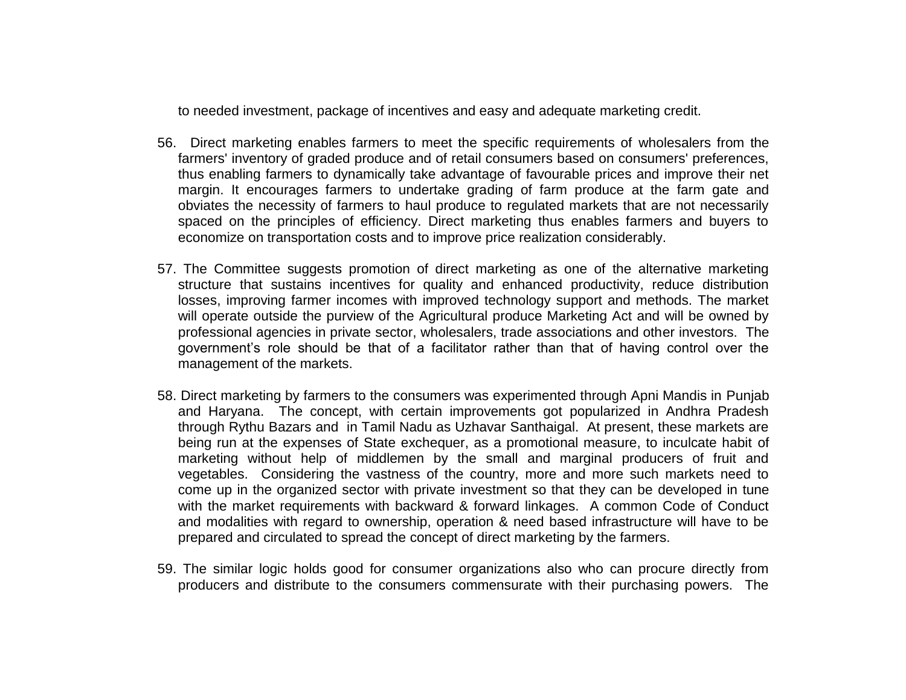to needed investment, package of incentives and easy and adequate marketing credit.

56. Direct marketing enables farmers to meet the specific requirements of wholesalers from the farmers' inventory of graded produce and of retail consumers based on consumers' preferences, thus enabling farmers to dynamically take advantage of favourable prices and improve their net margin. It encourages farmers to undertake grading of farm produce at the farm gate and obviates the necessity of farmers to haul produce to regulated markets that are not necessarily spaced on the principles of efficiency. Direct marketing thus enables farmers and buyers to economize on transportation costs and to improve price realization considerably.

57. The Committee suggests promotion of direct marketing as one of the alternative marketing structure that sustains incentives for quality and enhanced productivity, reduce distribution losses, improving farmer incomes with improved technology support and methods. The market will operate outside the purview of the Agricultural produce Marketing Act and will be owned by professional agencies in private sector, wholesalers, trade associations and other investors. The government's role should be that of a facilitator rather than that of having control over the management of the markets.

58. Direct marketing by farmers to the consumers was experimented through Apni Mandis in Punjab and Haryana. The concept, with certain improvements got popularized in Andhra Pradesh through Rythu Bazars and in Tamil Nadu as Uzhavar Santhaigal. At present, these markets are being run at the expenses of State exchequer, as a promotional measure, to inculcate habit of marketing without help of middlemen by the small and marginal producers of fruit and vegetables. Considering the vastness of the country, more and more such markets need to come up in the organized sector with private investment so that they can be developed in tune with the market requirements with backward & forward linkages. A common Code of Conduct and modalities with regard to ownership, operation & need based infrastructure will have to be prepared and circulated to spread the concept of direct marketing by the farmers.

59. The similar logic holds good for consumer organizations also who can procure directly from producers and distribute to the consumers commensurate with their purchasing powers. The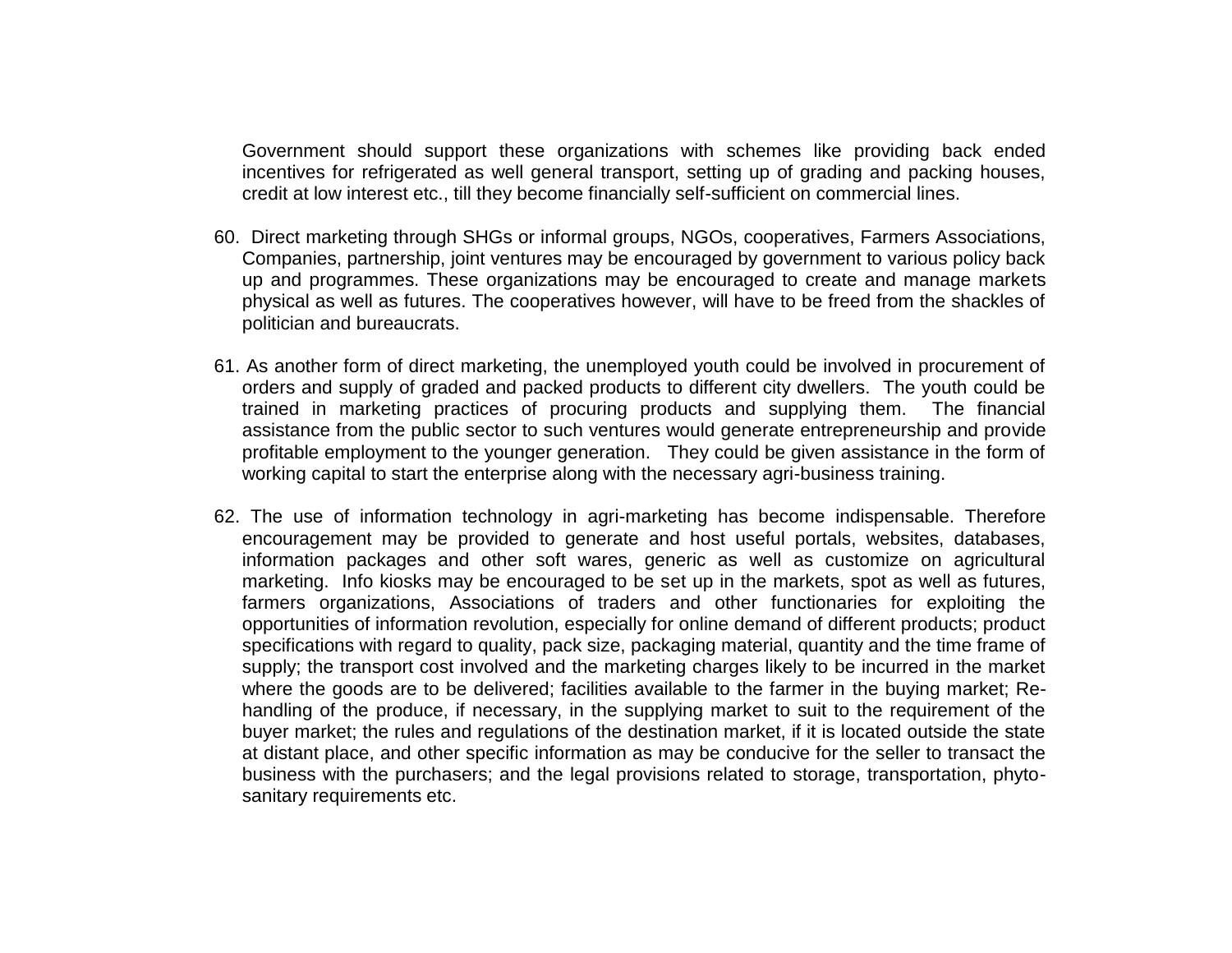Government should support these organizations with schemes like providing back ended incentives for refrigerated as well general transport, setting up of grading and packing houses, credit at low interest etc., till they become financially self-sufficient on commercial lines.

60. Direct marketing through SHGs or informal groups, NGOs, cooperatives, Farmers Associations, Companies, partnership, joint ventures may be encouraged by government to various policy back up and programmes. These organizations may be encouraged to create and manage markets physical as well as futures. The cooperatives however, will have to be freed from the shackles of politician and bureaucrats.

61. As another form of direct marketing, the unemployed youth could be involved in procurement of orders and supply of graded and packed products to different city dwellers. The youth could be trained in marketing practices of procuring products and supplying them. The financial assistance from the public sector to such ventures would generate entrepreneurship and provide profitable employment to the younger generation. They could be given assistance in the form of working capital to start the enterprise along with the necessary agri-business training.

62. The use of information technology in agri-marketing has become indispensable. Therefore encouragement may be provided to generate and host useful portals, websites, databases, information packages and other soft wares, generic as well as customize on agricultural marketing. Info kiosks may be encouraged to be set up in the markets, spot as well as futures, farmers organizations, Associations of traders and other functionaries for exploiting the opportunities of information revolution, especially for online demand of different products; product specifications with regard to quality, pack size, packaging material, quantity and the time frame of supply; the transport cost involved and the marketing charges likely to be incurred in the market where the goods are to be delivered; facilities available to the farmer in the buying market; Re-handling of the produce, if necessary, in the supplying market to suit to the requirement of the buyer market; the rules and regulations of the destination market, if it is located outside the state at distant place, and other specific information as may be conducive for the seller to transact the business with the purchasers; and the legal provisions related to storage, transportation, phyto-sanitary requirements etc.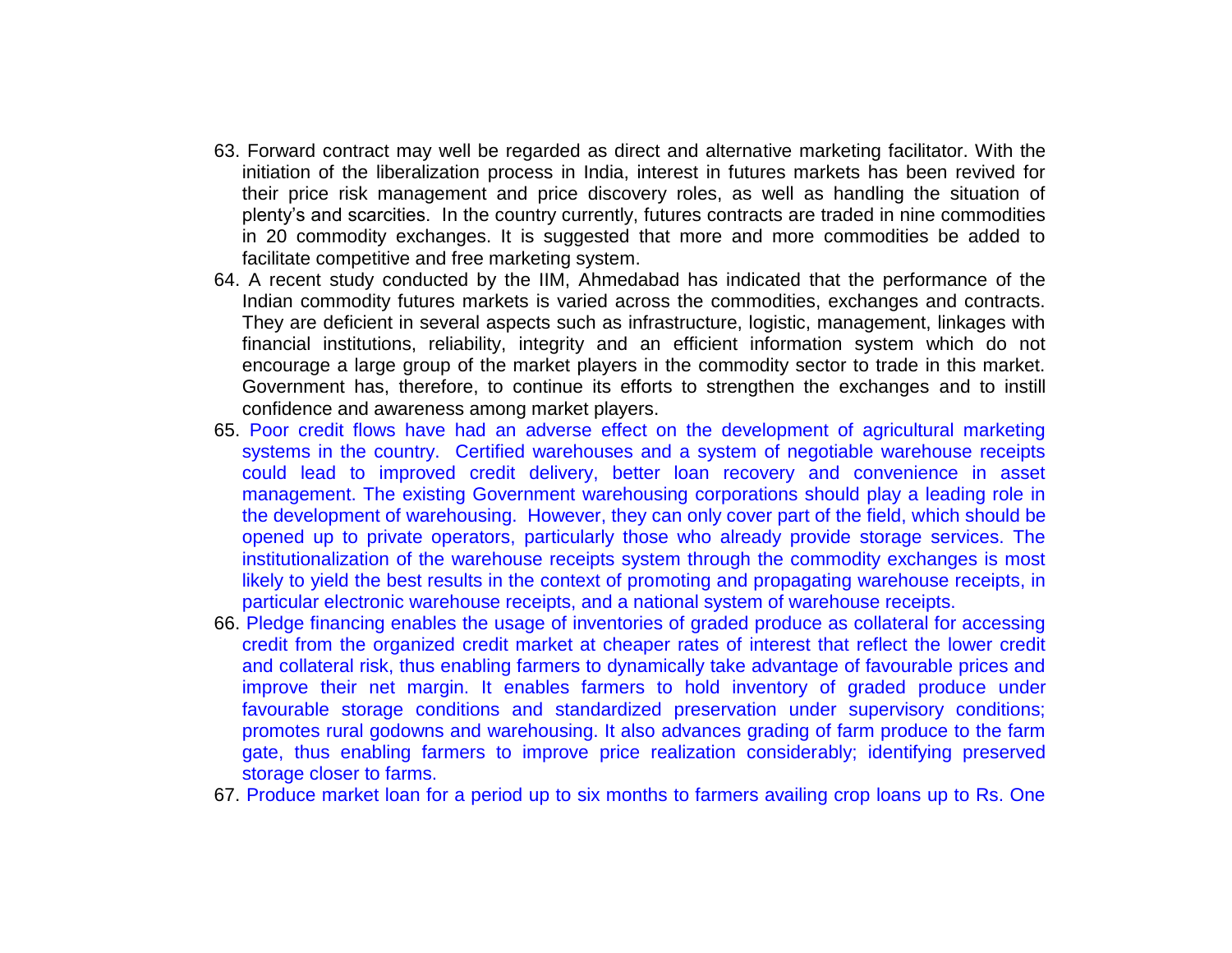63. Forward contract may well be regarded as direct and alternative marketing facilitator. With the initiation of the liberalization process in India, interest in futures markets has been revived for their price risk management and price discovery roles, as well as handling the situation of plenty's and scarcities. In the country currently, futures contracts are traded in nine commodities in 20 commodity exchanges. It is suggested that more and more commodities be added to facilitate competitive and free marketing system.
64. A recent study conducted by the IIM, Ahmedabad has indicated that the performance of the Indian commodity futures markets is varied across the commodities, exchanges and contracts. They are deficient in several aspects such as infrastructure, logistic, management, linkages with financial institutions, reliability, integrity and an efficient information system which do not encourage a large group of the market players in the commodity sector to trade in this market. Government has, therefore, to continue its efforts to strengthen the exchanges and to instill confidence and awareness among market players.
65. Poor credit flows have had an adverse effect on the development of agricultural marketing systems in the country. Certified warehouses and a system of negotiable warehouse receipts could lead to improved credit delivery, better loan recovery and convenience in asset management. The existing Government warehousing corporations should play a leading role in the development of warehousing. However, they can only cover part of the field, which should be opened up to private operators, particularly those who already provide storage services. The institutionalization of the warehouse receipts system through the commodity exchanges is most likely to yield the best results in the context of promoting and propagating warehouse receipts, in particular electronic warehouse receipts, and a national system of warehouse receipts.
66. Pledge financing enables the usage of inventories of graded produce as collateral for accessing credit from the organized credit market at cheaper rates of interest that reflect the lower credit and collateral risk, thus enabling farmers to dynamically take advantage of favourable prices and improve their net margin. It enables farmers to hold inventory of graded produce under favourable storage conditions and standardized preservation under supervisory conditions; promotes rural godowns and warehousing. It also advances grading of farm produce to the farm gate, thus enabling farmers to improve price realization considerably; identifying preserved storage closer to farms.
67. Produce market loan for a period up to six months to farmers availing crop loans up to Rs. One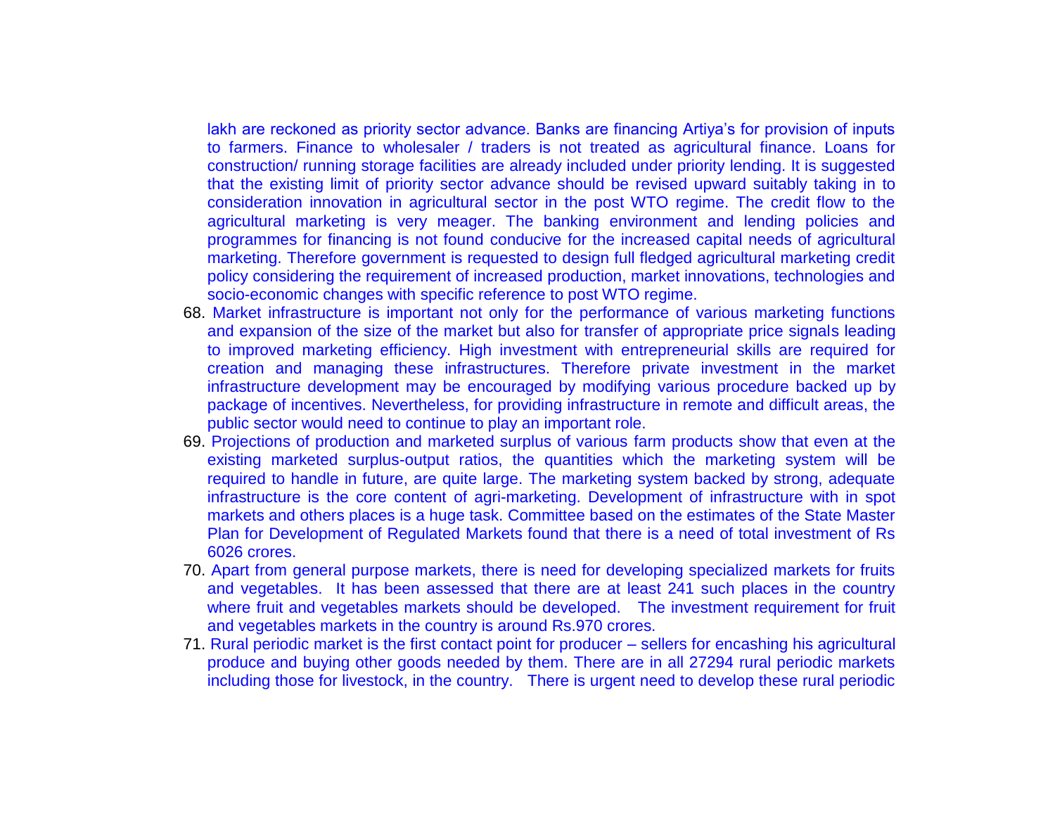lakh are reckoned as priority sector advance. Banks are financing Artiya's for provision of inputs to farmers. Finance to wholesaler / traders is not treated as agricultural finance. Loans for construction/ running storage facilities are already included under priority lending. It is suggested that the existing limit of priority sector advance should be revised upward suitably taking in to consideration innovation in agricultural sector in the post WTO regime. The credit flow to the agricultural marketing is very meager. The banking environment and lending policies and programmes for financing is not found conducive for the increased capital needs of agricultural marketing. Therefore government is requested to design full fledged agricultural marketing credit policy considering the requirement of increased production, market innovations, technologies and socio-economic changes with specific reference to post WTO regime.

68. Market infrastructure is important not only for the performance of various marketing functions and expansion of the size of the market but also for transfer of appropriate price signals leading to improved marketing efficiency. High investment with entrepreneurial skills are required for creation and managing these infrastructures. Therefore private investment in the market infrastructure development may be encouraged by modifying various procedure backed up by package of incentives. Nevertheless, for providing infrastructure in remote and difficult areas, the public sector would need to continue to play an important role.
69. Projections of production and marketed surplus of various farm products show that even at the existing marketed surplus-output ratios, the quantities which the marketing system will be required to handle in future, are quite large. The marketing system backed by strong, adequate infrastructure is the core content of agri-marketing. Development of infrastructure with in spot markets and others places is a huge task. Committee based on the estimates of the State Master Plan for Development of Regulated Markets found that there is a need of total investment of Rs 6026 crores.
70. Apart from general purpose markets, there is need for developing specialized markets for fruits and vegetables. It has been assessed that there are at least 241 such places in the country where fruit and vegetables markets should be developed. The investment requirement for fruit and vegetables markets in the country is around Rs.970 crores.
71. Rural periodic market is the first contact point for producer – sellers for encashing his agricultural produce and buying other goods needed by them. There are in all 27294 rural periodic markets including those for livestock, in the country. There is urgent need to develop these rural periodic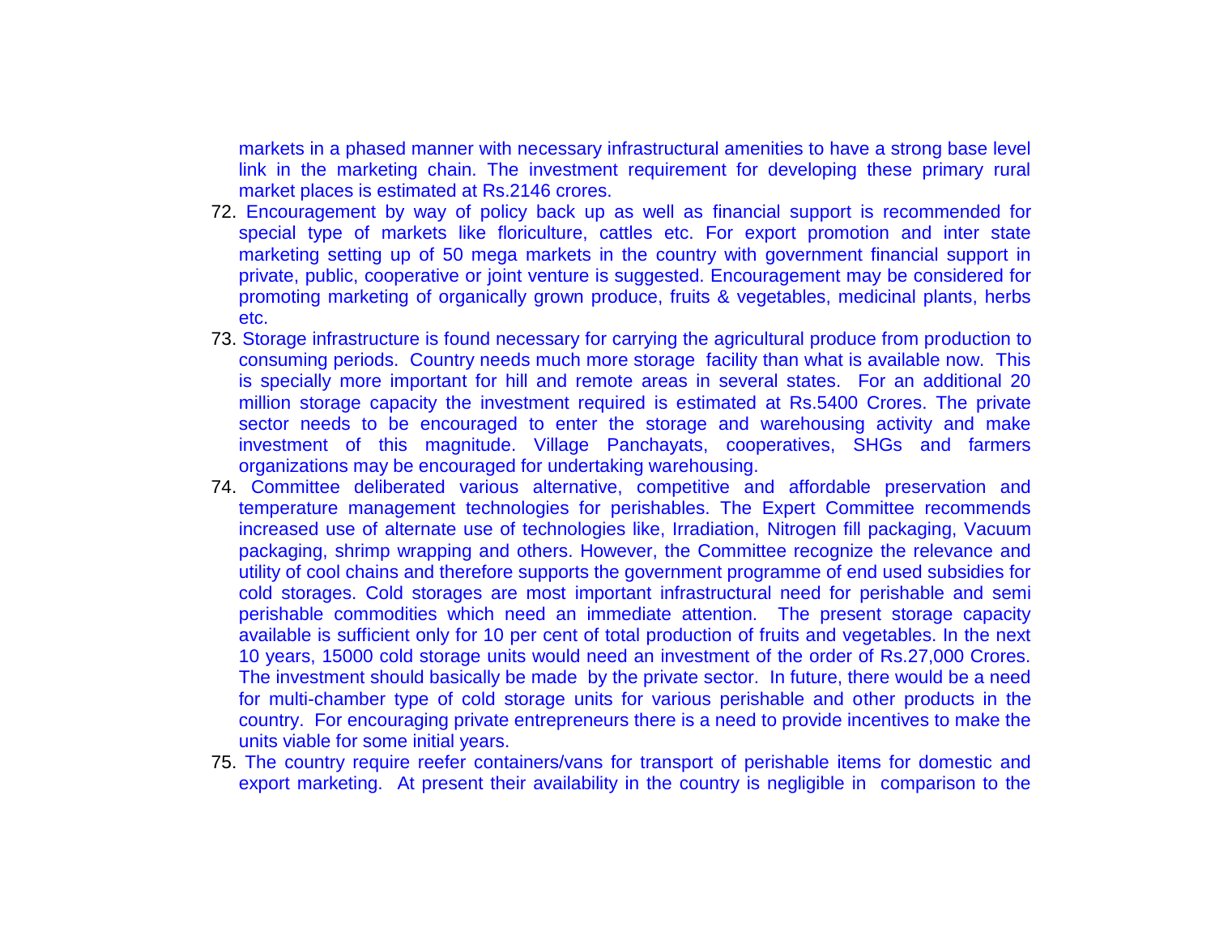markets in a phased manner with necessary infrastructural amenities to have a strong base level link in the marketing chain. The investment requirement for developing these primary rural market places is estimated at Rs.2146 crores.

72. Encouragement by way of policy back up as well as financial support is recommended for special type of markets like floriculture, cattles etc. For export promotion and inter state marketing setting up of 50 mega markets in the country with government financial support in private, public, cooperative or joint venture is suggested. Encouragement may be considered for promoting marketing of organically grown produce, fruits & vegetables, medicinal plants, herbs etc.
73. Storage infrastructure is found necessary for carrying the agricultural produce from production to consuming periods. Country needs much more storage facility than what is available now. This is specially more important for hill and remote areas in several states. For an additional 20 million storage capacity the investment required is estimated at Rs.5400 Crores. The private sector needs to be encouraged to enter the storage and warehousing activity and make investment of this magnitude. Village Panchayats, cooperatives, SHGs and farmers organizations may be encouraged for undertaking warehousing.
74. Committee deliberated various alternative, competitive and affordable preservation and temperature management technologies for perishables. The Expert Committee recommends increased use of alternate use of technologies like, Irradiation, Nitrogen fill packaging, Vacuum packaging, shrimp wrapping and others. However, the Committee recognize the relevance and utility of cool chains and therefore supports the government programme of end used subsidies for cold storages. Cold storages are most important infrastructural need for perishable and semi perishable commodities which need an immediate attention. The present storage capacity available is sufficient only for 10 per cent of total production of fruits and vegetables. In the next 10 years, 15000 cold storage units would need an investment of the order of Rs.27,000 Crores. The investment should basically be made by the private sector. In future, there would be a need for multi-chamber type of cold storage units for various perishable and other products in the country. For encouraging private entrepreneurs there is a need to provide incentives to make the units viable for some initial years.
75. The country require reefer containers/vans for transport of perishable items for domestic and export marketing. At present their availability in the country is negligible in comparison to the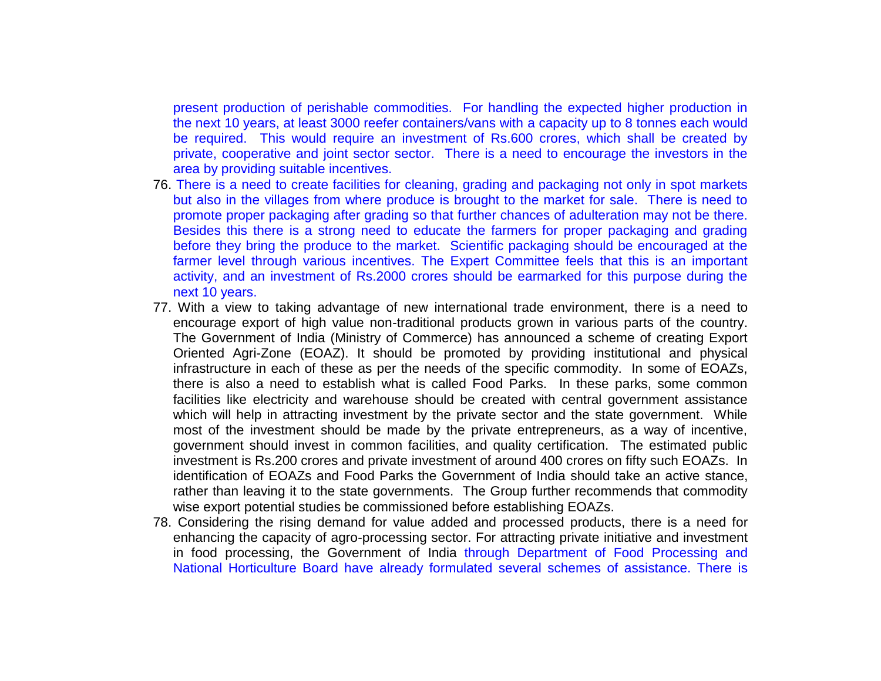present production of perishable commodities. For handling the expected higher production in the next 10 years, at least 3000 reefer containers/vans with a capacity up to 8 tonnes each would be required. This would require an investment of Rs.600 crores, which shall be created by private, cooperative and joint sector sector. There is a need to encourage the investors in the area by providing suitable incentives.

76. There is a need to create facilities for cleaning, grading and packaging not only in spot markets but also in the villages from where produce is brought to the market for sale. There is need to promote proper packaging after grading so that further chances of adulteration may not be there. Besides this there is a strong need to educate the farmers for proper packaging and grading before they bring the produce to the market. Scientific packaging should be encouraged at the farmer level through various incentives. The Expert Committee feels that this is an important activity, and an investment of Rs.2000 crores should be earmarked for this purpose during the next 10 years.

77. With a view to taking advantage of new international trade environment, there is a need to encourage export of high value non-traditional products grown in various parts of the country. The Government of India (Ministry of Commerce) has announced a scheme of creating Export Oriented Agri-Zone (EOAZ). It should be promoted by providing institutional and physical infrastructure in each of these as per the needs of the specific commodity. In some of EOAZs, there is also a need to establish what is called Food Parks. In these parks, some common facilities like electricity and warehouse should be created with central government assistance which will help in attracting investment by the private sector and the state government. While most of the investment should be made by the private entrepreneurs, as a way of incentive, government should invest in common facilities, and quality certification. The estimated public investment is Rs.200 crores and private investment of around 400 crores on fifty such EOAZs. In identification of EOAZs and Food Parks the Government of India should take an active stance, rather than leaving it to the state governments. The Group further recommends that commodity wise export potential studies be commissioned before establishing EOAZs.

78. Considering the rising demand for value added and processed products, there is a need for enhancing the capacity of agro-processing sector. For attracting private initiative and investment in food processing, the Government of India through Department of Food Processing and National Horticulture Board have already formulated several schemes of assistance. There is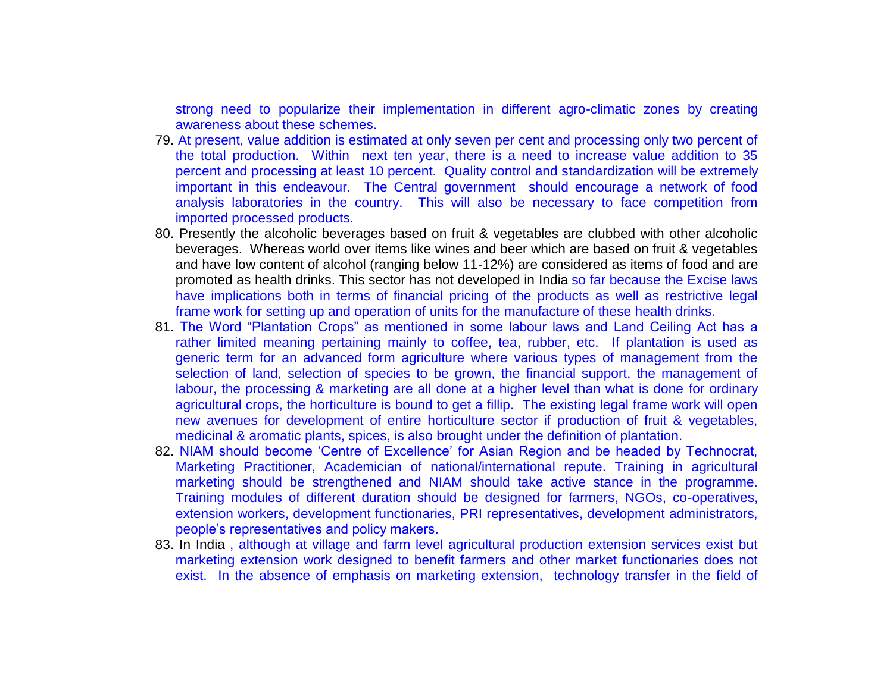strong need to popularize their implementation in different agro-climatic zones by creating awareness about these schemes.

79. At present, value addition is estimated at only seven per cent and processing only two percent of the total production. Within next ten year, there is a need to increase value addition to 35 percent and processing at least 10 percent. Quality control and standardization will be extremely important in this endeavour. The Central government should encourage a network of food analysis laboratories in the country. This will also be necessary to face competition from imported processed products.
80. Presently the alcoholic beverages based on fruit & vegetables are clubbed with other alcoholic beverages. Whereas world over items like wines and beer which are based on fruit & vegetables and have low content of alcohol (ranging below 11-12%) are considered as items of food and are promoted as health drinks. This sector has not developed in India so far because the Excise laws have implications both in terms of financial pricing of the products as well as restrictive legal frame work for setting up and operation of units for the manufacture of these health drinks.
81. The Word "Plantation Crops" as mentioned in some labour laws and Land Ceiling Act has a rather limited meaning pertaining mainly to coffee, tea, rubber, etc. If plantation is used as generic term for an advanced form agriculture where various types of management from the selection of land, selection of species to be grown, the financial support, the management of labour, the processing & marketing are all done at a higher level than what is done for ordinary agricultural crops, the horticulture is bound to get a fillip. The existing legal frame work will open new avenues for development of entire horticulture sector if production of fruit & vegetables, medicinal & aromatic plants, spices, is also brought under the definition of plantation.
82. NIAM should become 'Centre of Excellence' for Asian Region and be headed by Technocrat, Marketing Practitioner, Academician of national/international repute. Training in agricultural marketing should be strengthened and NIAM should take active stance in the programme. Training modules of different duration should be designed for farmers, NGOs, co-operatives, extension workers, development functionaries, PRI representatives, development administrators, people's representatives and policy makers.
83. In India , although at village and farm level agricultural production extension services exist but marketing extension work designed to benefit farmers and other market functionaries does not exist. In the absence of emphasis on marketing extension, technology transfer in the field of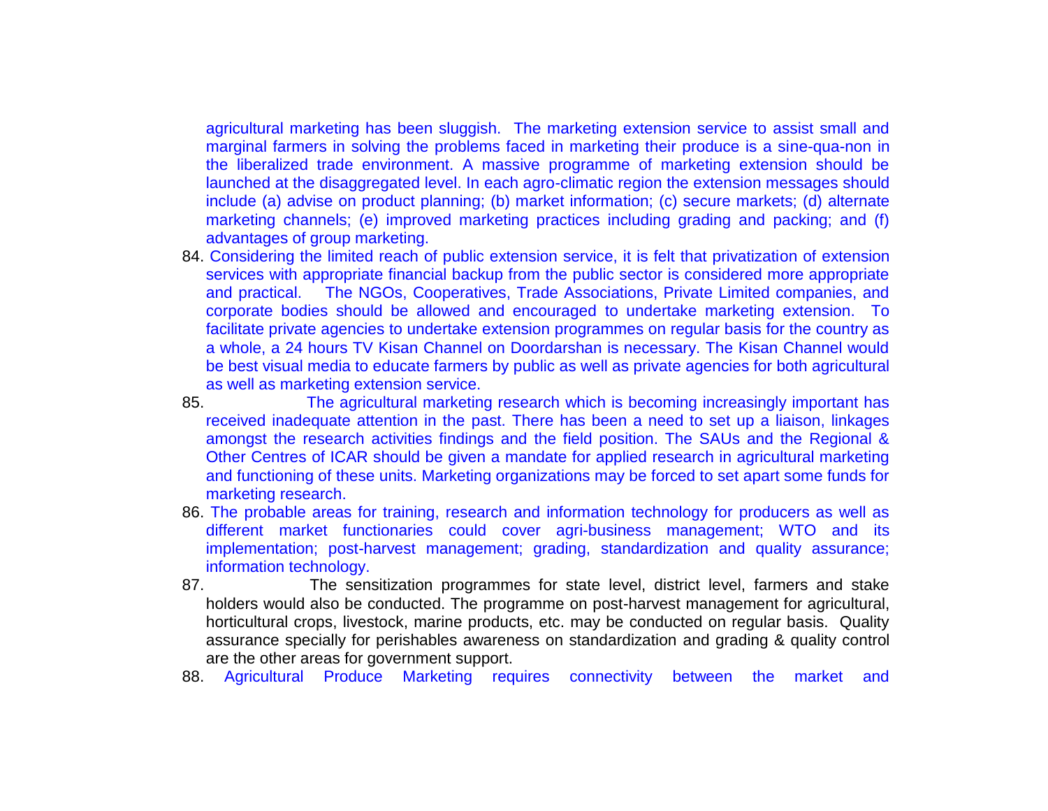agricultural marketing has been sluggish. The marketing extension service to assist small and marginal farmers in solving the problems faced in marketing their produce is a sine-qua-non in the liberalized trade environment. A massive programme of marketing extension should be launched at the disaggregated level. In each agro-climatic region the extension messages should include (a) advise on product planning; (b) market information; (c) secure markets; (d) alternate marketing channels; (e) improved marketing practices including grading and packing; and (f) advantages of group marketing.

84. Considering the limited reach of public extension service, it is felt that privatization of extension services with appropriate financial backup from the public sector is considered more appropriate and practical. The NGOs, Cooperatives, Trade Associations, Private Limited companies, and corporate bodies should be allowed and encouraged to undertake marketing extension. To facilitate private agencies to undertake extension programmes on regular basis for the country as a whole, a 24 hours TV Kisan Channel on Doordarshan is necessary. The Kisan Channel would be best visual media to educate farmers by public as well as private agencies for both agricultural as well as marketing extension service.

85. The agricultural marketing research which is becoming increasingly important has received inadequate attention in the past. There has been a need to set up a liaison, linkages amongst the research activities findings and the field position. The SAUs and the Regional & Other Centres of ICAR should be given a mandate for applied research in agricultural marketing and functioning of these units. Marketing organizations may be forced to set apart some funds for marketing research.

86. The probable areas for training, research and information technology for producers as well as different market functionaries could cover agri-business management; WTO and its implementation; post-harvest management; grading, standardization and quality assurance; information technology.

87. The sensitization programmes for state level, district level, farmers and stake holders would also be conducted. The programme on post-harvest management for agricultural, horticultural crops, livestock, marine products, etc. may be conducted on regular basis. Quality assurance specially for perishables awareness on standardization and grading & quality control are the other areas for government support.

88. Agricultural Produce Marketing requires connectivity between the market and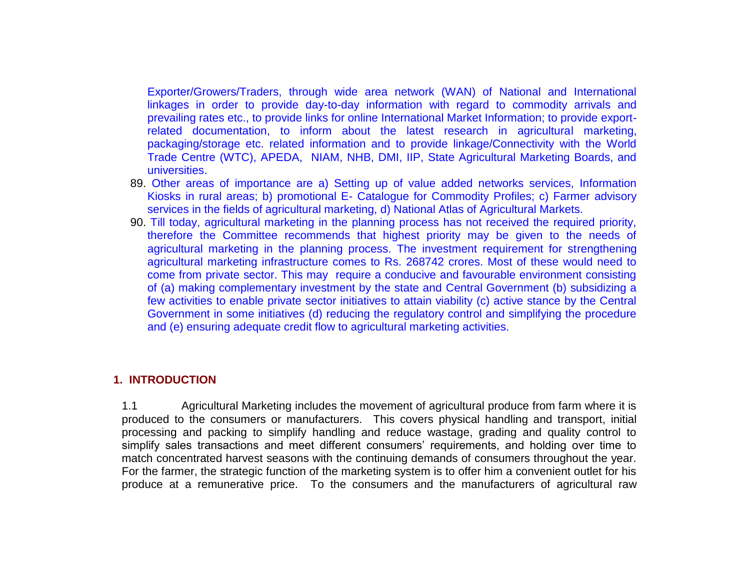Exporter/Growers/Traders, through wide area network (WAN) of National and International linkages in order to provide day-to-day information with regard to commodity arrivals and prevailing rates etc., to provide links for online International Market Information; to provide export-related documentation, to inform about the latest research in agricultural marketing, packaging/storage etc. related information and to provide linkage/Connectivity with the World Trade Centre (WTC), APEDA, NIAM, NHB, DMI, IIP, State Agricultural Marketing Boards, and universities.

89. Other areas of importance are a) Setting up of value added networks services, Information Kiosks in rural areas; b) promotional E- Catalogue for Commodity Profiles; c) Farmer advisory services in the fields of agricultural marketing, d) National Atlas of Agricultural Markets.

90. Till today, agricultural marketing in the planning process has not received the required priority, therefore the Committee recommends that highest priority may be given to the needs of agricultural marketing in the planning process. The investment requirement for strengthening agricultural marketing infrastructure comes to Rs. 268742 crores. Most of these would need to come from private sector. This may require a conducive and favourable environment consisting of (a) making complementary investment by the state and Central Government (b) subsidizing a few activities to enable private sector initiatives to attain viability (c) active stance by the Central Government in some initiatives (d) reducing the regulatory control and simplifying the procedure and (e) ensuring adequate credit flow to agricultural marketing activities.

## 1. INTRODUCTION

1.1 Agricultural Marketing includes the movement of agricultural produce from farm where it is produced to the consumers or manufacturers. This covers physical handling and transport, initial processing and packing to simplify handling and reduce wastage, grading and quality control to simplify sales transactions and meet different consumers' requirements, and holding over time to match concentrated harvest seasons with the continuing demands of consumers throughout the year. For the farmer, the strategic function of the marketing system is to offer him a convenient outlet for his produce at a remunerative price. To the consumers and the manufacturers of agricultural raw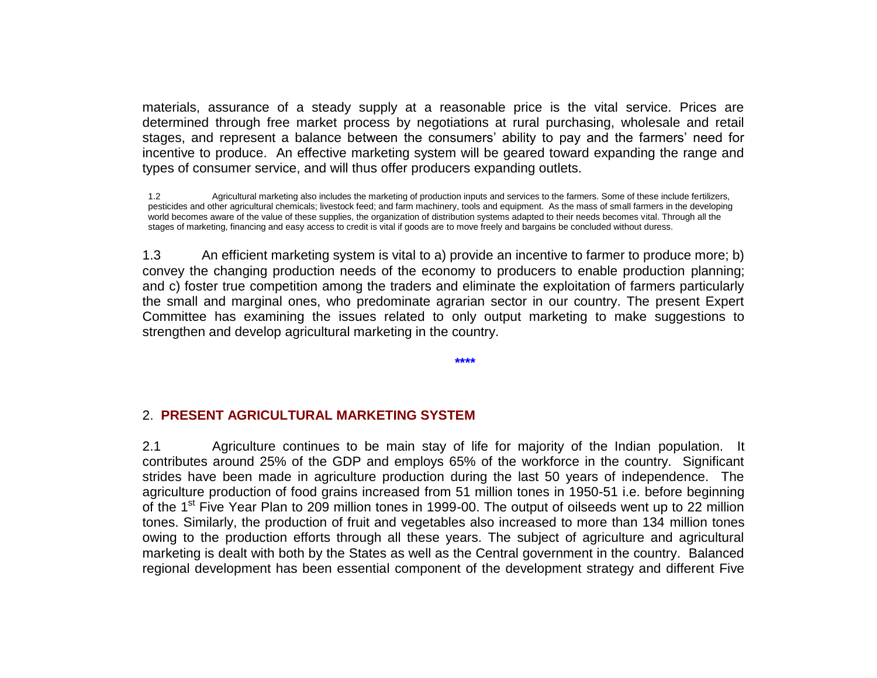materials, assurance of a steady supply at a reasonable price is the vital service. Prices are determined through free market process by negotiations at rural purchasing, wholesale and retail stages, and represent a balance between the consumers' ability to pay and the farmers' need for incentive to produce. An effective marketing system will be geared toward expanding the range and types of consumer service, and will thus offer producers expanding outlets.

1.2 Agricultural marketing also includes the marketing of production inputs and services to the farmers. Some of these include fertilizers, pesticides and other agricultural chemicals; livestock feed; and farm machinery, tools and equipment. As the mass of small farmers in the developing world becomes aware of the value of these supplies, the organization of distribution systems adapted to their needs becomes vital. Through all the stages of marketing, financing and easy access to credit is vital if goods are to move freely and bargains be concluded without duress.

1.3 An efficient marketing system is vital to a) provide an incentive to farmer to produce more; b) convey the changing production needs of the economy to producers to enable production planning; and c) foster true competition among the traders and eliminate the exploitation of farmers particularly the small and marginal ones, who predominate agrarian sector in our country. The present Expert Committee has examining the issues related to only output marketing to make suggestions to strengthen and develop agricultural marketing in the country.

****

## 2. PRESENT AGRICULTURAL MARKETING SYSTEM

2.1 Agriculture continues to be main stay of life for majority of the Indian population. It contributes around 25% of the GDP and employs 65% of the workforce in the country. Significant strides have been made in agriculture production during the last 50 years of independence. The agriculture production of food grains increased from 51 million tones in 1950-51 i.e. before beginning of the 1st Five Year Plan to 209 million tones in 1999-00. The output of oilseeds went up to 22 million tones. Similarly, the production of fruit and vegetables also increased to more than 134 million tones owing to the production efforts through all these years. The subject of agriculture and agricultural marketing is dealt with both by the States as well as the Central government in the country. Balanced regional development has been essential component of the development strategy and different Five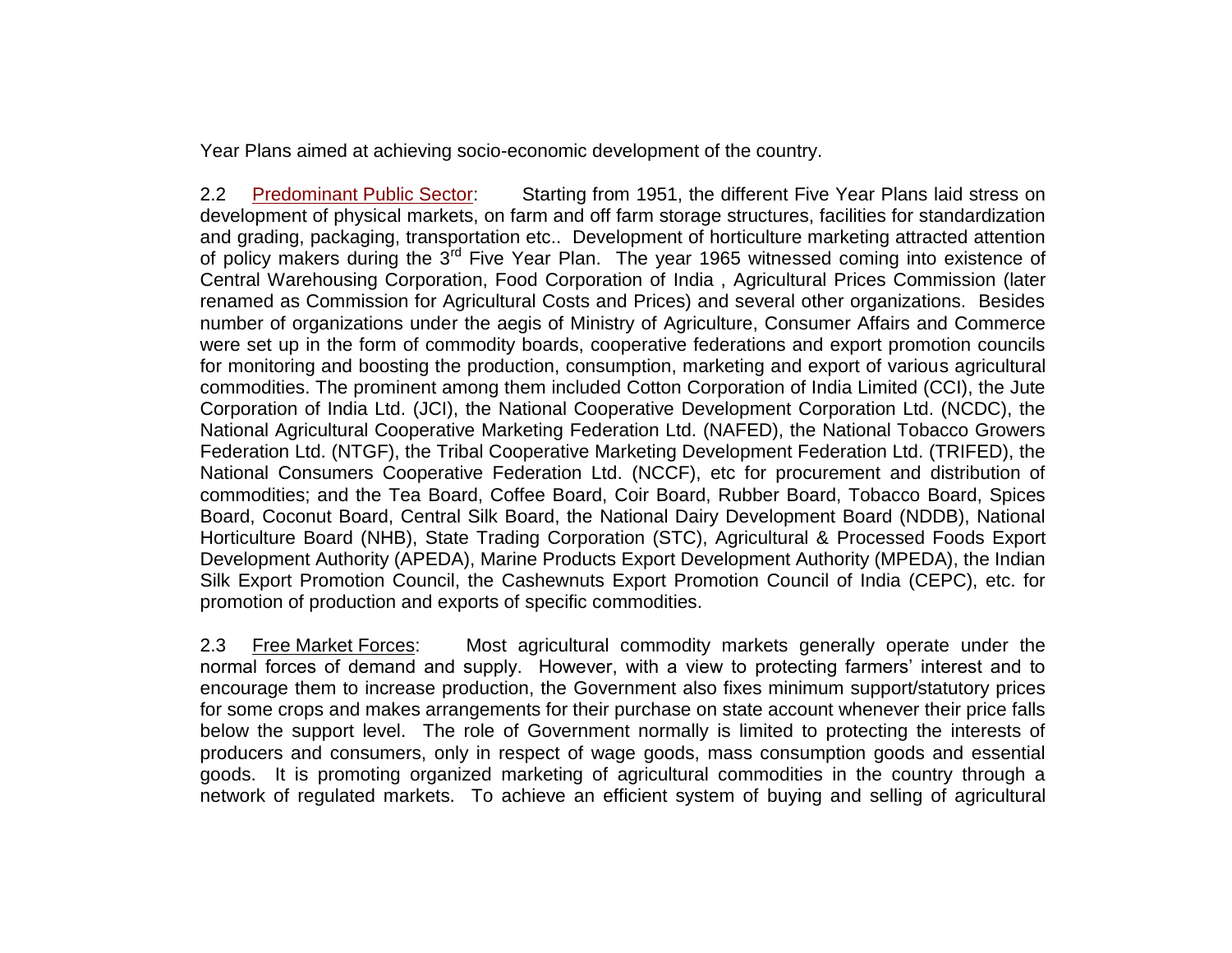Year Plans aimed at achieving socio-economic development of the country.

2.2 Predominant Public Sector: Starting from 1951, the different Five Year Plans laid stress on development of physical markets, on farm and off farm storage structures, facilities for standardization and grading, packaging, transportation etc.. Development of horticulture marketing attracted attention of policy makers during the 3rd Five Year Plan. The year 1965 witnessed coming into existence of Central Warehousing Corporation, Food Corporation of India , Agricultural Prices Commission (later renamed as Commission for Agricultural Costs and Prices) and several other organizations. Besides number of organizations under the aegis of Ministry of Agriculture, Consumer Affairs and Commerce were set up in the form of commodity boards, cooperative federations and export promotion councils for monitoring and boosting the production, consumption, marketing and export of various agricultural commodities. The prominent among them included Cotton Corporation of India Limited (CCI), the Jute Corporation of India Ltd. (JCI), the National Cooperative Development Corporation Ltd. (NCDC), the National Agricultural Cooperative Marketing Federation Ltd. (NAFED), the National Tobacco Growers Federation Ltd. (NTGF), the Tribal Cooperative Marketing Development Federation Ltd. (TRIFED), the National Consumers Cooperative Federation Ltd. (NCCF), etc for procurement and distribution of commodities; and the Tea Board, Coffee Board, Coir Board, Rubber Board, Tobacco Board, Spices Board, Coconut Board, Central Silk Board, the National Dairy Development Board (NDDB), National Horticulture Board (NHB), State Trading Corporation (STC), Agricultural & Processed Foods Export Development Authority (APEDA), Marine Products Export Development Authority (MPEDA), the Indian Silk Export Promotion Council, the Cashewnuts Export Promotion Council of India (CEPC), etc. for promotion of production and exports of specific commodities.

2.3 Free Market Forces: Most agricultural commodity markets generally operate under the normal forces of demand and supply. However, with a view to protecting farmers' interest and to encourage them to increase production, the Government also fixes minimum support/statutory prices for some crops and makes arrangements for their purchase on state account whenever their price falls below the support level. The role of Government normally is limited to protecting the interests of producers and consumers, only in respect of wage goods, mass consumption goods and essential goods. It is promoting organized marketing of agricultural commodities in the country through a network of regulated markets. To achieve an efficient system of buying and selling of agricultural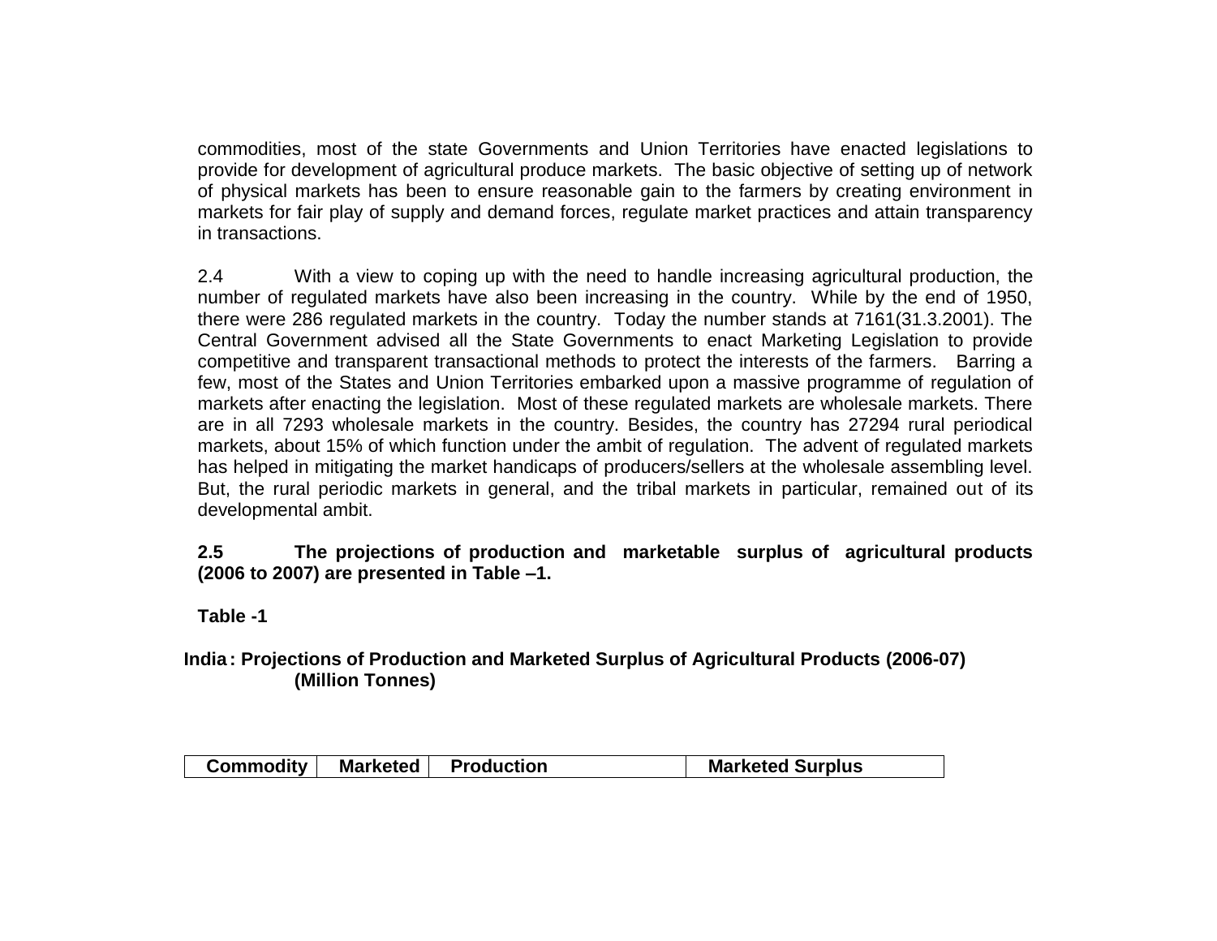commodities, most of the state Governments and Union Territories have enacted legislations to provide for development of agricultural produce markets. The basic objective of setting up of network of physical markets has been to ensure reasonable gain to the farmers by creating environment in markets for fair play of supply and demand forces, regulate market practices and attain transparency in transactions.

2.4 With a view to coping up with the need to handle increasing agricultural production, the number of regulated markets have also been increasing in the country. While by the end of 1950, there were 286 regulated markets in the country. Today the number stands at 7161(31.3.2001). The Central Government advised all the State Governments to enact Marketing Legislation to provide competitive and transparent transactional methods to protect the interests of the farmers. Barring a few, most of the States and Union Territories embarked upon a massive programme of regulation of markets after enacting the legislation. Most of these regulated markets are wholesale markets. There are in all 7293 wholesale markets in the country. Besides, the country has 27294 rural periodical markets, about 15% of which function under the ambit of regulation. The advent of regulated markets has helped in mitigating the market handicaps of producers/sellers at the wholesale assembling level. But, the rural periodic markets in general, and the tribal markets in particular, remained out of its developmental ambit.

**2.5 The projections of production and marketable surplus of agricultural products (2006 to 2007) are presented in Table –1.**

**Table -1**

**India : Projections of Production and Marketed Surplus of Agricultural Products (2006-07) (Million Tonnes)**

| Commodity | Marketed | Production | Marketed Surplus |
|---|---|---|---|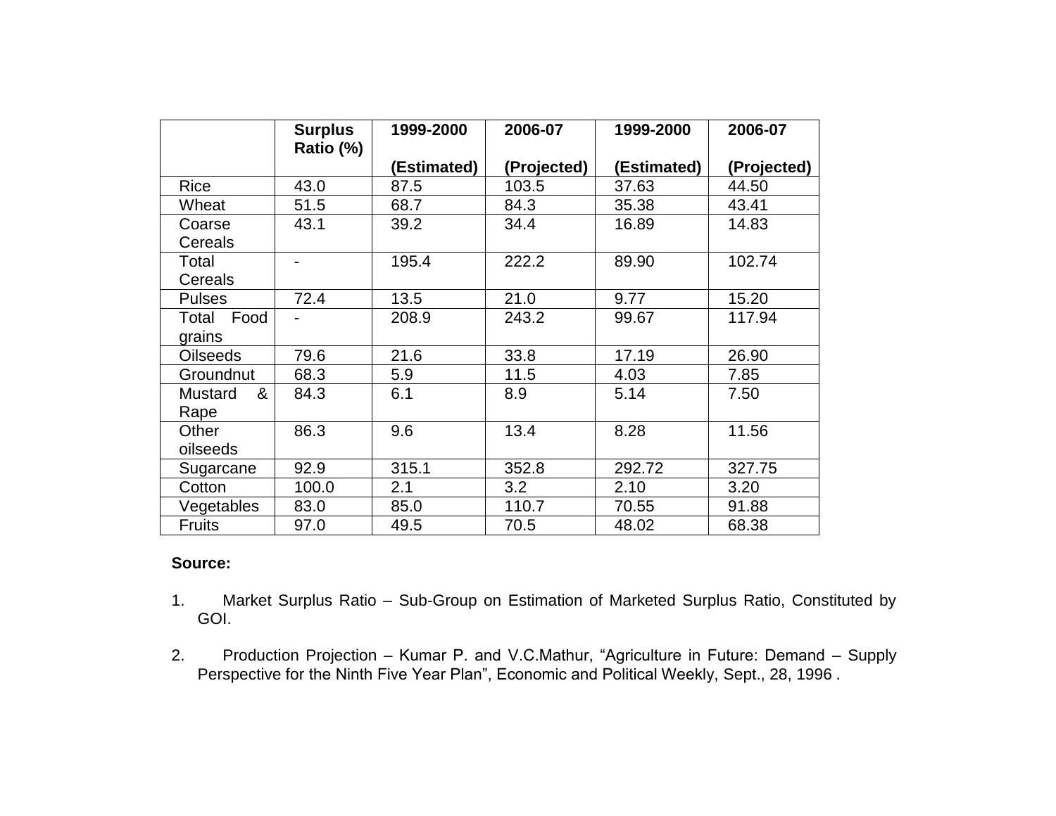| | Surplus Ratio (%) | 1999-2000 (Estimated) | 2006-07 (Projected) | 1999-2000 (Estimated) | 2006-07 (Projected) |
|---|---|---|---|---|---|
| Rice | 43.0 | 87.5 | 103.5 | 37.63 | 44.50 |
| Wheat | 51.5 | 68.7 | 84.3 | 35.38 | 43.41 |
| Coarse Cereals | 43.1 | 39.2 | 34.4 | 16.89 | 14.83 |
| Total Cereals | - | 195.4 | 222.2 | 89.90 | 102.74 |
| Pulses | 72.4 | 13.5 | 21.0 | 9.77 | 15.20 |
| Total Food grains | - | 208.9 | 243.2 | 99.67 | 117.94 |
| Oilseeds | 79.6 | 21.6 | 33.8 | 17.19 | 26.90 |
| Groundnut | 68.3 | 5.9 | 11.5 | 4.03 | 7.85 |
| Mustard & Rape | 84.3 | 6.1 | 8.9 | 5.14 | 7.50 |
| Other oilseeds | 86.3 | 9.6 | 13.4 | 8.28 | 11.56 |
| Sugarcane | 92.9 | 315.1 | 352.8 | 292.72 | 327.75 |
| Cotton | 100.0 | 2.1 | 3.2 | 2.10 | 3.20 |
| Vegetables | 83.0 | 85.0 | 110.7 | 70.55 | 91.88 |
| Fruits | 97.0 | 49.5 | 70.5 | 48.02 | 68.38 |

**Source:**

1. Market Surplus Ratio – Sub-Group on Estimation of Marketed Surplus Ratio, Constituted by GOI.

2. Production Projection – Kumar P. and V.C.Mathur, "Agriculture in Future: Demand – Supply Perspective for the Ninth Five Year Plan", Economic and Political Weekly, Sept., 28, 1996 .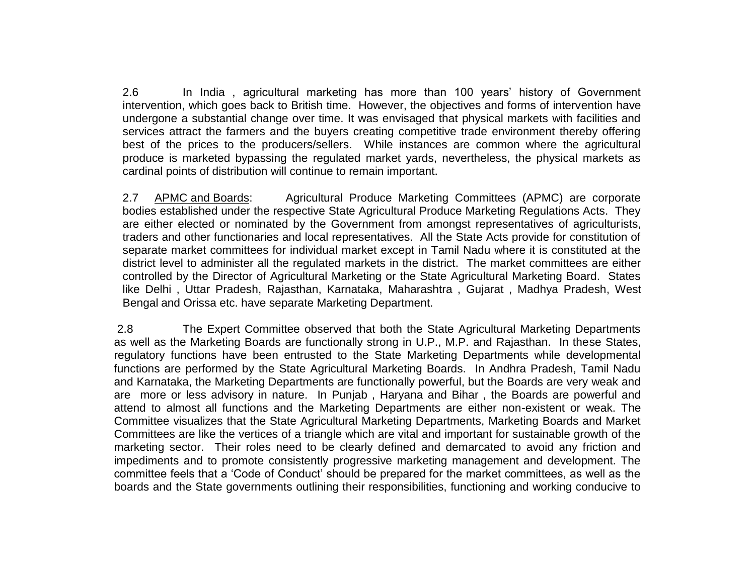2.6 In India , agricultural marketing has more than 100 years' history of Government intervention, which goes back to British time. However, the objectives and forms of intervention have undergone a substantial change over time. It was envisaged that physical markets with facilities and services attract the farmers and the buyers creating competitive trade environment thereby offering best of the prices to the producers/sellers. While instances are common where the agricultural produce is marketed bypassing the regulated market yards, nevertheless, the physical markets as cardinal points of distribution will continue to remain important.

2.7 <u>APMC and Boards</u>: Agricultural Produce Marketing Committees (APMC) are corporate bodies established under the respective State Agricultural Produce Marketing Regulations Acts. They are either elected or nominated by the Government from amongst representatives of agriculturists, traders and other functionaries and local representatives. All the State Acts provide for constitution of separate market committees for individual market except in Tamil Nadu where it is constituted at the district level to administer all the regulated markets in the district. The market committees are either controlled by the Director of Agricultural Marketing or the State Agricultural Marketing Board. States like Delhi , Uttar Pradesh, Rajasthan, Karnataka, Maharashtra , Gujarat , Madhya Pradesh, West Bengal and Orissa etc. have separate Marketing Department.

2.8 The Expert Committee observed that both the State Agricultural Marketing Departments as well as the Marketing Boards are functionally strong in U.P., M.P. and Rajasthan. In these States, regulatory functions have been entrusted to the State Marketing Departments while developmental functions are performed by the State Agricultural Marketing Boards. In Andhra Pradesh, Tamil Nadu and Karnataka, the Marketing Departments are functionally powerful, but the Boards are very weak and are more or less advisory in nature. In Punjab , Haryana and Bihar , the Boards are powerful and attend to almost all functions and the Marketing Departments are either non-existent or weak. The Committee visualizes that the State Agricultural Marketing Departments, Marketing Boards and Market Committees are like the vertices of a triangle which are vital and important for sustainable growth of the marketing sector. Their roles need to be clearly defined and demarcated to avoid any friction and impediments and to promote consistently progressive marketing management and development. The committee feels that a 'Code of Conduct' should be prepared for the market committees, as well as the boards and the State governments outlining their responsibilities, functioning and working conducive to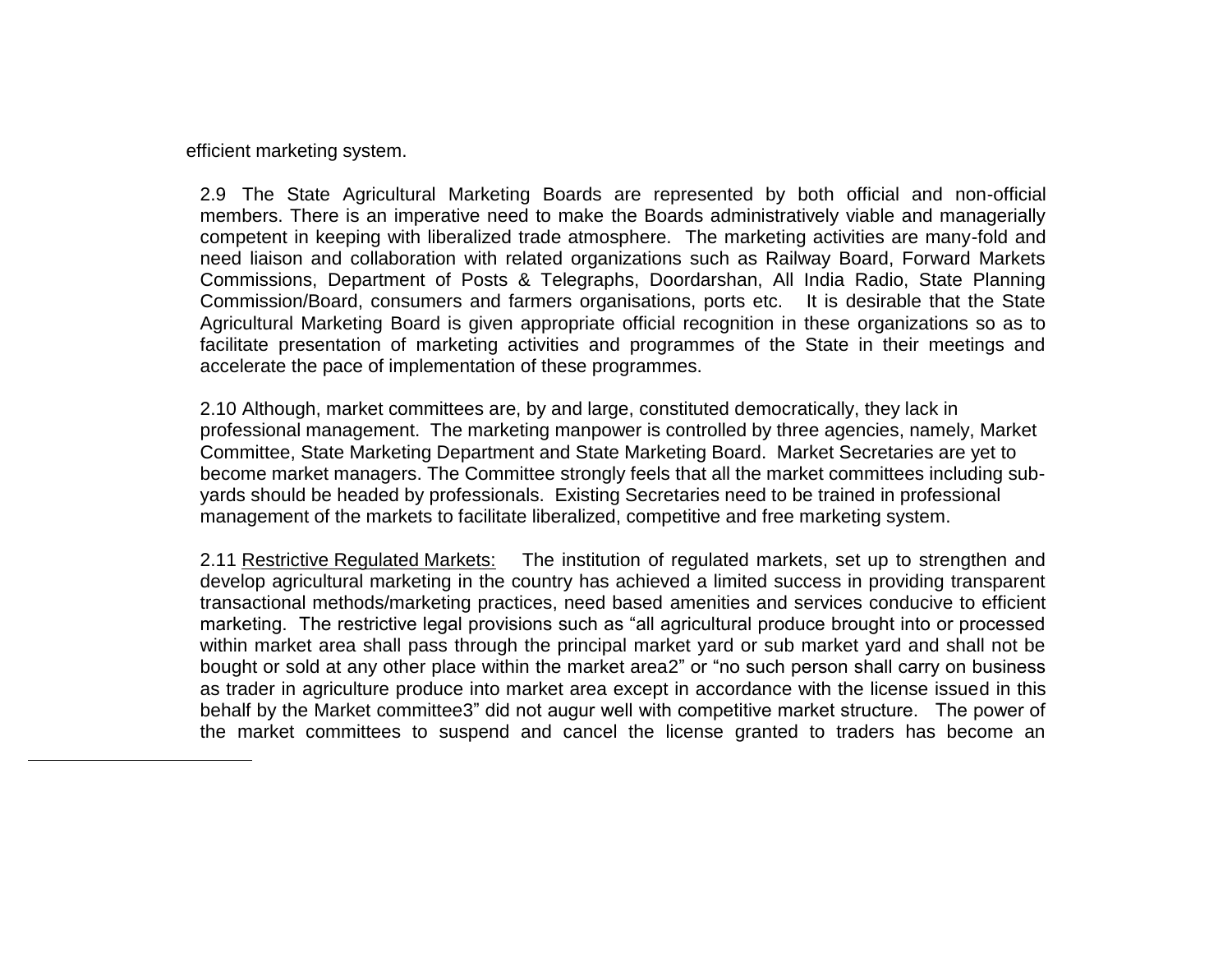efficient marketing system.

2.9 The State Agricultural Marketing Boards are represented by both official and non-official members. There is an imperative need to make the Boards administratively viable and managerially competent in keeping with liberalized trade atmosphere. The marketing activities are many-fold and need liaison and collaboration with related organizations such as Railway Board, Forward Markets Commissions, Department of Posts & Telegraphs, Doordarshan, All India Radio, State Planning Commission/Board, consumers and farmers organisations, ports etc. It is desirable that the State Agricultural Marketing Board is given appropriate official recognition in these organizations so as to facilitate presentation of marketing activities and programmes of the State in their meetings and accelerate the pace of implementation of these programmes.

2.10 Although, market committees are, by and large, constituted democratically, they lack in professional management. The marketing manpower is controlled by three agencies, namely, Market Committee, State Marketing Department and State Marketing Board. Market Secretaries are yet to become market managers. The Committee strongly feels that all the market committees including sub-yards should be headed by professionals. Existing Secretaries need to be trained in professional management of the markets to facilitate liberalized, competitive and free marketing system.

2.11 <u>Restrictive Regulated Markets:</u> The institution of regulated markets, set up to strengthen and develop agricultural marketing in the country has achieved a limited success in providing transparent transactional methods/marketing practices, need based amenities and services conducive to efficient marketing. The restrictive legal provisions such as "all agricultural produce brought into or processed within market area shall pass through the principal market yard or sub market yard and shall not be bought or sold at any other place within the market area[2]" or "no such person shall carry on business as trader in agriculture produce into market area except in accordance with the license issued in this behalf by the Market committee[3]" did not augur well with competitive market structure. The power of the market committees to suspend and cancel the license granted to traders has become an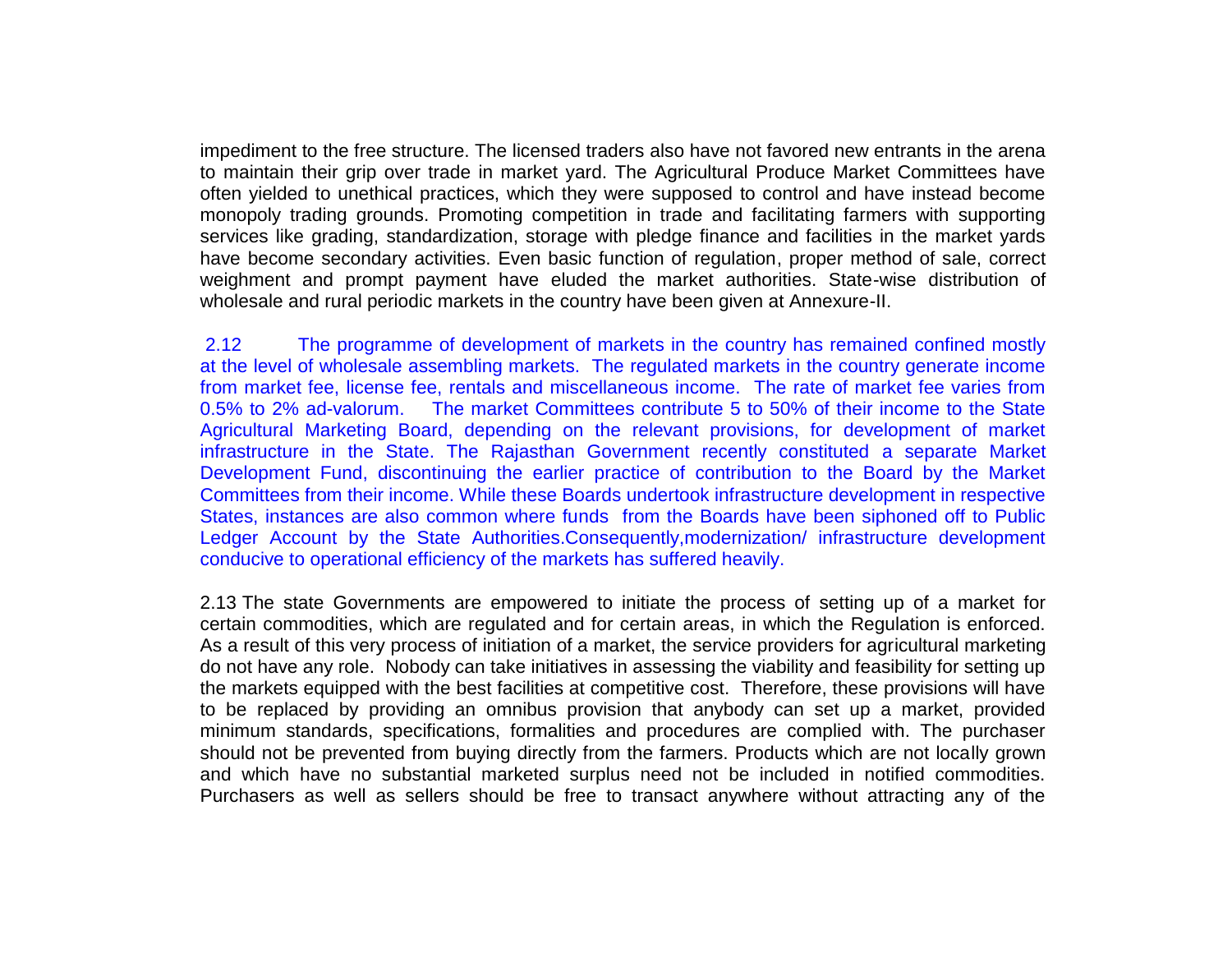impediment to the free structure. The licensed traders also have not favored new entrants in the arena to maintain their grip over trade in market yard. The Agricultural Produce Market Committees have often yielded to unethical practices, which they were supposed to control and have instead become monopoly trading grounds. Promoting competition in trade and facilitating farmers with supporting services like grading, standardization, storage with pledge finance and facilities in the market yards have become secondary activities. Even basic function of regulation, proper method of sale, correct weighment and prompt payment have eluded the market authorities. State-wise distribution of wholesale and rural periodic markets in the country have been given at Annexure-II.

2.12 The programme of development of markets in the country has remained confined mostly at the level of wholesale assembling markets. The regulated markets in the country generate income from market fee, license fee, rentals and miscellaneous income. The rate of market fee varies from 0.5% to 2% ad-valorum. The market Committees contribute 5 to 50% of their income to the State Agricultural Marketing Board, depending on the relevant provisions, for development of market infrastructure in the State. The Rajasthan Government recently constituted a separate Market Development Fund, discontinuing the earlier practice of contribution to the Board by the Market Committees from their income. While these Boards undertook infrastructure development in respective States, instances are also common where funds from the Boards have been siphoned off to Public Ledger Account by the State Authorities.Consequently,modernization/ infrastructure development conducive to operational efficiency of the markets has suffered heavily.

2.13 The state Governments are empowered to initiate the process of setting up of a market for certain commodities, which are regulated and for certain areas, in which the Regulation is enforced. As a result of this very process of initiation of a market, the service providers for agricultural marketing do not have any role. Nobody can take initiatives in assessing the viability and feasibility for setting up the markets equipped with the best facilities at competitive cost. Therefore, these provisions will have to be replaced by providing an omnibus provision that anybody can set up a market, provided minimum standards, specifications, formalities and procedures are complied with. The purchaser should not be prevented from buying directly from the farmers. Products which are not locally grown and which have no substantial marketed surplus need not be included in notified commodities. Purchasers as well as sellers should be free to transact anywhere without attracting any of the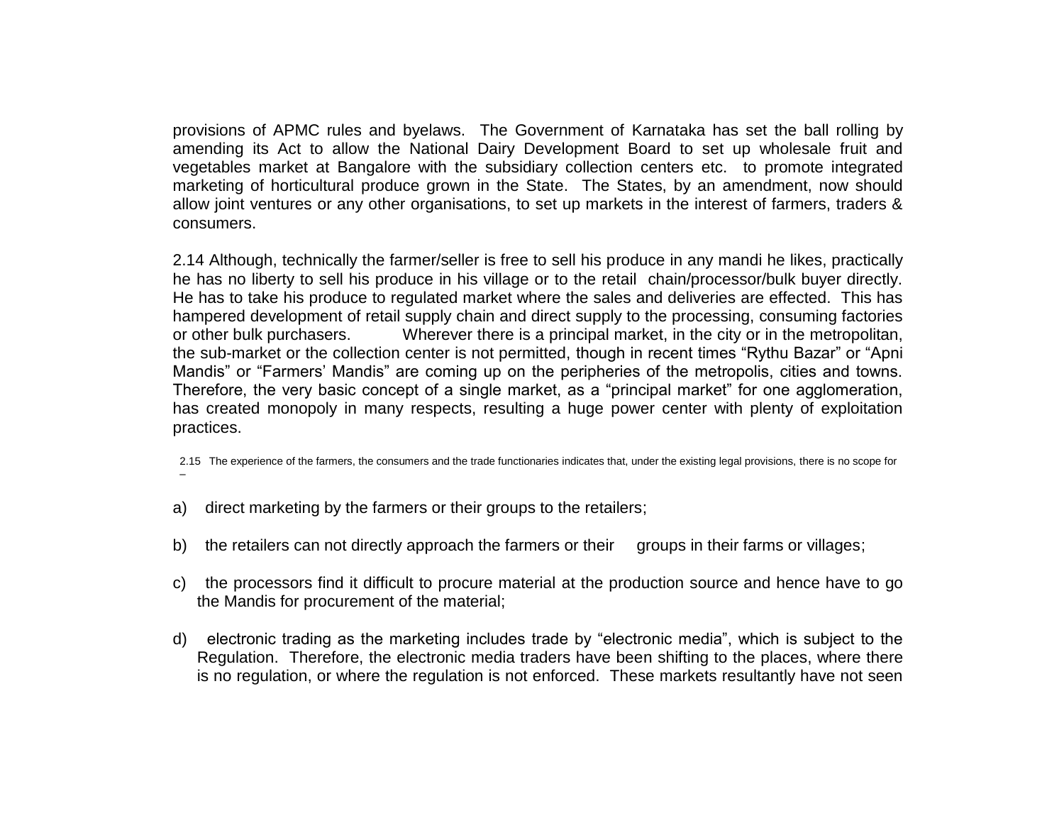provisions of APMC rules and byelaws. The Government of Karnataka has set the ball rolling by amending its Act to allow the National Dairy Development Board to set up wholesale fruit and vegetables market at Bangalore with the subsidiary collection centers etc. to promote integrated marketing of horticultural produce grown in the State. The States, by an amendment, now should allow joint ventures or any other organisations, to set up markets in the interest of farmers, traders & consumers.

2.14 Although, technically the farmer/seller is free to sell his produce in any mandi he likes, practically he has no liberty to sell his produce in his village or to the retail chain/processor/bulk buyer directly. He has to take his produce to regulated market where the sales and deliveries are effected. This has hampered development of retail supply chain and direct supply to the processing, consuming factories or other bulk purchasers. Wherever there is a principal market, in the city or in the metropolitan, the sub-market or the collection center is not permitted, though in recent times "Rythu Bazar" or "Apni Mandis" or "Farmers' Mandis" are coming up on the peripheries of the metropolis, cities and towns. Therefore, the very basic concept of a single market, as a "principal market" for one agglomeration, has created monopoly in many respects, resulting a huge power center with plenty of exploitation practices.

2.15 The experience of the farmers, the consumers and the trade functionaries indicates that, under the existing legal provisions, there is no scope for –

a) direct marketing by the farmers or their groups to the retailers;

b) the retailers can not directly approach the farmers or their groups in their farms or villages;

c) the processors find it difficult to procure material at the production source and hence have to go the Mandis for procurement of the material;

d) electronic trading as the marketing includes trade by "electronic media", which is subject to the Regulation. Therefore, the electronic media traders have been shifting to the places, where there is no regulation, or where the regulation is not enforced. These markets resultantly have not seen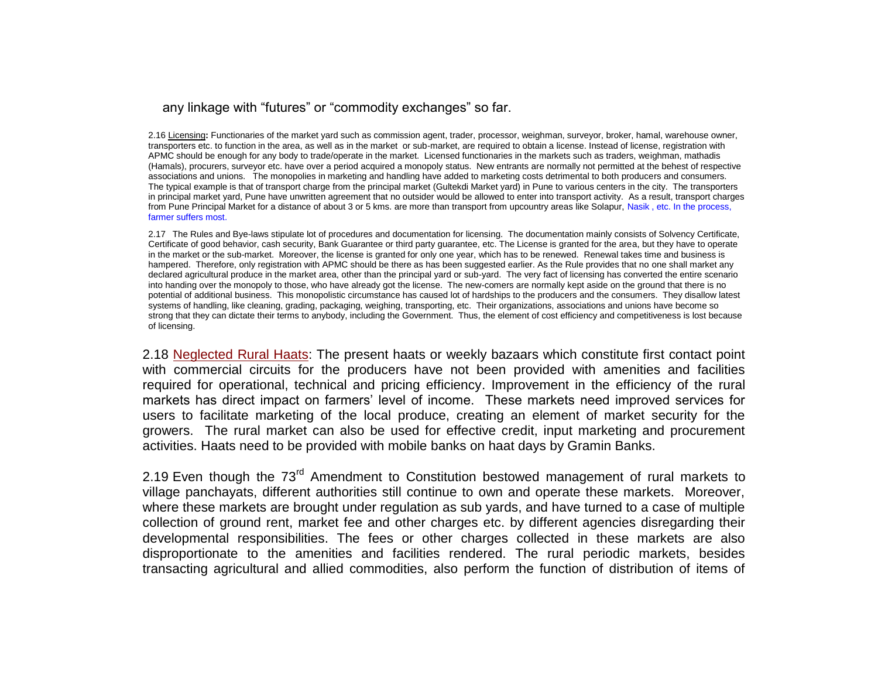any linkage with "futures" or "commodity exchanges" so far.

2.16 Licensing: Functionaries of the market yard such as commission agent, trader, processor, weighman, surveyor, broker, hamal, warehouse owner, transporters etc. to function in the area, as well as in the market or sub-market, are required to obtain a license. Instead of license, registration with APMC should be enough for any body to trade/operate in the market. Licensed functionaries in the markets such as traders, weighman, mathadis (Hamals), procurers, surveyor etc. have over a period acquired a monopoly status. New entrants are normally not permitted at the behest of respective associations and unions. The monopolies in marketing and handling have added to marketing costs detrimental to both producers and consumers. The typical example is that of transport charge from the principal market (Gultekdi Market yard) in Pune to various centers in the city. The transporters in principal market yard, Pune have unwritten agreement that no outsider would be allowed to enter into transport activity. As a result, transport charges from Pune Principal Market for a distance of about 3 or 5 kms. are more than transport from upcountry areas like Solapur, Nasik , etc. In the process, farmer suffers most.

2.17 The Rules and Bye-laws stipulate lot of procedures and documentation for licensing. The documentation mainly consists of Solvency Certificate, Certificate of good behavior, cash security, Bank Guarantee or third party guarantee, etc. The License is granted for the area, but they have to operate in the market or the sub-market. Moreover, the license is granted for only one year, which has to be renewed. Renewal takes time and business is hampered. Therefore, only registration with APMC should be there as has been suggested earlier. As the Rule provides that no one shall market any declared agricultural produce in the market area, other than the principal yard or sub-yard. The very fact of licensing has converted the entire scenario into handing over the monopoly to those, who have already got the license. The new-comers are normally kept aside on the ground that there is no potential of additional business. This monopolistic circumstance has caused lot of hardships to the producers and the consumers. They disallow latest systems of handling, like cleaning, grading, packaging, weighing, transporting, etc. Their organizations, associations and unions have become so strong that they can dictate their terms to anybody, including the Government. Thus, the element of cost efficiency and competitiveness is lost because of licensing.

2.18 Neglected Rural Haats: The present haats or weekly bazaars which constitute first contact point with commercial circuits for the producers have not been provided with amenities and facilities required for operational, technical and pricing efficiency. Improvement in the efficiency of the rural markets has direct impact on farmers' level of income. These markets need improved services for users to facilitate marketing of the local produce, creating an element of market security for the growers. The rural market can also be used for effective credit, input marketing and procurement activities. Haats need to be provided with mobile banks on haat days by Gramin Banks.

2.19 Even though the 73rd Amendment to Constitution bestowed management of rural markets to village panchayats, different authorities still continue to own and operate these markets. Moreover, where these markets are brought under regulation as sub yards, and have turned to a case of multiple collection of ground rent, market fee and other charges etc. by different agencies disregarding their developmental responsibilities. The fees or other charges collected in these markets are also disproportionate to the amenities and facilities rendered. The rural periodic markets, besides transacting agricultural and allied commodities, also perform the function of distribution of items of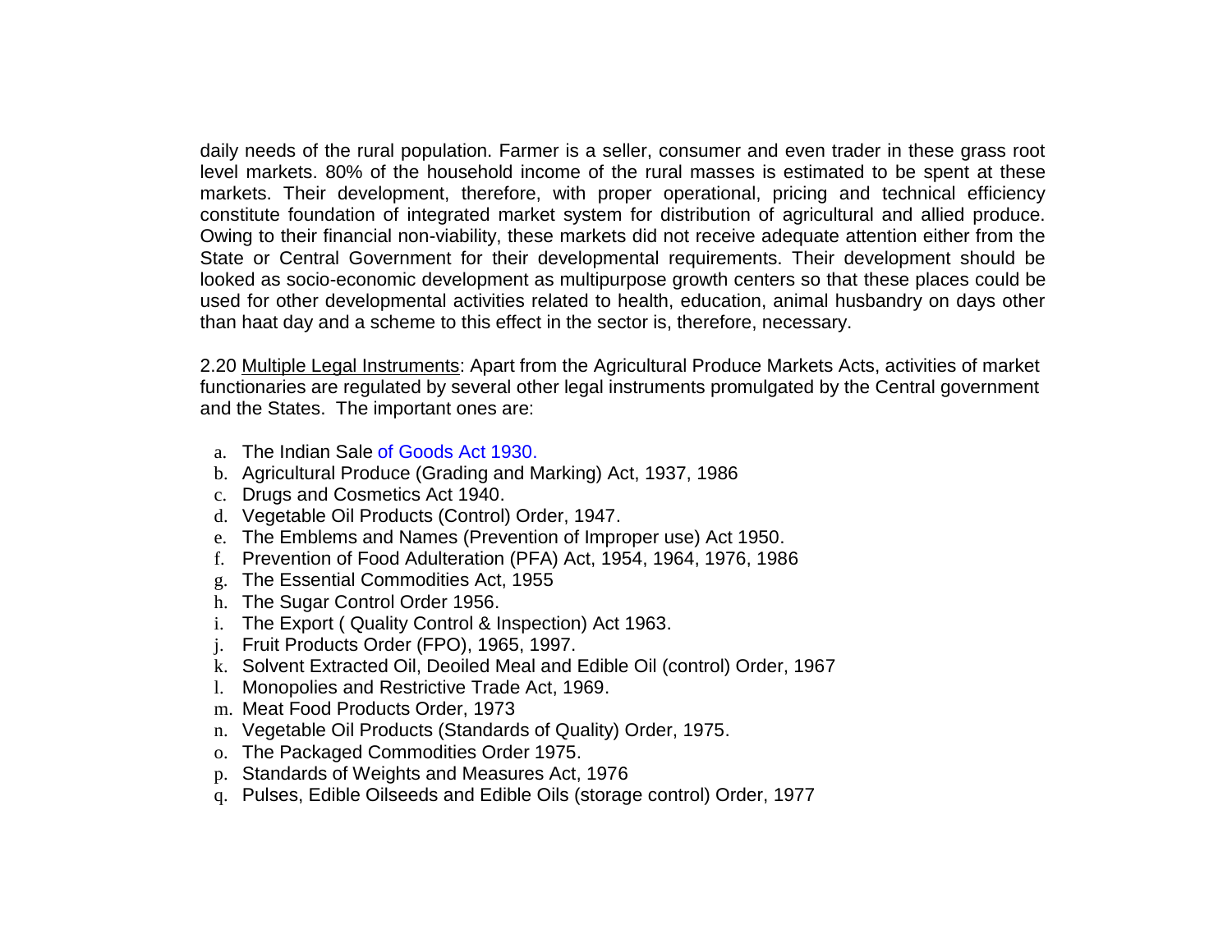daily needs of the rural population. Farmer is a seller, consumer and even trader in these grass root level markets. 80% of the household income of the rural masses is estimated to be spent at these markets. Their development, therefore, with proper operational, pricing and technical efficiency constitute foundation of integrated market system for distribution of agricultural and allied produce. Owing to their financial non-viability, these markets did not receive adequate attention either from the State or Central Government for their developmental requirements. Their development should be looked as socio-economic development as multipurpose growth centers so that these places could be used for other developmental activities related to health, education, animal husbandry on days other than haat day and a scheme to this effect in the sector is, therefore, necessary.

2.20 Multiple Legal Instruments: Apart from the Agricultural Produce Markets Acts, activities of market functionaries are regulated by several other legal instruments promulgated by the Central government and the States. The important ones are:

a. The Indian Sale of Goods Act 1930.
b. Agricultural Produce (Grading and Marking) Act, 1937, 1986
c. Drugs and Cosmetics Act 1940.
d. Vegetable Oil Products (Control) Order, 1947.
e. The Emblems and Names (Prevention of Improper use) Act 1950.
f. Prevention of Food Adulteration (PFA) Act, 1954, 1964, 1976, 1986
g. The Essential Commodities Act, 1955
h. The Sugar Control Order 1956.
i. The Export ( Quality Control & Inspection) Act 1963.
j. Fruit Products Order (FPO), 1965, 1997.
k. Solvent Extracted Oil, Deoiled Meal and Edible Oil (control) Order, 1967
l. Monopolies and Restrictive Trade Act, 1969.
m. Meat Food Products Order, 1973
n. Vegetable Oil Products (Standards of Quality) Order, 1975.
o. The Packaged Commodities Order 1975.
p. Standards of Weights and Measures Act, 1976
q. Pulses, Edible Oilseeds and Edible Oils (storage control) Order, 1977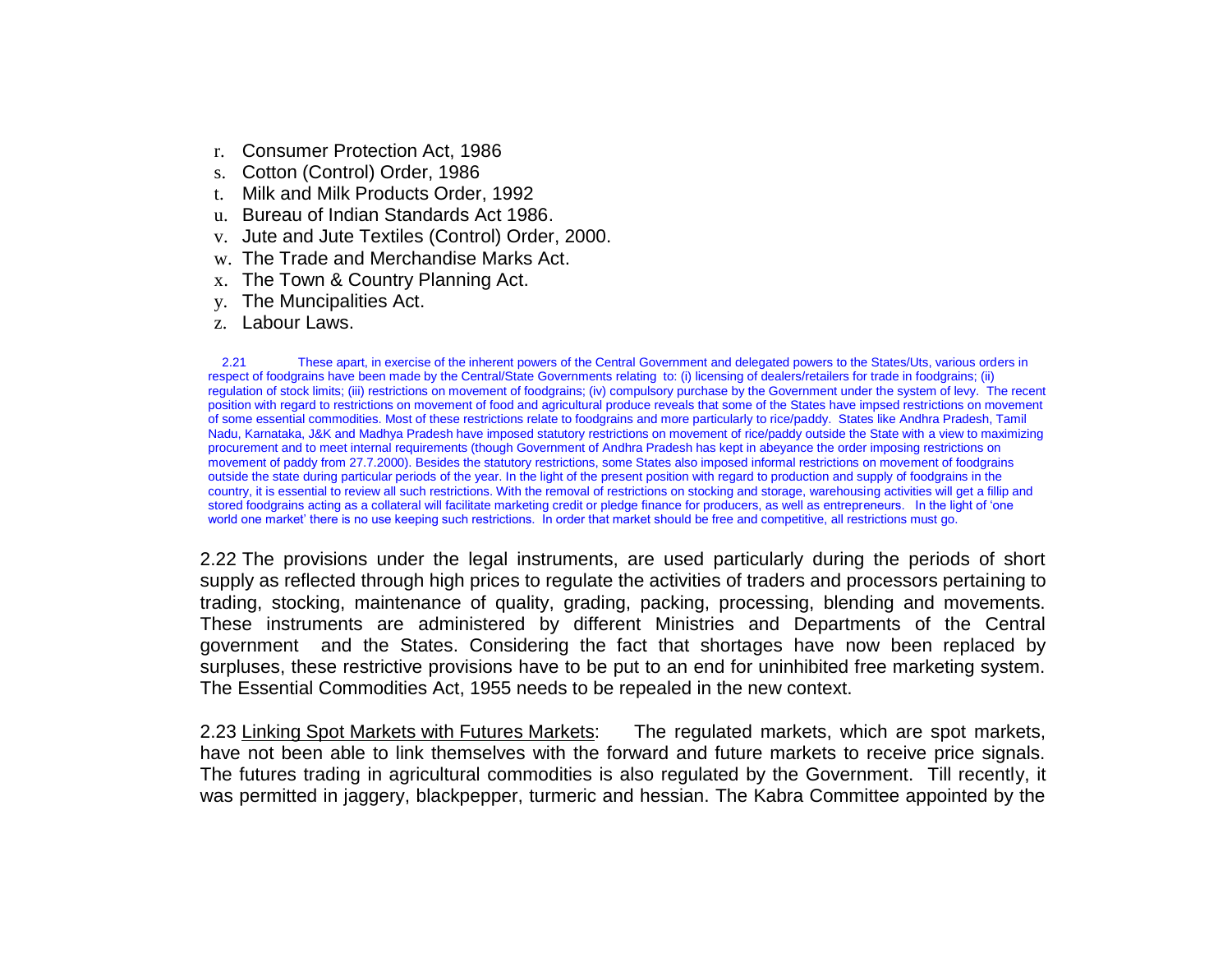r. Consumer Protection Act, 1986
s. Cotton (Control) Order, 1986
t. Milk and Milk Products Order, 1992
u. Bureau of Indian Standards Act 1986.
v. Jute and Jute Textiles (Control) Order, 2000.
w. The Trade and Merchandise Marks Act.
x. The Town & Country Planning Act.
y. The Muncipalities Act.
z. Labour Laws.

2.21 These apart, in exercise of the inherent powers of the Central Government and delegated powers to the States/Uts, various orders in respect of foodgrains have been made by the Central/State Governments relating to: (i) licensing of dealers/retailers for trade in foodgrains; (ii) regulation of stock limits; (iii) restrictions on movement of foodgrains; (iv) compulsory purchase by the Government under the system of levy. The recent position with regard to restrictions on movement of food and agricultural produce reveals that some of the States have impsed restrictions on movement of some essential commodities. Most of these restrictions relate to foodgrains and more particularly to rice/paddy. States like Andhra Pradesh, Tamil Nadu, Karnataka, J&K and Madhya Pradesh have imposed statutory restrictions on movement of rice/paddy outside the State with a view to maximizing procurement and to meet internal requirements (though Government of Andhra Pradesh has kept in abeyance the order imposing restrictions on movement of paddy from 27.7.2000). Besides the statutory restrictions, some States also imposed informal restrictions on movement of foodgrains outside the state during particular periods of the year. In the light of the present position with regard to production and supply of foodgrains in the country, it is essential to review all such restrictions. With the removal of restrictions on stocking and storage, warehousing activities will get a fillip and stored foodgrains acting as a collateral will facilitate marketing credit or pledge finance for producers, as well as entrepreneurs. In the light of 'one world one market' there is no use keeping such restrictions. In order that market should be free and competitive, all restrictions must go.

2.22 The provisions under the legal instruments, are used particularly during the periods of short supply as reflected through high prices to regulate the activities of traders and processors pertaining to trading, stocking, maintenance of quality, grading, packing, processing, blending and movements. These instruments are administered by different Ministries and Departments of the Central government and the States. Considering the fact that shortages have now been replaced by surpluses, these restrictive provisions have to be put to an end for uninhibited free marketing system. The Essential Commodities Act, 1955 needs to be repealed in the new context.

2.23 Linking Spot Markets with Futures Markets: The regulated markets, which are spot markets, have not been able to link themselves with the forward and future markets to receive price signals. The futures trading in agricultural commodities is also regulated by the Government. Till recently, it was permitted in jaggery, blackpepper, turmeric and hessian. The Kabra Committee appointed by the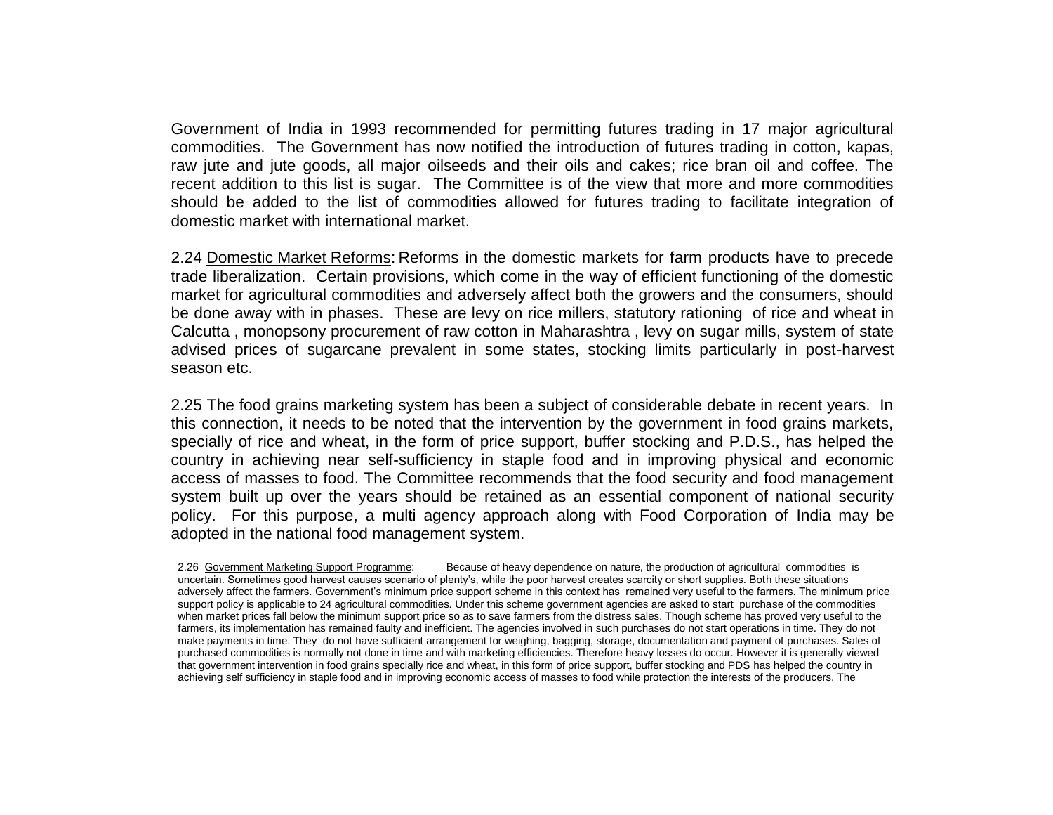Government of India in 1993 recommended for permitting futures trading in 17 major agricultural commodities. The Government has now notified the introduction of futures trading in cotton, kapas, raw jute and jute goods, all major oilseeds and their oils and cakes; rice bran oil and coffee. The recent addition to this list is sugar. The Committee is of the view that more and more commodities should be added to the list of commodities allowed for futures trading to facilitate integration of domestic market with international market.

2.24 <u>Domestic Market Reforms</u>: Reforms in the domestic markets for farm products have to precede trade liberalization. Certain provisions, which come in the way of efficient functioning of the domestic market for agricultural commodities and adversely affect both the growers and the consumers, should be done away with in phases. These are levy on rice millers, statutory rationing of rice and wheat in Calcutta , monopsony procurement of raw cotton in Maharashtra , levy on sugar mills, system of state advised prices of sugarcane prevalent in some states, stocking limits particularly in post-harvest season etc.

2.25 The food grains marketing system has been a subject of considerable debate in recent years. In this connection, it needs to be noted that the intervention by the government in food grains markets, specially of rice and wheat, in the form of price support, buffer stocking and P.D.S., has helped the country in achieving near self-sufficiency in staple food and in improving physical and economic access of masses to food. The Committee recommends that the food security and food management system built up over the years should be retained as an essential component of national security policy. For this purpose, a multi agency approach along with Food Corporation of India may be adopted in the national food management system.

2.26 <u>Government Marketing Support Programme</u>: Because of heavy dependence on nature, the production of agricultural commodities is uncertain. Sometimes good harvest causes scenario of plenty's, while the poor harvest creates scarcity or short supplies. Both these situations adversely affect the farmers. Government's minimum price support scheme in this context has remained very useful to the farmers. The minimum price support policy is applicable to 24 agricultural commodities. Under this scheme government agencies are asked to start purchase of the commodities when market prices fall below the minimum support price so as to save farmers from the distress sales. Though scheme has proved very useful to the farmers, its implementation has remained faulty and inefficient. The agencies involved in such purchases do not start operations in time. They do not make payments in time. They do not have sufficient arrangement for weighing, bagging, storage, documentation and payment of purchases. Sales of purchased commodities is normally not done in time and with marketing efficiencies. Therefore heavy losses do occur. However it is generally viewed that government intervention in food grains specially rice and wheat, in this form of price support, buffer stocking and PDS has helped the country in achieving self sufficiency in staple food and in improving economic access of masses to food while protection the interests of the producers. The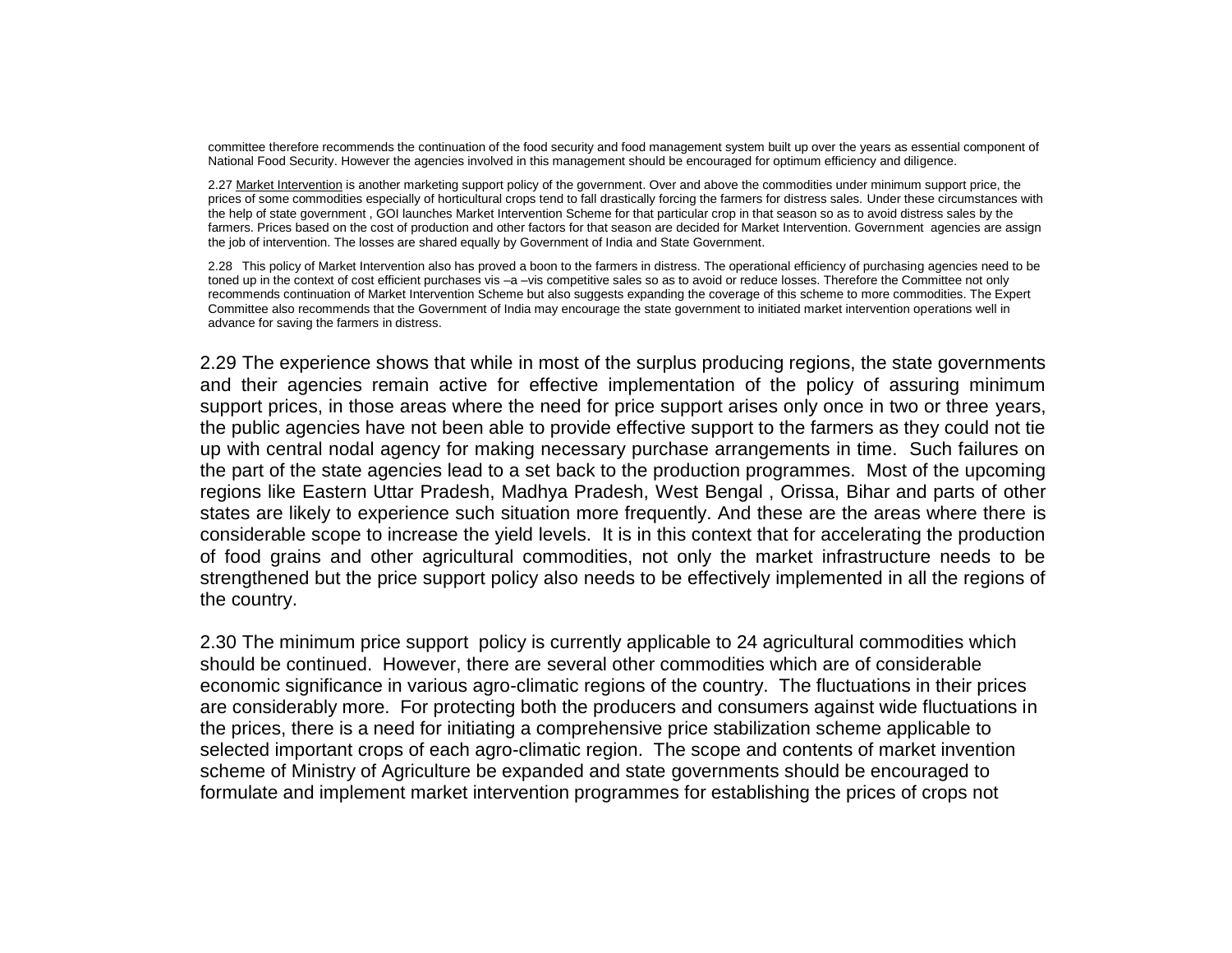committee therefore recommends the continuation of the food security and food management system built up over the years as essential component of National Food Security. However the agencies involved in this management should be encouraged for optimum efficiency and diligence.

2.27 Market Intervention is another marketing support policy of the government. Over and above the commodities under minimum support price, the prices of some commodities especially of horticultural crops tend to fall drastically forcing the farmers for distress sales. Under these circumstances with the help of state government , GOI launches Market Intervention Scheme for that particular crop in that season so as to avoid distress sales by the farmers. Prices based on the cost of production and other factors for that season are decided for Market Intervention. Government agencies are assign the job of intervention. The losses are shared equally by Government of India and State Government.

2.28 This policy of Market Intervention also has proved a boon to the farmers in distress. The operational efficiency of purchasing agencies need to be toned up in the context of cost efficient purchases vis –a –vis competitive sales so as to avoid or reduce losses. Therefore the Committee not only recommends continuation of Market Intervention Scheme but also suggests expanding the coverage of this scheme to more commodities. The Expert Committee also recommends that the Government of India may encourage the state government to initiated market intervention operations well in advance for saving the farmers in distress.

2.29 The experience shows that while in most of the surplus producing regions, the state governments and their agencies remain active for effective implementation of the policy of assuring minimum support prices, in those areas where the need for price support arises only once in two or three years, the public agencies have not been able to provide effective support to the farmers as they could not tie up with central nodal agency for making necessary purchase arrangements in time. Such failures on the part of the state agencies lead to a set back to the production programmes. Most of the upcoming regions like Eastern Uttar Pradesh, Madhya Pradesh, West Bengal , Orissa, Bihar and parts of other states are likely to experience such situation more frequently. And these are the areas where there is considerable scope to increase the yield levels. It is in this context that for accelerating the production of food grains and other agricultural commodities, not only the market infrastructure needs to be strengthened but the price support policy also needs to be effectively implemented in all the regions of the country.

2.30 The minimum price support policy is currently applicable to 24 agricultural commodities which should be continued. However, there are several other commodities which are of considerable economic significance in various agro-climatic regions of the country. The fluctuations in their prices are considerably more. For protecting both the producers and consumers against wide fluctuations in the prices, there is a need for initiating a comprehensive price stabilization scheme applicable to selected important crops of each agro-climatic region. The scope and contents of market invention scheme of Ministry of Agriculture be expanded and state governments should be encouraged to formulate and implement market intervention programmes for establishing the prices of crops not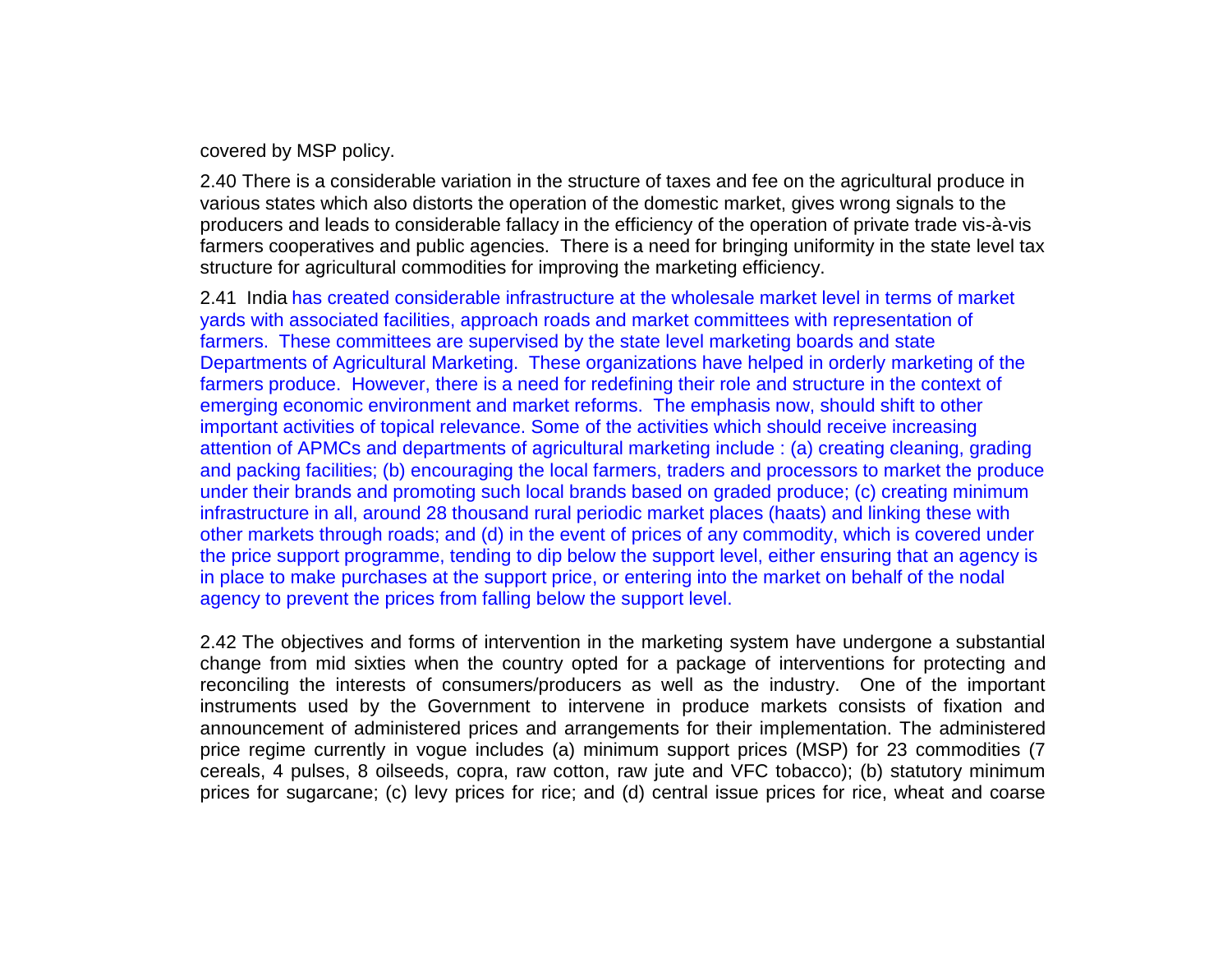covered by MSP policy.

2.40 There is a considerable variation in the structure of taxes and fee on the agricultural produce in various states which also distorts the operation of the domestic market, gives wrong signals to the producers and leads to considerable fallacy in the efficiency of the operation of private trade vis-à-vis farmers cooperatives and public agencies. There is a need for bringing uniformity in the state level tax structure for agricultural commodities for improving the marketing efficiency.

2.41 India has created considerable infrastructure at the wholesale market level in terms of market yards with associated facilities, approach roads and market committees with representation of farmers. These committees are supervised by the state level marketing boards and state Departments of Agricultural Marketing. These organizations have helped in orderly marketing of the farmers produce. However, there is a need for redefining their role and structure in the context of emerging economic environment and market reforms. The emphasis now, should shift to other important activities of topical relevance. Some of the activities which should receive increasing attention of APMCs and departments of agricultural marketing include : (a) creating cleaning, grading and packing facilities; (b) encouraging the local farmers, traders and processors to market the produce under their brands and promoting such local brands based on graded produce; (c) creating minimum infrastructure in all, around 28 thousand rural periodic market places (haats) and linking these with other markets through roads; and (d) in the event of prices of any commodity, which is covered under the price support programme, tending to dip below the support level, either ensuring that an agency is in place to make purchases at the support price, or entering into the market on behalf of the nodal agency to prevent the prices from falling below the support level.

2.42 The objectives and forms of intervention in the marketing system have undergone a substantial change from mid sixties when the country opted for a package of interventions for protecting and reconciling the interests of consumers/producers as well as the industry. One of the important instruments used by the Government to intervene in produce markets consists of fixation and announcement of administered prices and arrangements for their implementation. The administered price regime currently in vogue includes (a) minimum support prices (MSP) for 23 commodities (7 cereals, 4 pulses, 8 oilseeds, copra, raw cotton, raw jute and VFC tobacco); (b) statutory minimum prices for sugarcane; (c) levy prices for rice; and (d) central issue prices for rice, wheat and coarse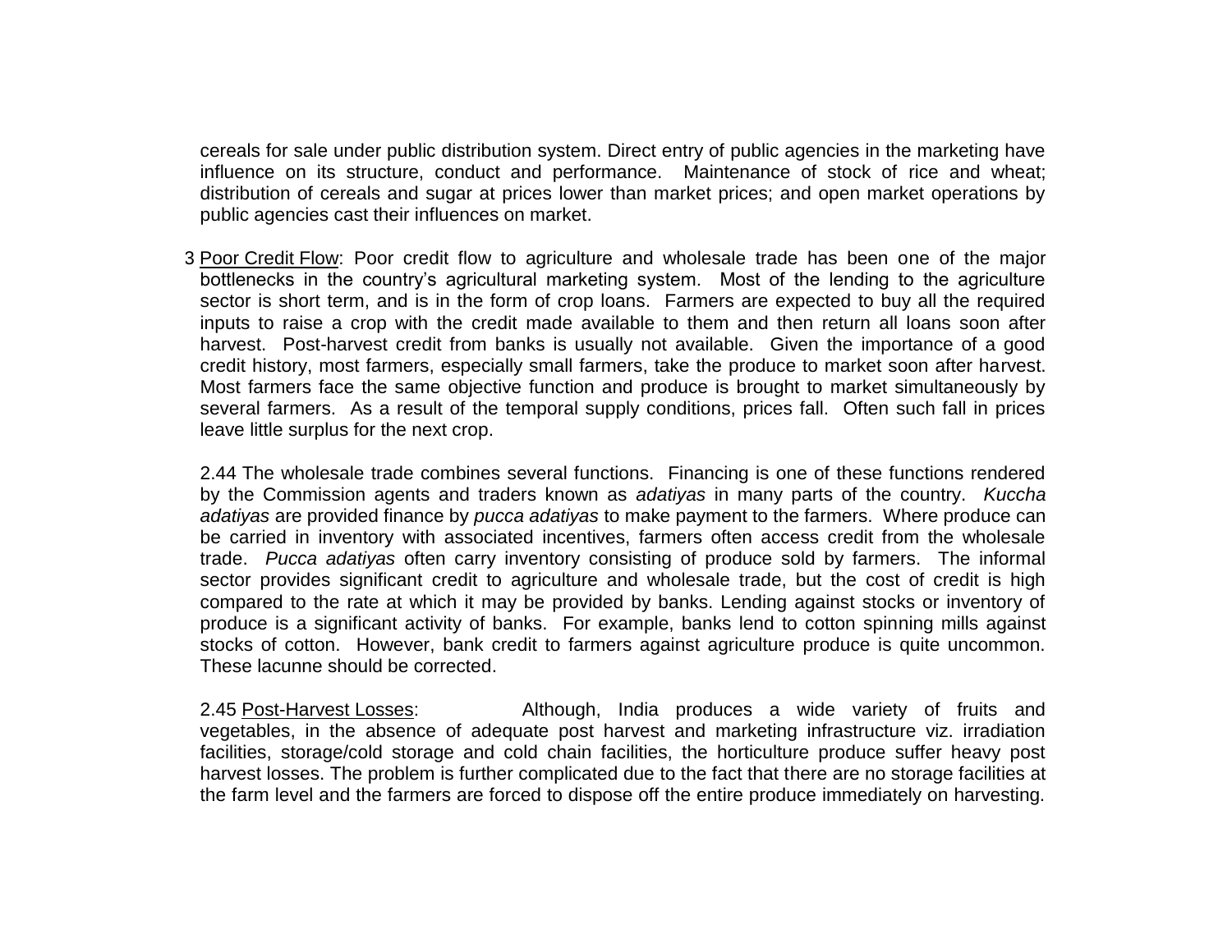cereals for sale under public distribution system. Direct entry of public agencies in the marketing have influence on its structure, conduct and performance. Maintenance of stock of rice and wheat; distribution of cereals and sugar at prices lower than market prices; and open market operations by public agencies cast their influences on market.

3 Poor Credit Flow: Poor credit flow to agriculture and wholesale trade has been one of the major bottlenecks in the country's agricultural marketing system. Most of the lending to the agriculture sector is short term, and is in the form of crop loans. Farmers are expected to buy all the required inputs to raise a crop with the credit made available to them and then return all loans soon after harvest. Post-harvest credit from banks is usually not available. Given the importance of a good credit history, most farmers, especially small farmers, take the produce to market soon after harvest. Most farmers face the same objective function and produce is brought to market simultaneously by several farmers. As a result of the temporal supply conditions, prices fall. Often such fall in prices leave little surplus for the next crop.

2.44 The wholesale trade combines several functions. Financing is one of these functions rendered by the Commission agents and traders known as *adatiyas* in many parts of the country. *Kuccha adatiyas* are provided finance by *pucca adatiyas* to make payment to the farmers. Where produce can be carried in inventory with associated incentives, farmers often access credit from the wholesale trade. *Pucca adatiyas* often carry inventory consisting of produce sold by farmers. The informal sector provides significant credit to agriculture and wholesale trade, but the cost of credit is high compared to the rate at which it may be provided by banks. Lending against stocks or inventory of produce is a significant activity of banks. For example, banks lend to cotton spinning mills against stocks of cotton. However, bank credit to farmers against agriculture produce is quite uncommon. These lacunne should be corrected.

2.45 Post-Harvest Losses: Although, India produces a wide variety of fruits and vegetables, in the absence of adequate post harvest and marketing infrastructure viz. irradiation facilities, storage/cold storage and cold chain facilities, the horticulture produce suffer heavy post harvest losses. The problem is further complicated due to the fact that there are no storage facilities at the farm level and the farmers are forced to dispose off the entire produce immediately on harvesting.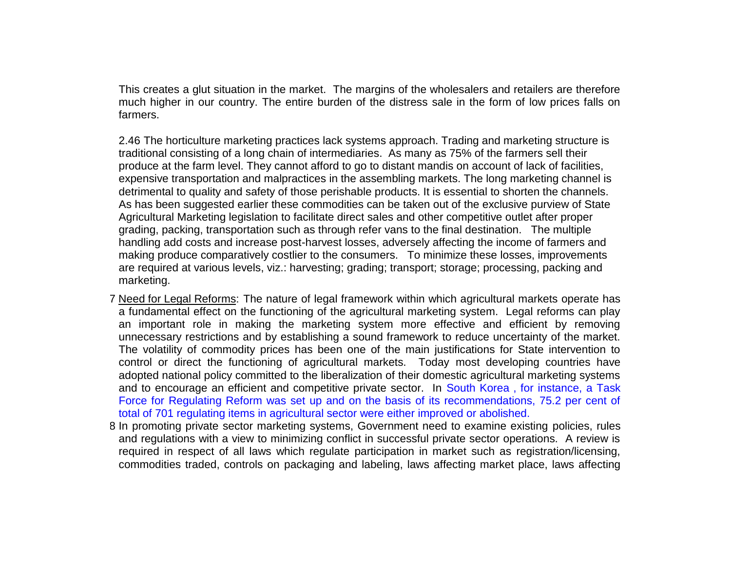This creates a glut situation in the market. The margins of the wholesalers and retailers are therefore much higher in our country. The entire burden of the distress sale in the form of low prices falls on farmers.

2.46 The horticulture marketing practices lack systems approach. Trading and marketing structure is traditional consisting of a long chain of intermediaries. As many as 75% of the farmers sell their produce at the farm level. They cannot afford to go to distant mandis on account of lack of facilities, expensive transportation and malpractices in the assembling markets. The long marketing channel is detrimental to quality and safety of those perishable products. It is essential to shorten the channels. As has been suggested earlier these commodities can be taken out of the exclusive purview of State Agricultural Marketing legislation to facilitate direct sales and other competitive outlet after proper grading, packing, transportation such as through refer vans to the final destination. The multiple handling add costs and increase post-harvest losses, adversely affecting the income of farmers and making produce comparatively costlier to the consumers. To minimize these losses, improvements are required at various levels, viz.: harvesting; grading; transport; storage; processing, packing and marketing.

7 Need for Legal Reforms: The nature of legal framework within which agricultural markets operate has a fundamental effect on the functioning of the agricultural marketing system. Legal reforms can play an important role in making the marketing system more effective and efficient by removing unnecessary restrictions and by establishing a sound framework to reduce uncertainty of the market. The volatility of commodity prices has been one of the main justifications for State intervention to control or direct the functioning of agricultural markets. Today most developing countries have adopted national policy committed to the liberalization of their domestic agricultural marketing systems and to encourage an efficient and competitive private sector. In South Korea , for instance, a Task Force for Regulating Reform was set up and on the basis of its recommendations, 75.2 per cent of total of 701 regulating items in agricultural sector were either improved or abolished.

8 In promoting private sector marketing systems, Government need to examine existing policies, rules and regulations with a view to minimizing conflict in successful private sector operations. A review is required in respect of all laws which regulate participation in market such as registration/licensing, commodities traded, controls on packaging and labeling, laws affecting market place, laws affecting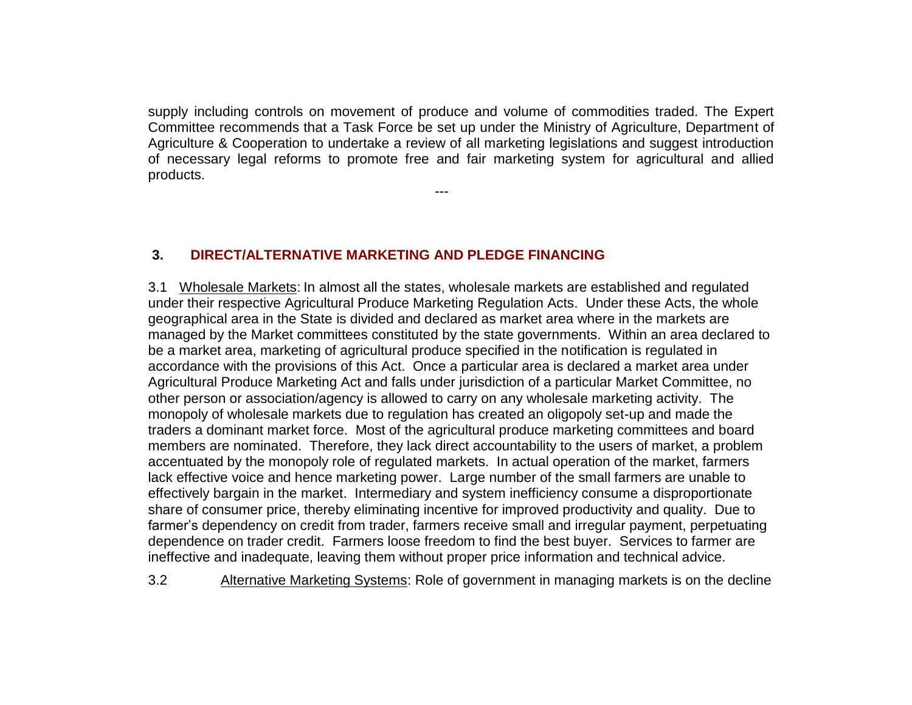supply including controls on movement of produce and volume of commodities traded. The Expert Committee recommends that a Task Force be set up under the Ministry of Agriculture, Department of Agriculture & Cooperation to undertake a review of all marketing legislations and suggest introduction of necessary legal reforms to promote free and fair marketing system for agricultural and allied products.

---

## 3. DIRECT/ALTERNATIVE MARKETING AND PLEDGE FINANCING

3.1 Wholesale Markets: In almost all the states, wholesale markets are established and regulated under their respective Agricultural Produce Marketing Regulation Acts. Under these Acts, the whole geographical area in the State is divided and declared as market area where in the markets are managed by the Market committees constituted by the state governments. Within an area declared to be a market area, marketing of agricultural produce specified in the notification is regulated in accordance with the provisions of this Act. Once a particular area is declared a market area under Agricultural Produce Marketing Act and falls under jurisdiction of a particular Market Committee, no other person or association/agency is allowed to carry on any wholesale marketing activity. The monopoly of wholesale markets due to regulation has created an oligopoly set-up and made the traders a dominant market force. Most of the agricultural produce marketing committees and board members are nominated. Therefore, they lack direct accountability to the users of market, a problem accentuated by the monopoly role of regulated markets. In actual operation of the market, farmers lack effective voice and hence marketing power. Large number of the small farmers are unable to effectively bargain in the market. Intermediary and system inefficiency consume a disproportionate share of consumer price, thereby eliminating incentive for improved productivity and quality. Due to farmer's dependency on credit from trader, farmers receive small and irregular payment, perpetuating dependence on trader credit. Farmers loose freedom to find the best buyer. Services to farmer are ineffective and inadequate, leaving them without proper price information and technical advice.

3.2 Alternative Marketing Systems: Role of government in managing markets is on the decline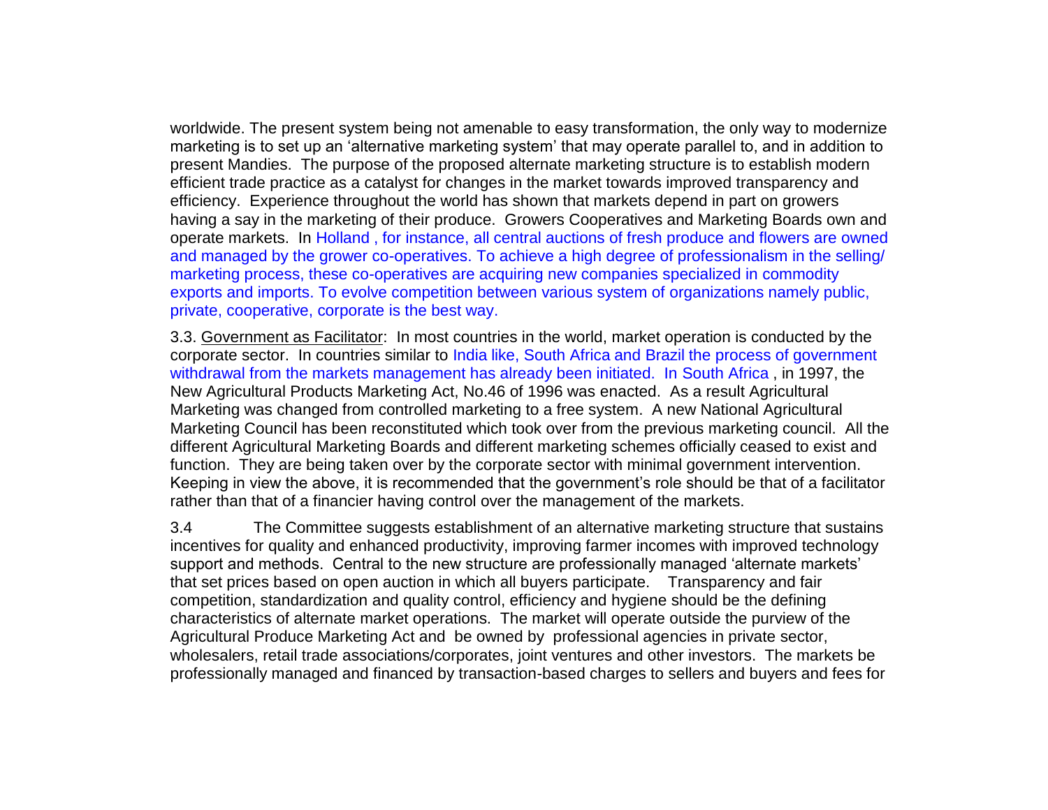worldwide. The present system being not amenable to easy transformation, the only way to modernize marketing is to set up an 'alternative marketing system' that may operate parallel to, and in addition to present Mandies. The purpose of the proposed alternate marketing structure is to establish modern efficient trade practice as a catalyst for changes in the market towards improved transparency and efficiency. Experience throughout the world has shown that markets depend in part on growers having a say in the marketing of their produce. Growers Cooperatives and Marketing Boards own and operate markets. In Holland , for instance, all central auctions of fresh produce and flowers are owned and managed by the grower co-operatives. To achieve a high degree of professionalism in the selling/ marketing process, these co-operatives are acquiring new companies specialized in commodity exports and imports. To evolve competition between various system of organizations namely public, private, cooperative, corporate is the best way.

3.3. Government as Facilitator: In most countries in the world, market operation is conducted by the corporate sector. In countries similar to India like, South Africa and Brazil the process of government withdrawal from the markets management has already been initiated. In South Africa , in 1997, the New Agricultural Products Marketing Act, No.46 of 1996 was enacted. As a result Agricultural Marketing was changed from controlled marketing to a free system. A new National Agricultural Marketing Council has been reconstituted which took over from the previous marketing council. All the different Agricultural Marketing Boards and different marketing schemes officially ceased to exist and function. They are being taken over by the corporate sector with minimal government intervention. Keeping in view the above, it is recommended that the government's role should be that of a facilitator rather than that of a financier having control over the management of the markets.

3.4 The Committee suggests establishment of an alternative marketing structure that sustains incentives for quality and enhanced productivity, improving farmer incomes with improved technology support and methods. Central to the new structure are professionally managed 'alternate markets' that set prices based on open auction in which all buyers participate. Transparency and fair competition, standardization and quality control, efficiency and hygiene should be the defining characteristics of alternate market operations. The market will operate outside the purview of the Agricultural Produce Marketing Act and be owned by professional agencies in private sector, wholesalers, retail trade associations/corporates, joint ventures and other investors. The markets be professionally managed and financed by transaction-based charges to sellers and buyers and fees for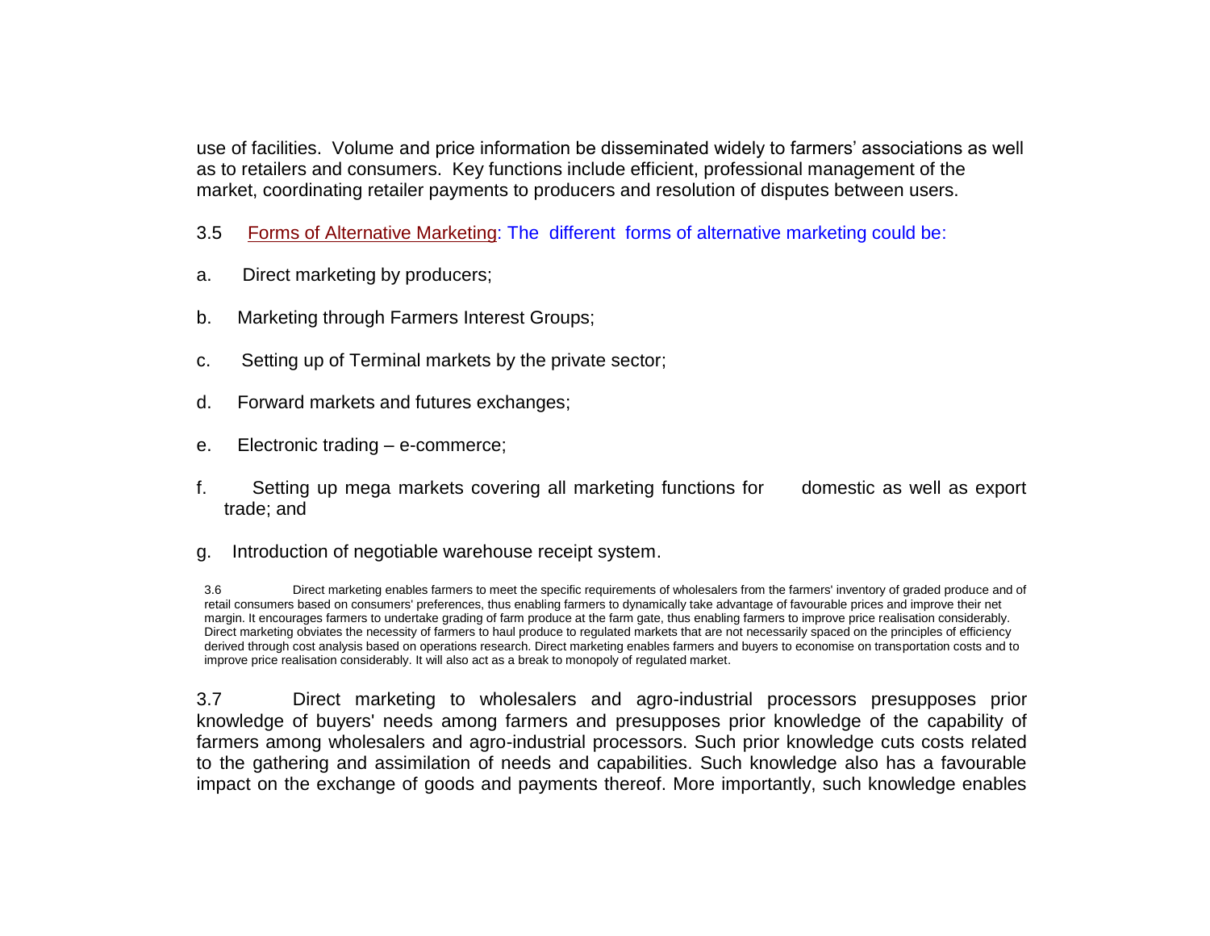use of facilities. Volume and price information be disseminated widely to farmers' associations as well as to retailers and consumers. Key functions include efficient, professional management of the market, coordinating retailer payments to producers and resolution of disputes between users.

3.5 Forms of Alternative Marketing: The different forms of alternative marketing could be:

a. Direct marketing by producers;

b. Marketing through Farmers Interest Groups;

c. Setting up of Terminal markets by the private sector;

d. Forward markets and futures exchanges;

e. Electronic trading – e-commerce;

f. Setting up mega markets covering all marketing functions for domestic as well as export trade; and

g. Introduction of negotiable warehouse receipt system.

3.6 Direct marketing enables farmers to meet the specific requirements of wholesalers from the farmers' inventory of graded produce and of retail consumers based on consumers' preferences, thus enabling farmers to dynamically take advantage of favourable prices and improve their net margin. It encourages farmers to undertake grading of farm produce at the farm gate, thus enabling farmers to improve price realisation considerably. Direct marketing obviates the necessity of farmers to haul produce to regulated markets that are not necessarily spaced on the principles of efficiency derived through cost analysis based on operations research. Direct marketing enables farmers and buyers to economise on transportation costs and to improve price realisation considerably. It will also act as a break to monopoly of regulated market.

3.7 Direct marketing to wholesalers and agro-industrial processors presupposes prior knowledge of buyers' needs among farmers and presupposes prior knowledge of the capability of farmers among wholesalers and agro-industrial processors. Such prior knowledge cuts costs related to the gathering and assimilation of needs and capabilities. Such knowledge also has a favourable impact on the exchange of goods and payments thereof. More importantly, such knowledge enables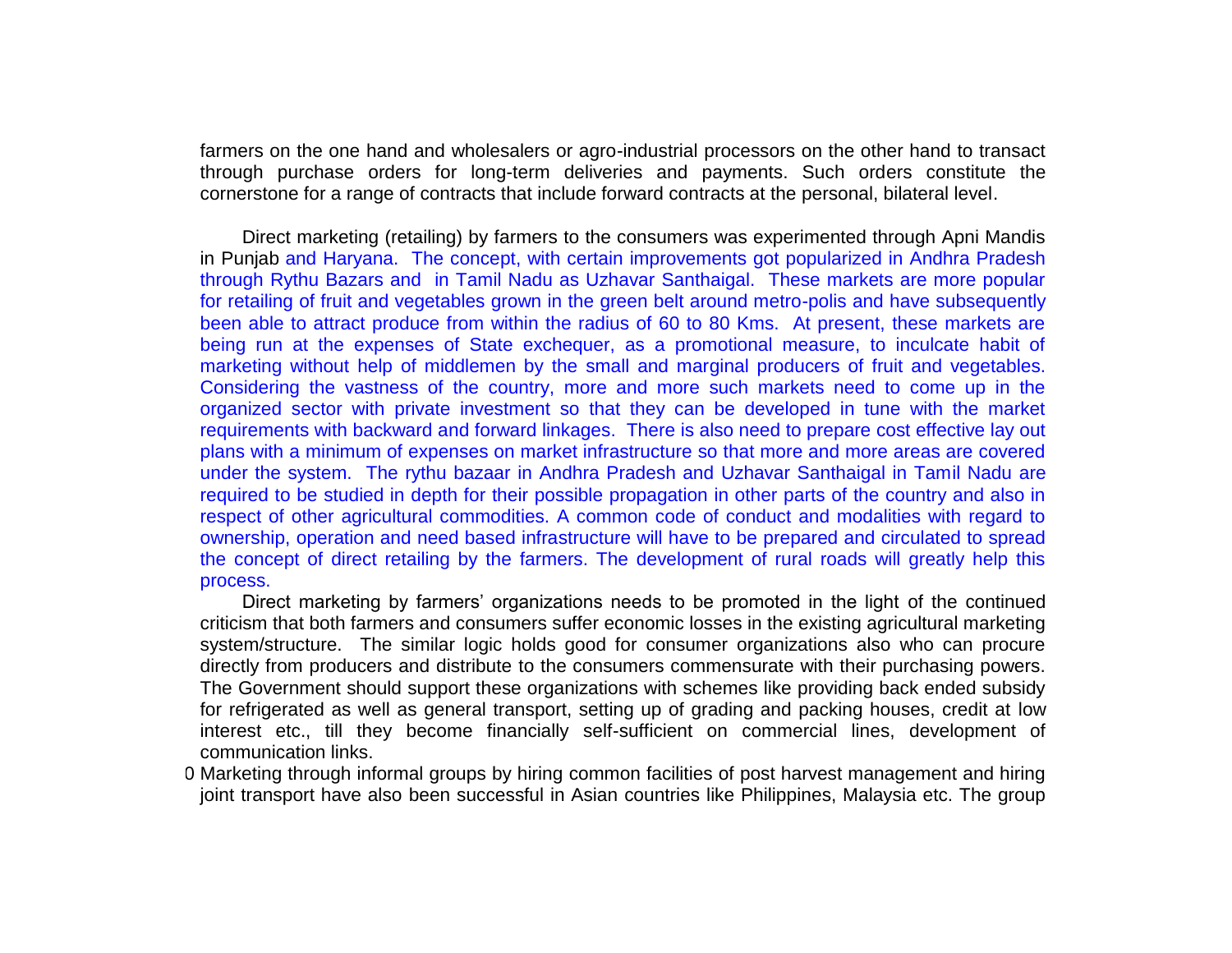farmers on the one hand and wholesalers or agro-industrial processors on the other hand to transact through purchase orders for long-term deliveries and payments. Such orders constitute the cornerstone for a range of contracts that include forward contracts at the personal, bilateral level.

Direct marketing (retailing) by farmers to the consumers was experimented through Apni Mandis in Punjab and Haryana. The concept, with certain improvements got popularized in Andhra Pradesh through Rythu Bazars and in Tamil Nadu as Uzhavar Santhaigal. These markets are more popular for retailing of fruit and vegetables grown in the green belt around metro-polis and have subsequently been able to attract produce from within the radius of 60 to 80 Kms. At present, these markets are being run at the expenses of State exchequer, as a promotional measure, to inculcate habit of marketing without help of middlemen by the small and marginal producers of fruit and vegetables. Considering the vastness of the country, more and more such markets need to come up in the organized sector with private investment so that they can be developed in tune with the market requirements with backward and forward linkages. There is also need to prepare cost effective lay out plans with a minimum of expenses on market infrastructure so that more and more areas are covered under the system. The rythu bazaar in Andhra Pradesh and Uzhavar Santhaigal in Tamil Nadu are required to be studied in depth for their possible propagation in other parts of the country and also in respect of other agricultural commodities. A common code of conduct and modalities with regard to ownership, operation and need based infrastructure will have to be prepared and circulated to spread the concept of direct retailing by the farmers. The development of rural roads will greatly help this process.

Direct marketing by farmers' organizations needs to be promoted in the light of the continued criticism that both farmers and consumers suffer economic losses in the existing agricultural marketing system/structure. The similar logic holds good for consumer organizations also who can procure directly from producers and distribute to the consumers commensurate with their purchasing powers. The Government should support these organizations with schemes like providing back ended subsidy for refrigerated as well as general transport, setting up of grading and packing houses, credit at low interest etc., till they become financially self-sufficient on commercial lines, development of communication links.

0 Marketing through informal groups by hiring common facilities of post harvest management and hiring joint transport have also been successful in Asian countries like Philippines, Malaysia etc. The group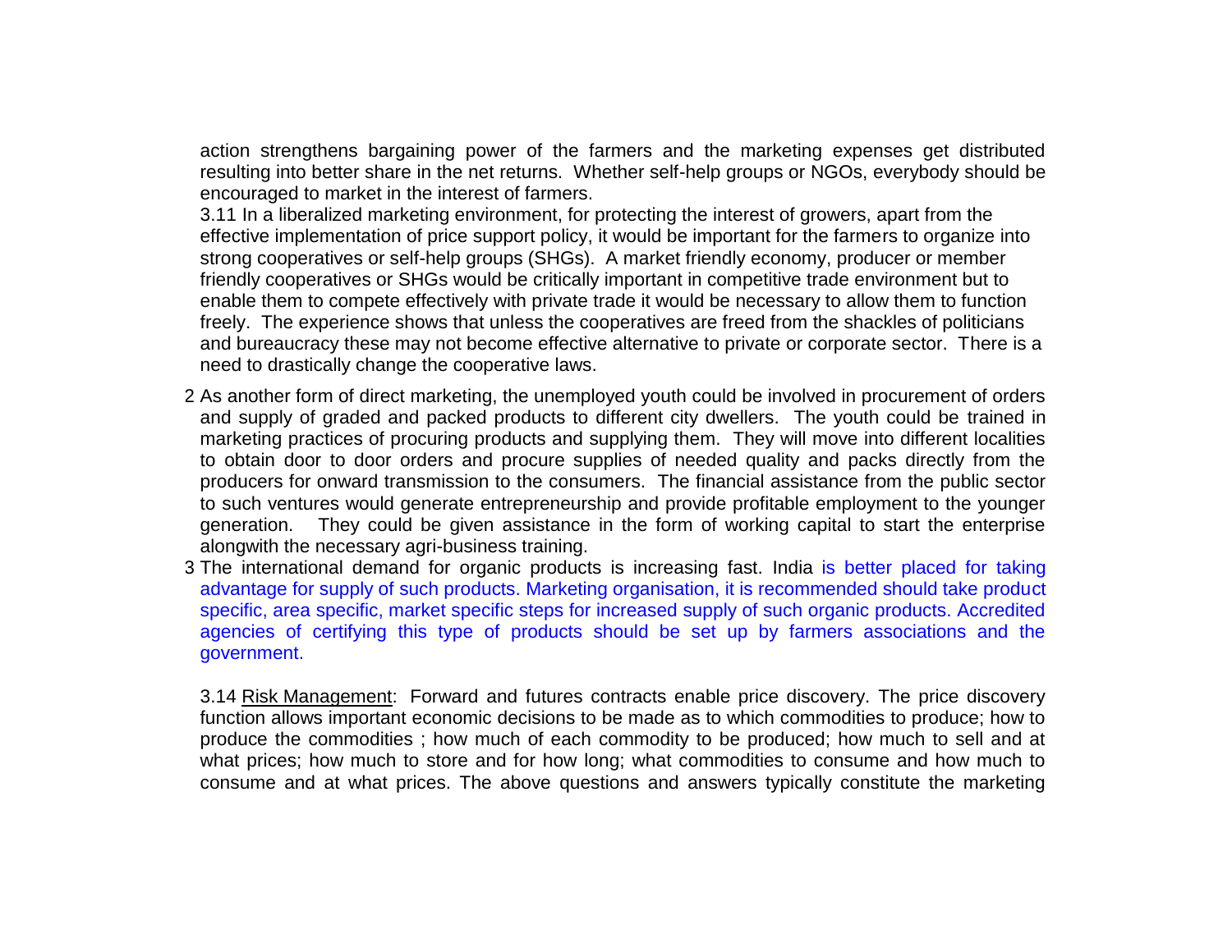action strengthens bargaining power of the farmers and the marketing expenses get distributed resulting into better share in the net returns. Whether self-help groups or NGOs, everybody should be encouraged to market in the interest of farmers.

3.11 In a liberalized marketing environment, for protecting the interest of growers, apart from the effective implementation of price support policy, it would be important for the farmers to organize into strong cooperatives or self-help groups (SHGs). A market friendly economy, producer or member friendly cooperatives or SHGs would be critically important in competitive trade environment but to enable them to compete effectively with private trade it would be necessary to allow them to function freely. The experience shows that unless the cooperatives are freed from the shackles of politicians and bureaucracy these may not become effective alternative to private or corporate sector. There is a need to drastically change the cooperative laws.

2 As another form of direct marketing, the unemployed youth could be involved in procurement of orders and supply of graded and packed products to different city dwellers. The youth could be trained in marketing practices of procuring products and supplying them. They will move into different localities to obtain door to door orders and procure supplies of needed quality and packs directly from the producers for onward transmission to the consumers. The financial assistance from the public sector to such ventures would generate entrepreneurship and provide profitable employment to the younger generation. They could be given assistance in the form of working capital to start the enterprise alongwith the necessary agri-business training.

3 The international demand for organic products is increasing fast. India is better placed for taking advantage for supply of such products. Marketing organisation, it is recommended should take product specific, area specific, market specific steps for increased supply of such organic products. Accredited agencies of certifying this type of products should be set up by farmers associations and the government.

3.14 Risk Management: Forward and futures contracts enable price discovery. The price discovery function allows important economic decisions to be made as to which commodities to produce; how to produce the commodities ; how much of each commodity to be produced; how much to sell and at what prices; how much to store and for how long; what commodities to consume and how much to consume and at what prices. The above questions and answers typically constitute the marketing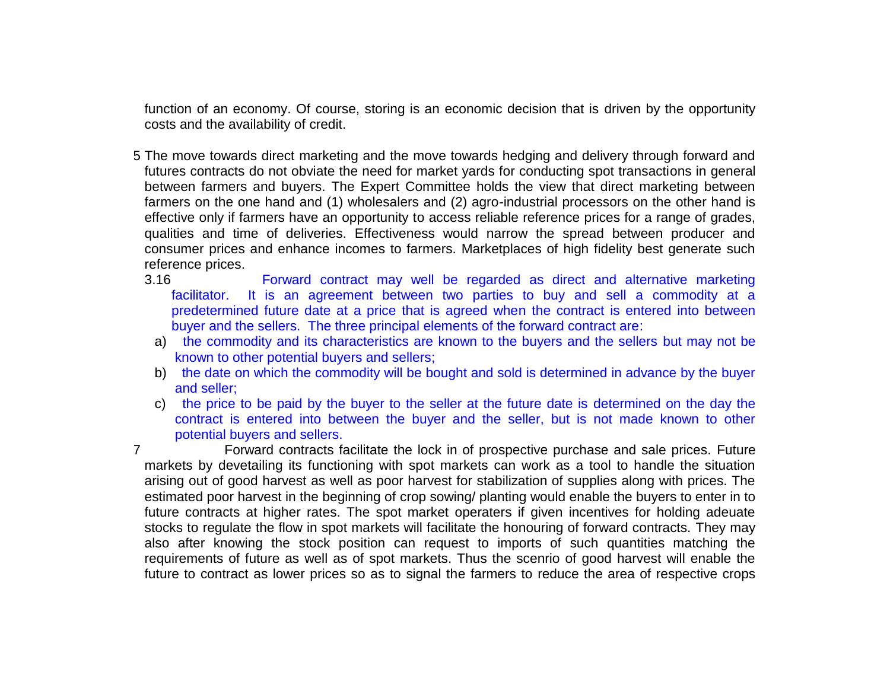function of an economy. Of course, storing is an economic decision that is driven by the opportunity costs and the availability of credit.

5 The move towards direct marketing and the move towards hedging and delivery through forward and futures contracts do not obviate the need for market yards for conducting spot transactions in general between farmers and buyers. The Expert Committee holds the view that direct marketing between farmers on the one hand and (1) wholesalers and (2) agro-industrial processors on the other hand is effective only if farmers have an opportunity to access reliable reference prices for a range of grades, qualities and time of deliveries. Effectiveness would narrow the spread between producer and consumer prices and enhance incomes to farmers. Marketplaces of high fidelity best generate such reference prices.

3.16 Forward contract may well be regarded as direct and alternative marketing facilitator. It is an agreement between two parties to buy and sell a commodity at a predetermined future date at a price that is agreed when the contract is entered into between buyer and the sellers. The three principal elements of the forward contract are:

a) the commodity and its characteristics are known to the buyers and the sellers but may not be known to other potential buyers and sellers;

b) the date on which the commodity will be bought and sold is determined in advance by the buyer and seller;

c) the price to be paid by the buyer to the seller at the future date is determined on the day the contract is entered into between the buyer and the seller, but is not made known to other potential buyers and sellers.

7 Forward contracts facilitate the lock in of prospective purchase and sale prices. Future markets by devetailing its functioning with spot markets can work as a tool to handle the situation arising out of good harvest as well as poor harvest for stabilization of supplies along with prices. The estimated poor harvest in the beginning of crop sowing/ planting would enable the buyers to enter in to future contracts at higher rates. The spot market operaters if given incentives for holding adeuate stocks to regulate the flow in spot markets will facilitate the honouring of forward contracts. They may also after knowing the stock position can request to imports of such quantities matching the requirements of future as well as of spot markets. Thus the scenrio of good harvest will enable the future to contract as lower prices so as to signal the farmers to reduce the area of respective crops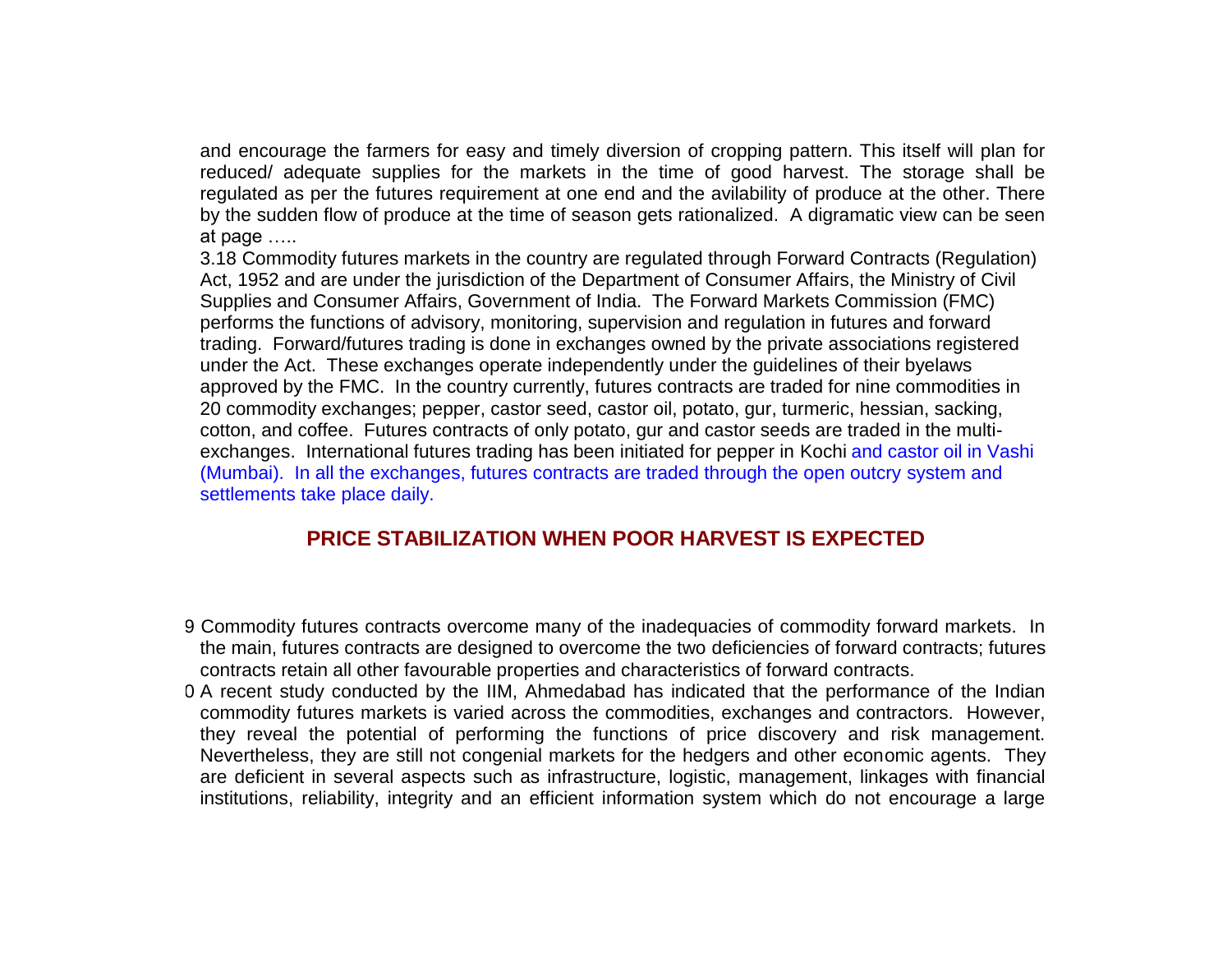and encourage the farmers for easy and timely diversion of cropping pattern. This itself will plan for reduced/ adequate supplies for the markets in the time of good harvest. The storage shall be regulated as per the futures requirement at one end and the avilability of produce at the other. There by the sudden flow of produce at the time of season gets rationalized. A digramatic view can be seen at page …..

3.18 Commodity futures markets in the country are regulated through Forward Contracts (Regulation) Act, 1952 and are under the jurisdiction of the Department of Consumer Affairs, the Ministry of Civil Supplies and Consumer Affairs, Government of India. The Forward Markets Commission (FMC) performs the functions of advisory, monitoring, supervision and regulation in futures and forward trading. Forward/futures trading is done in exchanges owned by the private associations registered under the Act. These exchanges operate independently under the guidelines of their byelaws approved by the FMC. In the country currently, futures contracts are traded for nine commodities in 20 commodity exchanges; pepper, castor seed, castor oil, potato, gur, turmeric, hessian, sacking, cotton, and coffee. Futures contracts of only potato, gur and castor seeds are traded in the multi-exchanges. International futures trading has been initiated for pepper in Kochi and castor oil in Vashi (Mumbai). In all the exchanges, futures contracts are traded through the open outcry system and settlements take place daily.

## PRICE STABILIZATION WHEN POOR HARVEST IS EXPECTED

9 Commodity futures contracts overcome many of the inadequacies of commodity forward markets. In the main, futures contracts are designed to overcome the two deficiencies of forward contracts; futures contracts retain all other favourable properties and characteristics of forward contracts.

0 A recent study conducted by the IIM, Ahmedabad has indicated that the performance of the Indian commodity futures markets is varied across the commodities, exchanges and contractors. However, they reveal the potential of performing the functions of price discovery and risk management. Nevertheless, they are still not congenial markets for the hedgers and other economic agents. They are deficient in several aspects such as infrastructure, logistic, management, linkages with financial institutions, reliability, integrity and an efficient information system which do not encourage a large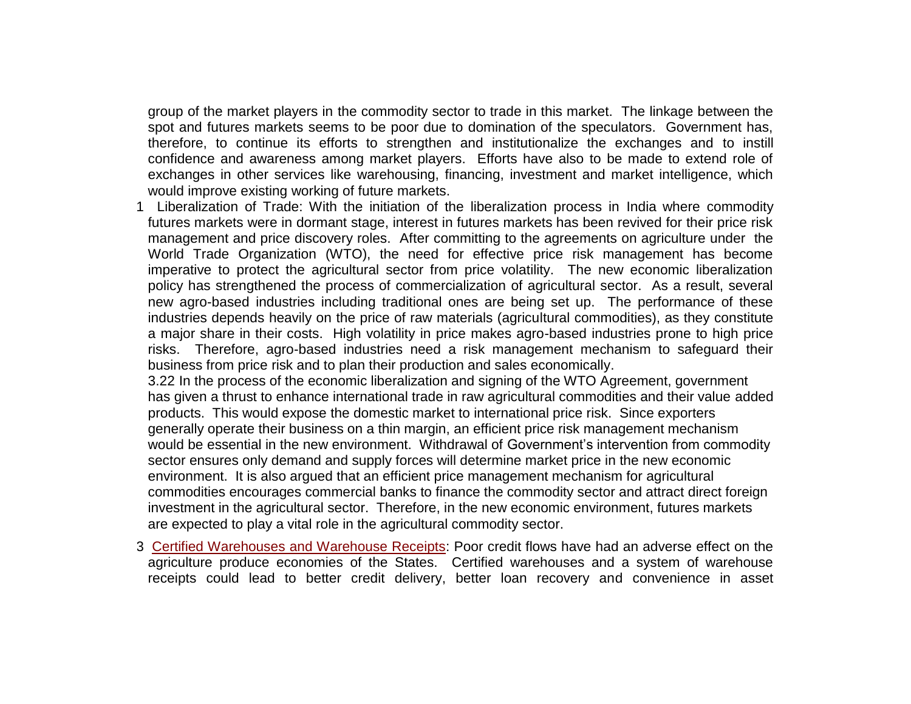group of the market players in the commodity sector to trade in this market. The linkage between the spot and futures markets seems to be poor due to domination of the speculators. Government has, therefore, to continue its efforts to strengthen and institutionalize the exchanges and to instill confidence and awareness among market players. Efforts have also to be made to extend role of exchanges in other services like warehousing, financing, investment and market intelligence, which would improve existing working of future markets.

1 Liberalization of Trade: With the initiation of the liberalization process in India where commodity futures markets were in dormant stage, interest in futures markets has been revived for their price risk management and price discovery roles. After committing to the agreements on agriculture under the World Trade Organization (WTO), the need for effective price risk management has become imperative to protect the agricultural sector from price volatility. The new economic liberalization policy has strengthened the process of commercialization of agricultural sector. As a result, several new agro-based industries including traditional ones are being set up. The performance of these industries depends heavily on the price of raw materials (agricultural commodities), as they constitute a major share in their costs. High volatility in price makes agro-based industries prone to high price risks. Therefore, agro-based industries need a risk management mechanism to safeguard their business from price risk and to plan their production and sales economically.

3.22 In the process of the economic liberalization and signing of the WTO Agreement, government has given a thrust to enhance international trade in raw agricultural commodities and their value added products. This would expose the domestic market to international price risk. Since exporters generally operate their business on a thin margin, an efficient price risk management mechanism would be essential in the new environment. Withdrawal of Government's intervention from commodity sector ensures only demand and supply forces will determine market price in the new economic environment. It is also argued that an efficient price management mechanism for agricultural commodities encourages commercial banks to finance the commodity sector and attract direct foreign investment in the agricultural sector. Therefore, in the new economic environment, futures markets are expected to play a vital role in the agricultural commodity sector.

3 Certified Warehouses and Warehouse Receipts: Poor credit flows have had an adverse effect on the agriculture produce economies of the States. Certified warehouses and a system of warehouse receipts could lead to better credit delivery, better loan recovery and convenience in asset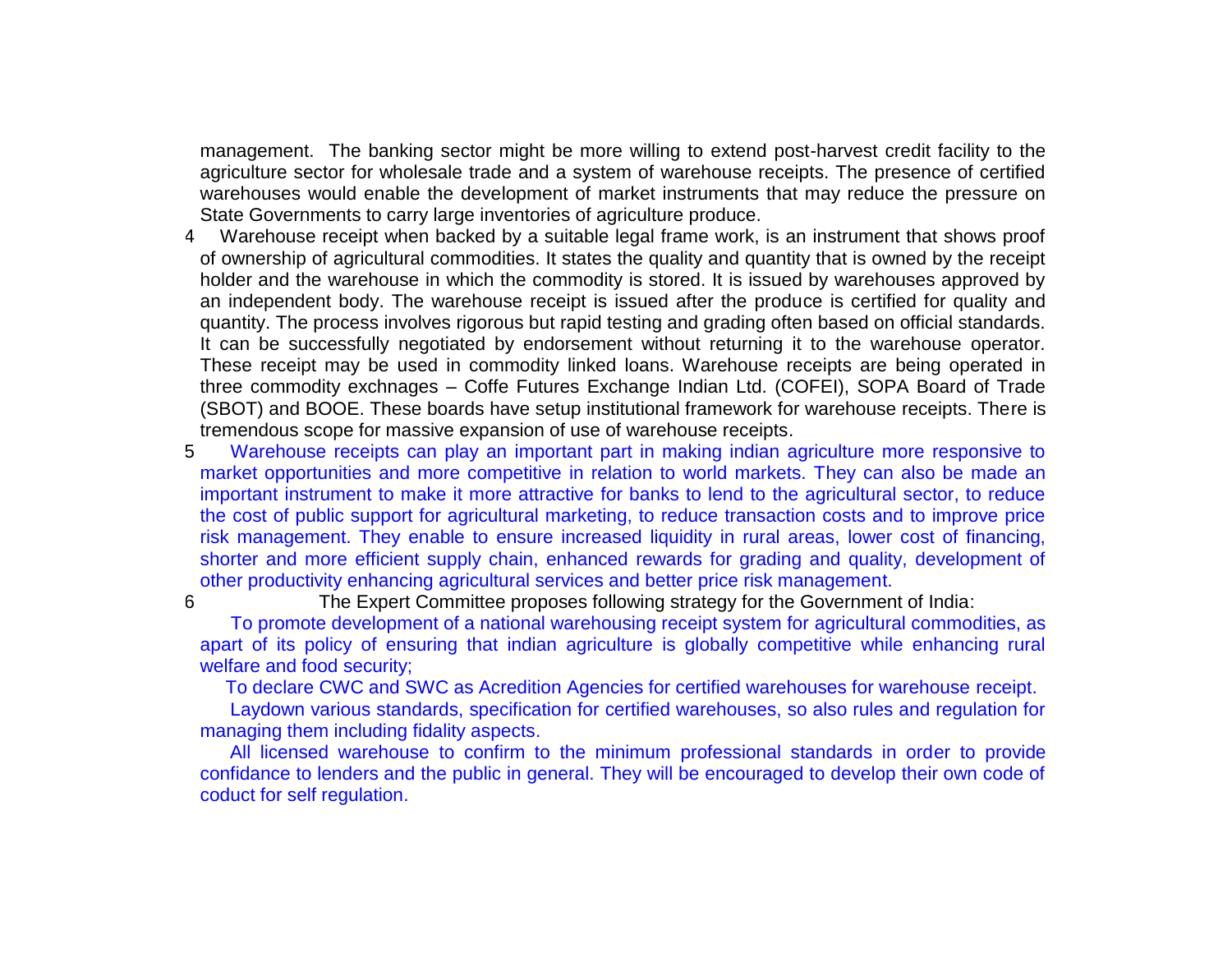management. The banking sector might be more willing to extend post-harvest credit facility to the agriculture sector for wholesale trade and a system of warehouse receipts. The presence of certified warehouses would enable the development of market instruments that may reduce the pressure on State Governments to carry large inventories of agriculture produce.

4 Warehouse receipt when backed by a suitable legal frame work, is an instrument that shows proof of ownership of agricultural commodities. It states the quality and quantity that is owned by the receipt holder and the warehouse in which the commodity is stored. It is issued by warehouses approved by an independent body. The warehouse receipt is issued after the produce is certified for quality and quantity. The process involves rigorous but rapid testing and grading often based on official standards. It can be successfully negotiated by endorsement without returning it to the warehouse operator. These receipt may be used in commodity linked loans. Warehouse receipts are being operated in three commodity exchnages – Coffe Futures Exchange Indian Ltd. (COFEI), SOPA Board of Trade (SBOT) and BOOE. These boards have setup institutional framework for warehouse receipts. There is tremendous scope for massive expansion of use of warehouse receipts.

5 Warehouse receipts can play an important part in making indian agriculture more responsive to market opportunities and more competitive in relation to world markets. They can also be made an important instrument to make it more attractive for banks to lend to the agricultural sector, to reduce the cost of public support for agricultural marketing, to reduce transaction costs and to improve price risk management. They enable to ensure increased liquidity in rural areas, lower cost of financing, shorter and more efficient supply chain, enhanced rewards for grading and quality, development of other productivity enhancing agricultural services and better price risk management.

6 The Expert Committee proposes following strategy for the Government of India:

To promote development of a national warehousing receipt system for agricultural commodities, as apart of its policy of ensuring that indian agriculture is globally competitive while enhancing rural welfare and food security;

To declare CWC and SWC as Acredition Agencies for certified warehouses for warehouse receipt.

Laydown various standards, specification for certified warehouses, so also rules and regulation for managing them including fidality aspects.

All licensed warehouse to confirm to the minimum professional standards in order to provide confidance to lenders and the public in general. They will be encouraged to develop their own code of coduct for self regulation.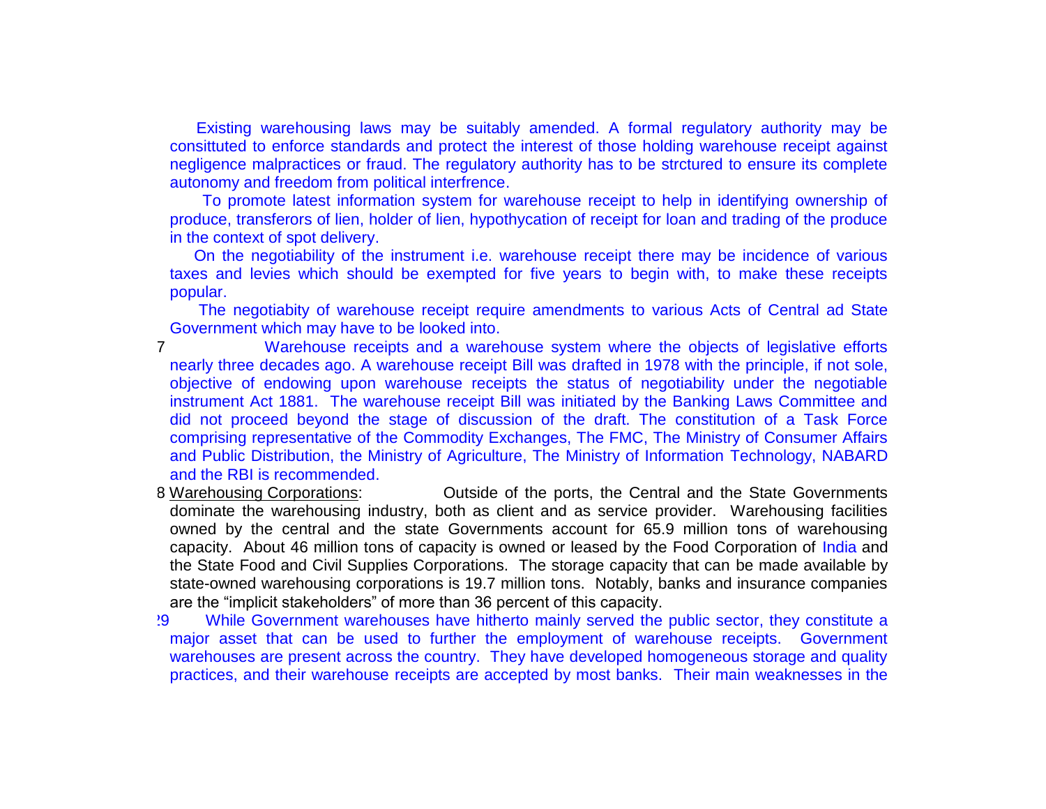Existing warehousing laws may be suitably amended. A formal regulatory authority may be consittuted to enforce standards and protect the interest of those holding warehouse receipt against negligence malpractices or fraud. The regulatory authority has to be strctured to ensure its complete autonomy and freedom from political interfrence.

To promote latest information system for warehouse receipt to help in identifying ownership of produce, transferors of lien, holder of lien, hypothycation of receipt for loan and trading of the produce in the context of spot delivery.

On the negotiability of the instrument i.e. warehouse receipt there may be incidence of various taxes and levies which should be exempted for five years to begin with, to make these receipts popular.

The negotiabity of warehouse receipt require amendments to various Acts of Central ad State Government which may have to be looked into.

7 Warehouse receipts and a warehouse system where the objects of legislative efforts nearly three decades ago. A warehouse receipt Bill was drafted in 1978 with the principle, if not sole, objective of endowing upon warehouse receipts the status of negotiability under the negotiable instrument Act 1881. The warehouse receipt Bill was initiated by the Banking Laws Committee and did not proceed beyond the stage of discussion of the draft. The constitution of a Task Force comprising representative of the Commodity Exchanges, The FMC, The Ministry of Consumer Affairs and Public Distribution, the Ministry of Agriculture, The Ministry of Information Technology, NABARD and the RBI is recommended.

8 Warehousing Corporations: Outside of the ports, the Central and the State Governments dominate the warehousing industry, both as client and as service provider. Warehousing facilities owned by the central and the state Governments account for 65.9 million tons of warehousing capacity. About 46 million tons of capacity is owned or leased by the Food Corporation of India and the State Food and Civil Supplies Corporations. The storage capacity that can be made available by state-owned warehousing corporations is 19.7 million tons. Notably, banks and insurance companies are the "implicit stakeholders" of more than 36 percent of this capacity.

29 While Government warehouses have hitherto mainly served the public sector, they constitute a major asset that can be used to further the employment of warehouse receipts. Government warehouses are present across the country. They have developed homogeneous storage and quality practices, and their warehouse receipts are accepted by most banks. Their main weaknesses in the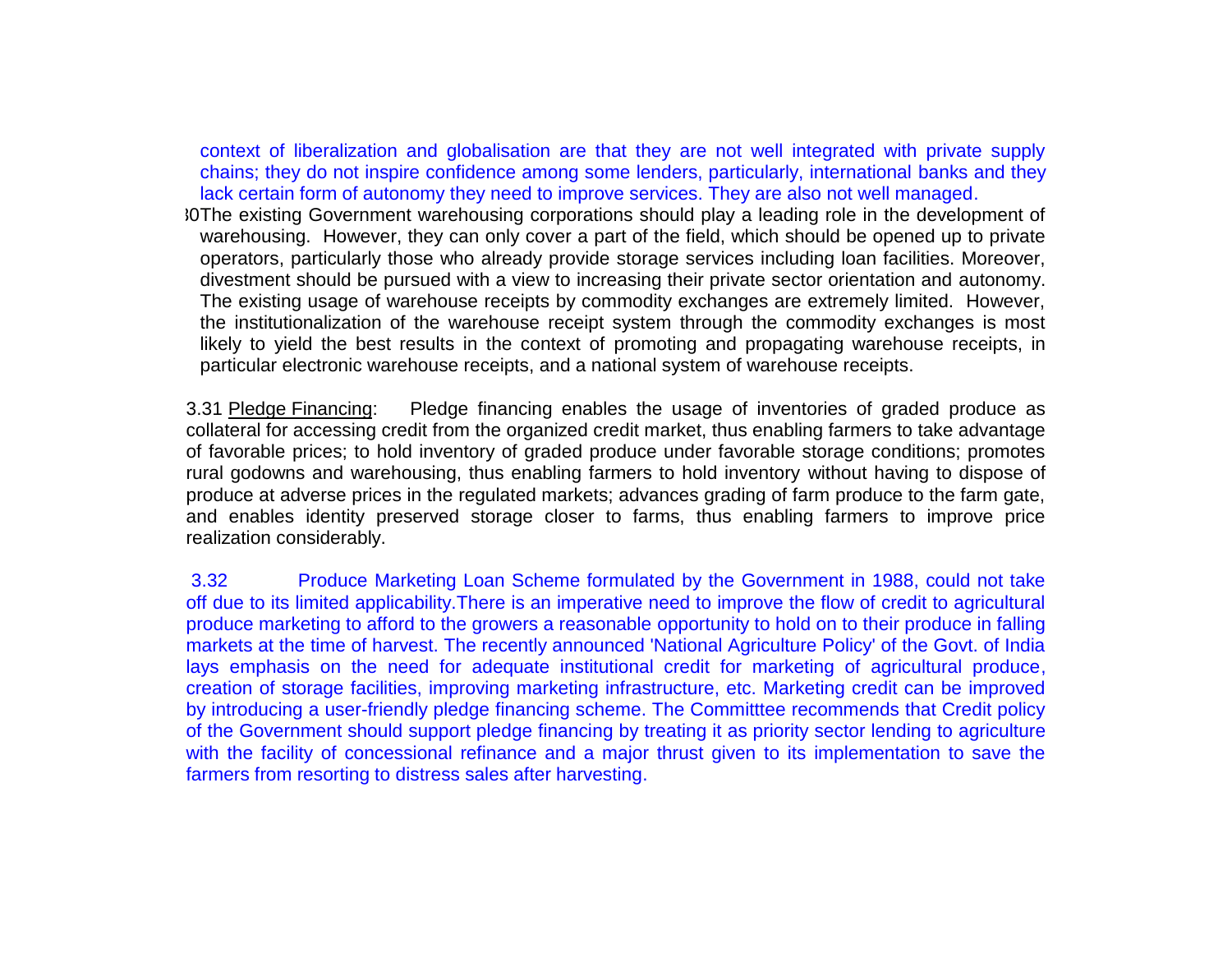context of liberalization and globalisation are that they are not well integrated with private supply chains; they do not inspire confidence among some lenders, particularly, international banks and they lack certain form of autonomy they need to improve services. They are also not well managed.

30The existing Government warehousing corporations should play a leading role in the development of warehousing. However, they can only cover a part of the field, which should be opened up to private operators, particularly those who already provide storage services including loan facilities. Moreover, divestment should be pursued with a view to increasing their private sector orientation and autonomy. The existing usage of warehouse receipts by commodity exchanges are extremely limited. However, the institutionalization of the warehouse receipt system through the commodity exchanges is most likely to yield the best results in the context of promoting and propagating warehouse receipts, in particular electronic warehouse receipts, and a national system of warehouse receipts.

3.31 Pledge Financing: Pledge financing enables the usage of inventories of graded produce as collateral for accessing credit from the organized credit market, thus enabling farmers to take advantage of favorable prices; to hold inventory of graded produce under favorable storage conditions; promotes rural godowns and warehousing, thus enabling farmers to hold inventory without having to dispose of produce at adverse prices in the regulated markets; advances grading of farm produce to the farm gate, and enables identity preserved storage closer to farms, thus enabling farmers to improve price realization considerably.

3.32 Produce Marketing Loan Scheme formulated by the Government in 1988, could not take off due to its limited applicability.There is an imperative need to improve the flow of credit to agricultural produce marketing to afford to the growers a reasonable opportunity to hold on to their produce in falling markets at the time of harvest. The recently announced 'National Agriculture Policy' of the Govt. of India lays emphasis on the need for adequate institutional credit for marketing of agricultural produce, creation of storage facilities, improving marketing infrastructure, etc. Marketing credit can be improved by introducing a user-friendly pledge financing scheme. The Committtee recommends that Credit policy of the Government should support pledge financing by treating it as priority sector lending to agriculture with the facility of concessional refinance and a major thrust given to its implementation to save the farmers from resorting to distress sales after harvesting.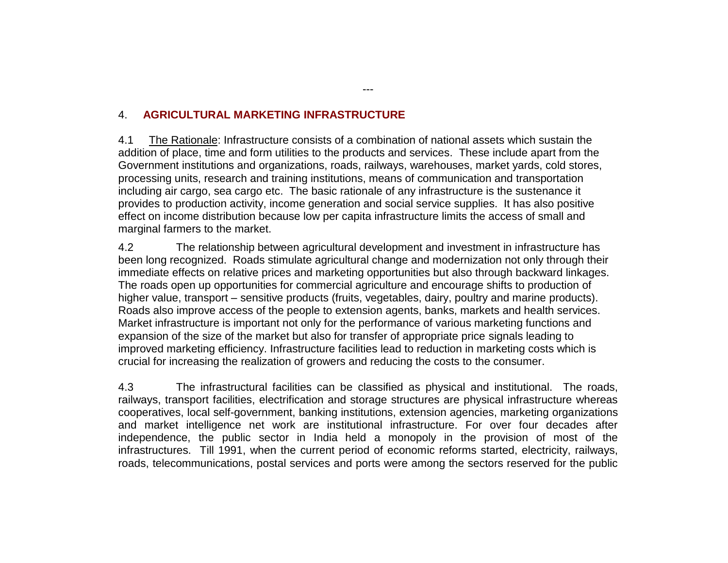## 4. AGRICULTURAL MARKETING INFRASTRUCTURE

4.1 The Rationale: Infrastructure consists of a combination of national assets which sustain the addition of place, time and form utilities to the products and services. These include apart from the Government institutions and organizations, roads, railways, warehouses, market yards, cold stores, processing units, research and training institutions, means of communication and transportation including air cargo, sea cargo etc. The basic rationale of any infrastructure is the sustenance it provides to production activity, income generation and social service supplies. It has also positive effect on income distribution because low per capita infrastructure limits the access of small and marginal farmers to the market.

4.2 The relationship between agricultural development and investment in infrastructure has been long recognized. Roads stimulate agricultural change and modernization not only through their immediate effects on relative prices and marketing opportunities but also through backward linkages. The roads open up opportunities for commercial agriculture and encourage shifts to production of higher value, transport – sensitive products (fruits, vegetables, dairy, poultry and marine products). Roads also improve access of the people to extension agents, banks, markets and health services. Market infrastructure is important not only for the performance of various marketing functions and expansion of the size of the market but also for transfer of appropriate price signals leading to improved marketing efficiency. Infrastructure facilities lead to reduction in marketing costs which is crucial for increasing the realization of growers and reducing the costs to the consumer.

4.3 The infrastructural facilities can be classified as physical and institutional. The roads, railways, transport facilities, electrification and storage structures are physical infrastructure whereas cooperatives, local self-government, banking institutions, extension agencies, marketing organizations and market intelligence net work are institutional infrastructure. For over four decades after independence, the public sector in India held a monopoly in the provision of most of the infrastructures. Till 1991, when the current period of economic reforms started, electricity, railways, roads, telecommunications, postal services and ports were among the sectors reserved for the public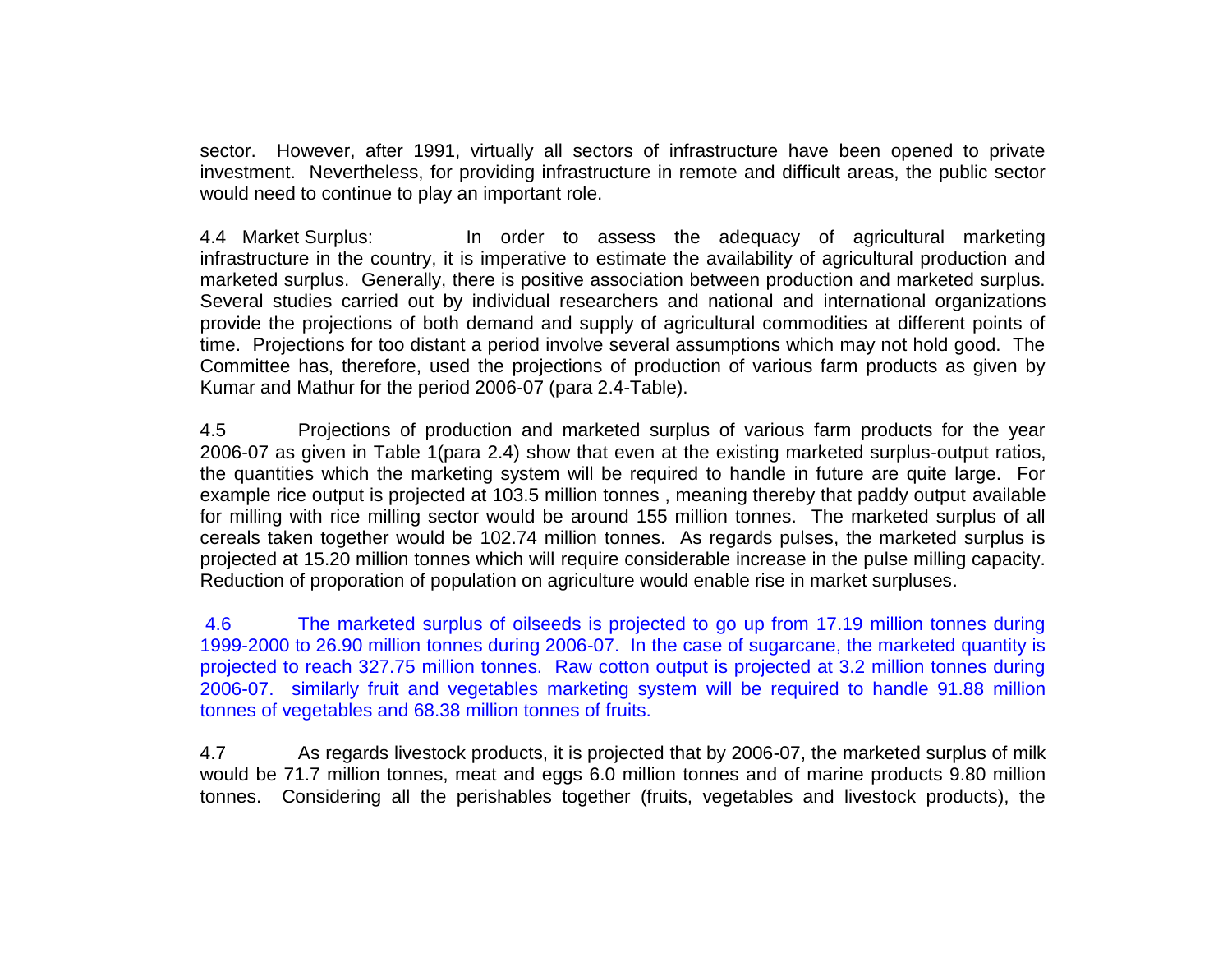sector. However, after 1991, virtually all sectors of infrastructure have been opened to private investment. Nevertheless, for providing infrastructure in remote and difficult areas, the public sector would need to continue to play an important role.

4.4 Market Surplus: In order to assess the adequacy of agricultural marketing infrastructure in the country, it is imperative to estimate the availability of agricultural production and marketed surplus. Generally, there is positive association between production and marketed surplus. Several studies carried out by individual researchers and national and international organizations provide the projections of both demand and supply of agricultural commodities at different points of time. Projections for too distant a period involve several assumptions which may not hold good. The Committee has, therefore, used the projections of production of various farm products as given by Kumar and Mathur for the period 2006-07 (para 2.4-Table).

4.5 Projections of production and marketed surplus of various farm products for the year 2006-07 as given in Table 1(para 2.4) show that even at the existing marketed surplus-output ratios, the quantities which the marketing system will be required to handle in future are quite large. For example rice output is projected at 103.5 million tonnes , meaning thereby that paddy output available for milling with rice milling sector would be around 155 million tonnes. The marketed surplus of all cereals taken together would be 102.74 million tonnes. As regards pulses, the marketed surplus is projected at 15.20 million tonnes which will require considerable increase in the pulse milling capacity. Reduction of proporation of population on agriculture would enable rise in market surpluses.

4.6 The marketed surplus of oilseeds is projected to go up from 17.19 million tonnes during 1999-2000 to 26.90 million tonnes during 2006-07. In the case of sugarcane, the marketed quantity is projected to reach 327.75 million tonnes. Raw cotton output is projected at 3.2 million tonnes during 2006-07. similarly fruit and vegetables marketing system will be required to handle 91.88 million tonnes of vegetables and 68.38 million tonnes of fruits.

4.7 As regards livestock products, it is projected that by 2006-07, the marketed surplus of milk would be 71.7 million tonnes, meat and eggs 6.0 million tonnes and of marine products 9.80 million tonnes. Considering all the perishables together (fruits, vegetables and livestock products), the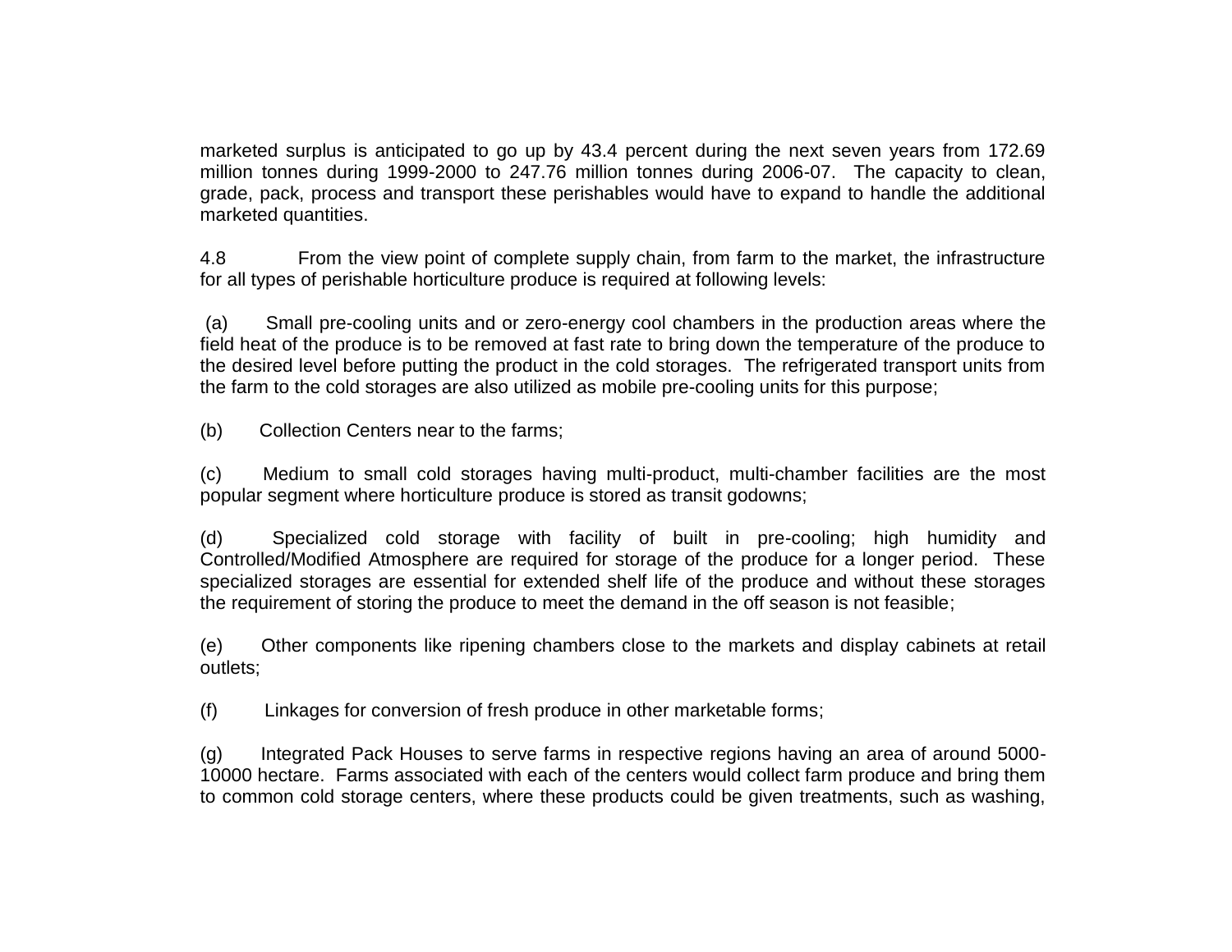marketed surplus is anticipated to go up by 43.4 percent during the next seven years from 172.69 million tonnes during 1999-2000 to 247.76 million tonnes during 2006-07. The capacity to clean, grade, pack, process and transport these perishables would have to expand to handle the additional marketed quantities.

4.8 From the view point of complete supply chain, from farm to the market, the infrastructure for all types of perishable horticulture produce is required at following levels:

(a) Small pre-cooling units and or zero-energy cool chambers in the production areas where the field heat of the produce is to be removed at fast rate to bring down the temperature of the produce to the desired level before putting the product in the cold storages. The refrigerated transport units from the farm to the cold storages are also utilized as mobile pre-cooling units for this purpose;

(b) Collection Centers near to the farms;

(c) Medium to small cold storages having multi-product, multi-chamber facilities are the most popular segment where horticulture produce is stored as transit godowns;

(d) Specialized cold storage with facility of built in pre-cooling; high humidity and Controlled/Modified Atmosphere are required for storage of the produce for a longer period. These specialized storages are essential for extended shelf life of the produce and without these storages the requirement of storing the produce to meet the demand in the off season is not feasible;

(e) Other components like ripening chambers close to the markets and display cabinets at retail outlets;

(f) Linkages for conversion of fresh produce in other marketable forms;

(g) Integrated Pack Houses to serve farms in respective regions having an area of around 5000-10000 hectare. Farms associated with each of the centers would collect farm produce and bring them to common cold storage centers, where these products could be given treatments, such as washing,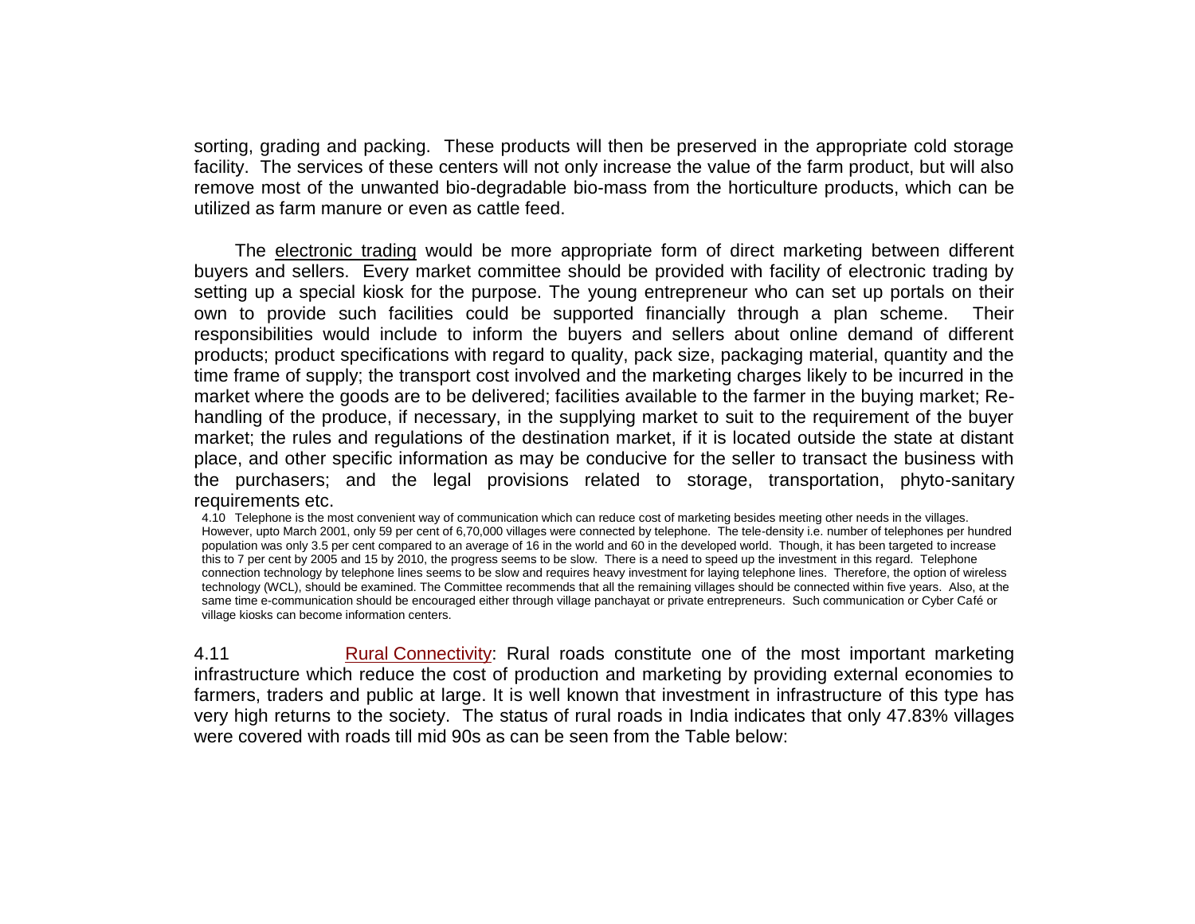sorting, grading and packing. These products will then be preserved in the appropriate cold storage facility. The services of these centers will not only increase the value of the farm product, but will also remove most of the unwanted bio-degradable bio-mass from the horticulture products, which can be utilized as farm manure or even as cattle feed.

The electronic trading would be more appropriate form of direct marketing between different buyers and sellers. Every market committee should be provided with facility of electronic trading by setting up a special kiosk for the purpose. The young entrepreneur who can set up portals on their own to provide such facilities could be supported financially through a plan scheme. Their responsibilities would include to inform the buyers and sellers about online demand of different products; product specifications with regard to quality, pack size, packaging material, quantity and the time frame of supply; the transport cost involved and the marketing charges likely to be incurred in the market where the goods are to be delivered; facilities available to the farmer in the buying market; Re-handling of the produce, if necessary, in the supplying market to suit to the requirement of the buyer market; the rules and regulations of the destination market, if it is located outside the state at distant place, and other specific information as may be conducive for the seller to transact the business with the purchasers; and the legal provisions related to storage, transportation, phyto-sanitary requirements etc.

4.10 Telephone is the most convenient way of communication which can reduce cost of marketing besides meeting other needs in the villages. However, upto March 2001, only 59 per cent of 6,70,000 villages were connected by telephone. The tele-density i.e. number of telephones per hundred population was only 3.5 per cent compared to an average of 16 in the world and 60 in the developed world. Though, it has been targeted to increase this to 7 per cent by 2005 and 15 by 2010, the progress seems to be slow. There is a need to speed up the investment in this regard. Telephone connection technology by telephone lines seems to be slow and requires heavy investment for laying telephone lines. Therefore, the option of wireless technology (WCL), should be examined. The Committee recommends that all the remaining villages should be connected within five years. Also, at the same time e-communication should be encouraged either through village panchayat or private entrepreneurs. Such communication or Cyber Café or village kiosks can become information centers.

4.11 Rural Connectivity: Rural roads constitute one of the most important marketing infrastructure which reduce the cost of production and marketing by providing external economies to farmers, traders and public at large. It is well known that investment in infrastructure of this type has very high returns to the society. The status of rural roads in India indicates that only 47.83% villages were covered with roads till mid 90s as can be seen from the Table below: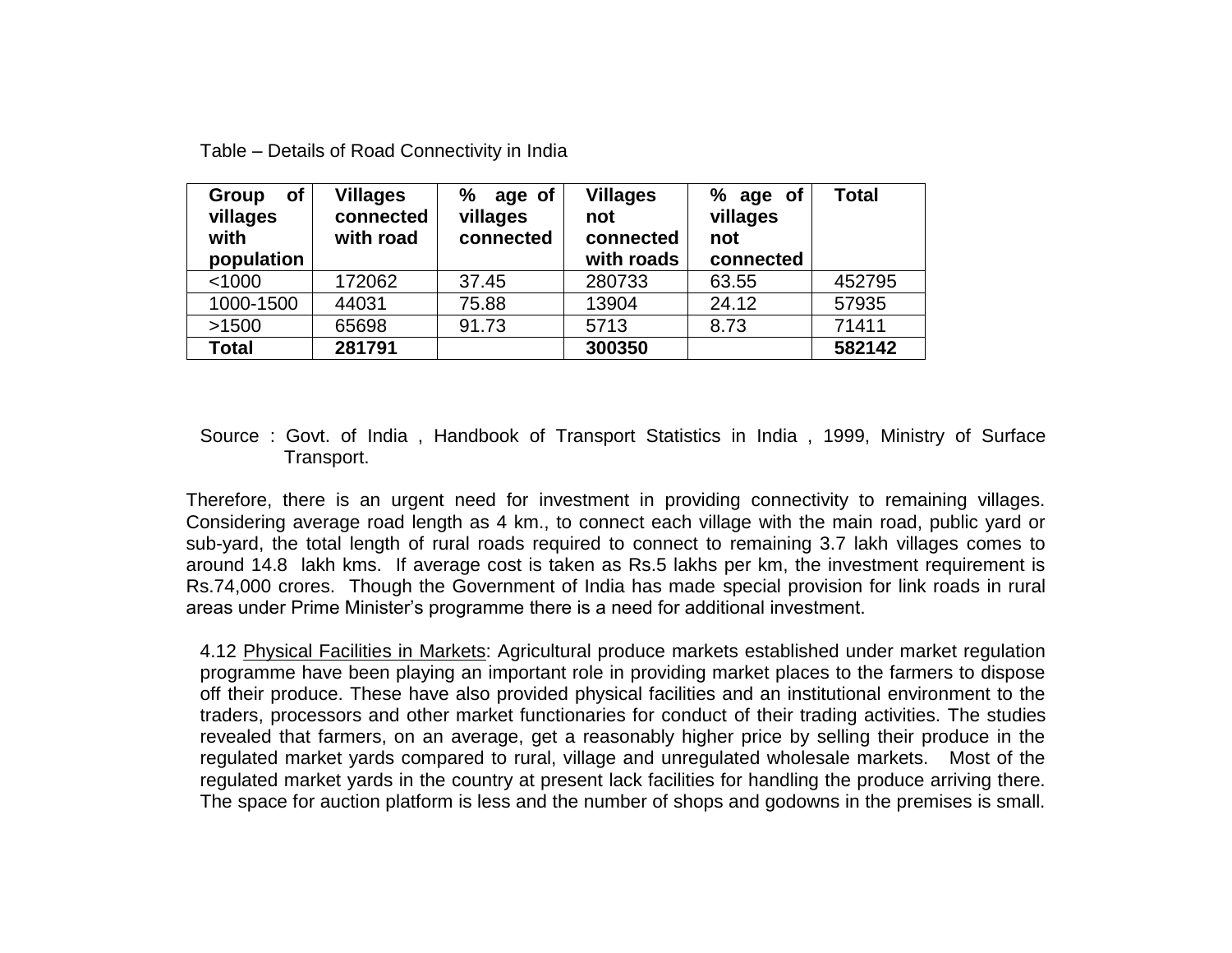Table – Details of Road Connectivity in India

| Group of villages with population | Villages connected with road | % age of villages connected | Villages not connected with roads | % age of villages not connected | Total |
|---|---|---|---|---|---|
| <1000 | 172062 | 37.45 | 280733 | 63.55 | 452795 |
| 1000-1500 | 44031 | 75.88 | 13904 | 24.12 | 57935 |
| >1500 | 65698 | 91.73 | 5713 | 8.73 | 71411 |
| **Total** | **281791** | | **300350** | | **582142** |

Source : Govt. of India , Handbook of Transport Statistics in India , 1999, Ministry of Surface Transport.

Therefore, there is an urgent need for investment in providing connectivity to remaining villages. Considering average road length as 4 km., to connect each village with the main road, public yard or sub-yard, the total length of rural roads required to connect to remaining 3.7 lakh villages comes to around 14.8 lakh kms. If average cost is taken as Rs.5 lakhs per km, the investment requirement is Rs.74,000 crores. Though the Government of India has made special provision for link roads in rural areas under Prime Minister's programme there is a need for additional investment.

4.12 Physical Facilities in Markets: Agricultural produce markets established under market regulation programme have been playing an important role in providing market places to the farmers to dispose off their produce. These have also provided physical facilities and an institutional environment to the traders, processors and other market functionaries for conduct of their trading activities. The studies revealed that farmers, on an average, get a reasonably higher price by selling their produce in the regulated market yards compared to rural, village and unregulated wholesale markets. Most of the regulated market yards in the country at present lack facilities for handling the produce arriving there. The space for auction platform is less and the number of shops and godowns in the premises is small.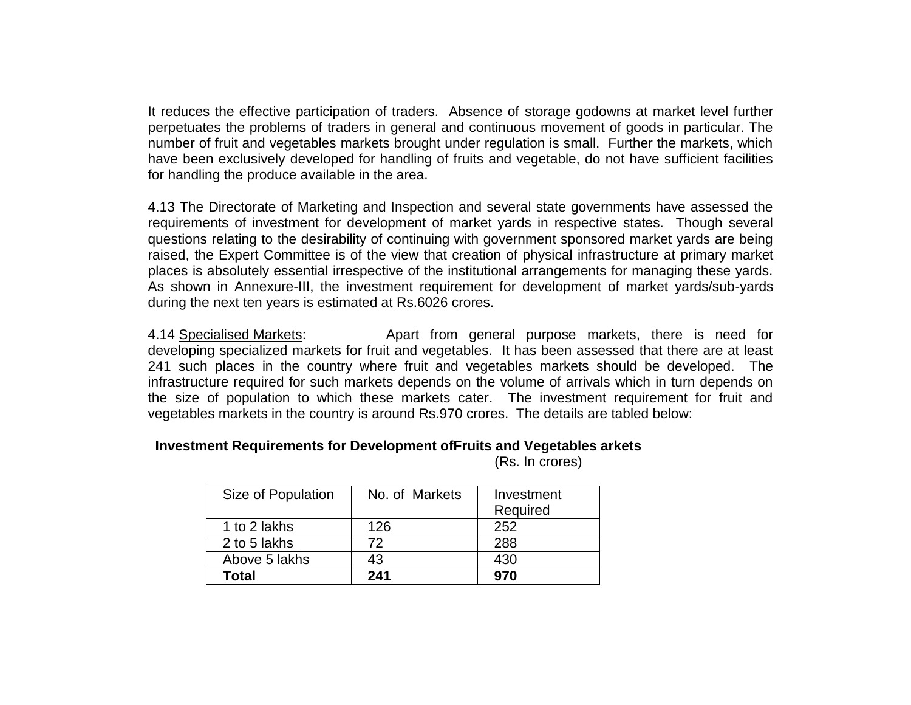It reduces the effective participation of traders. Absence of storage godowns at market level further perpetuates the problems of traders in general and continuous movement of goods in particular. The number of fruit and vegetables markets brought under regulation is small. Further the markets, which have been exclusively developed for handling of fruits and vegetable, do not have sufficient facilities for handling the produce available in the area.

4.13 The Directorate of Marketing and Inspection and several state governments have assessed the requirements of investment for development of market yards in respective states. Though several questions relating to the desirability of continuing with government sponsored market yards are being raised, the Expert Committee is of the view that creation of physical infrastructure at primary market places is absolutely essential irrespective of the institutional arrangements for managing these yards. As shown in Annexure-III, the investment requirement for development of market yards/sub-yards during the next ten years is estimated at Rs.6026 crores.

4.14 Specialised Markets: Apart from general purpose markets, there is need for developing specialized markets for fruit and vegetables. It has been assessed that there are at least 241 such places in the country where fruit and vegetables markets should be developed. The infrastructure required for such markets depends on the volume of arrivals which in turn depends on the size of population to which these markets cater. The investment requirement for fruit and vegetables markets in the country is around Rs.970 crores. The details are tabled below:

**Investment Requirements for Development ofFruits and Vegetables arkets**

(Rs. In crores)

| Size of Population | No. of Markets | Investment Required |
|---|---|---|
| 1 to 2 lakhs | 126 | 252 |
| 2 to 5 lakhs | 72 | 288 |
| Above 5 lakhs | 43 | 430 |
| **Total** | **241** | **970** |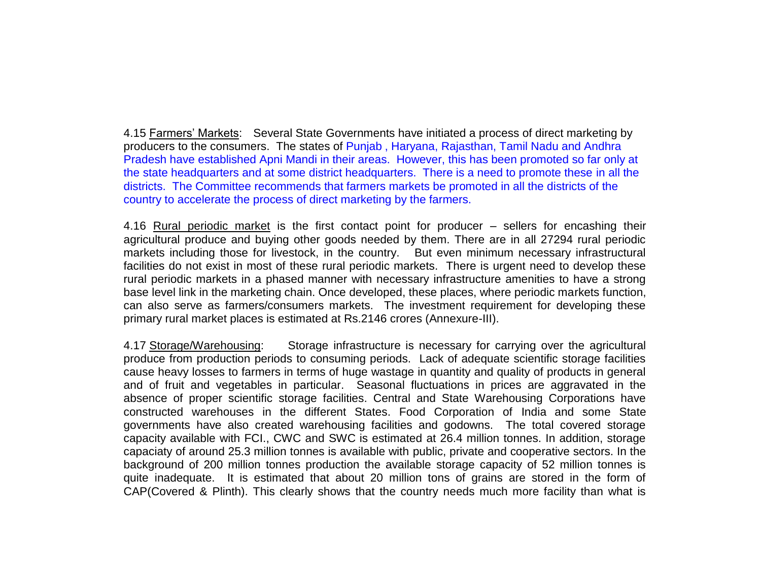4.15 Farmers' Markets: Several State Governments have initiated a process of direct marketing by producers to the consumers. The states of Punjab , Haryana, Rajasthan, Tamil Nadu and Andhra Pradesh have established Apni Mandi in their areas. However, this has been promoted so far only at the state headquarters and at some district headquarters. There is a need to promote these in all the districts. The Committee recommends that farmers markets be promoted in all the districts of the country to accelerate the process of direct marketing by the farmers.

4.16 Rural periodic market is the first contact point for producer – sellers for encashing their agricultural produce and buying other goods needed by them. There are in all 27294 rural periodic markets including those for livestock, in the country. But even minimum necessary infrastructural facilities do not exist in most of these rural periodic markets. There is urgent need to develop these rural periodic markets in a phased manner with necessary infrastructure amenities to have a strong base level link in the marketing chain. Once developed, these places, where periodic markets function, can also serve as farmers/consumers markets. The investment requirement for developing these primary rural market places is estimated at Rs.2146 crores (Annexure-III).

4.17 Storage/Warehousing: Storage infrastructure is necessary for carrying over the agricultural produce from production periods to consuming periods. Lack of adequate scientific storage facilities cause heavy losses to farmers in terms of huge wastage in quantity and quality of products in general and of fruit and vegetables in particular. Seasonal fluctuations in prices are aggravated in the absence of proper scientific storage facilities. Central and State Warehousing Corporations have constructed warehouses in the different States. Food Corporation of India and some State governments have also created warehousing facilities and godowns. The total covered storage capacity available with FCI., CWC and SWC is estimated at 26.4 million tonnes. In addition, storage capaciaty of around 25.3 million tonnes is available with public, private and cooperative sectors. In the background of 200 million tonnes production the available storage capacity of 52 million tonnes is quite inadequate. It is estimated that about 20 million tons of grains are stored in the form of CAP(Covered & Plinth). This clearly shows that the country needs much more facility than what is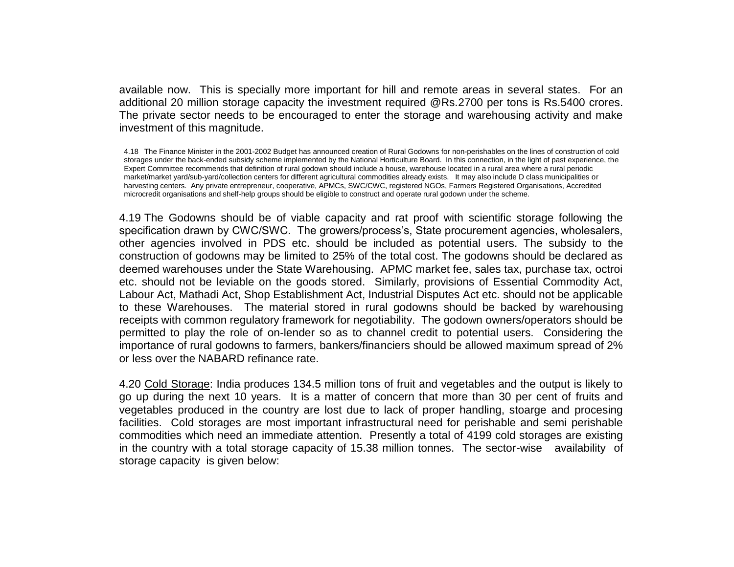available now. This is specially more important for hill and remote areas in several states. For an additional 20 million storage capacity the investment required @Rs.2700 per tons is Rs.5400 crores. The private sector needs to be encouraged to enter the storage and warehousing activity and make investment of this magnitude.

4.18 The Finance Minister in the 2001-2002 Budget has announced creation of Rural Godowns for non-perishables on the lines of construction of cold storages under the back-ended subsidy scheme implemented by the National Horticulture Board. In this connection, in the light of past experience, the Expert Committee recommends that definition of rural godown should include a house, warehouse located in a rural area where a rural periodic market/market yard/sub-yard/collection centers for different agricultural commodities already exists. It may also include D class municipalities or harvesting centers. Any private entrepreneur, cooperative, APMCs, SWC/CWC, registered NGOs, Farmers Registered Organisations, Accredited microcredit organisations and shelf-help groups should be eligible to construct and operate rural godown under the scheme.

4.19 The Godowns should be of viable capacity and rat proof with scientific storage following the specification drawn by CWC/SWC. The growers/process's, State procurement agencies, wholesalers, other agencies involved in PDS etc. should be included as potential users. The subsidy to the construction of godowns may be limited to 25% of the total cost. The godowns should be declared as deemed warehouses under the State Warehousing. APMC market fee, sales tax, purchase tax, octroi etc. should not be leviable on the goods stored. Similarly, provisions of Essential Commodity Act, Labour Act, Mathadi Act, Shop Establishment Act, Industrial Disputes Act etc. should not be applicable to these Warehouses. The material stored in rural godowns should be backed by warehousing receipts with common regulatory framework for negotiability. The godown owners/operators should be permitted to play the role of on-lender so as to channel credit to potential users. Considering the importance of rural godowns to farmers, bankers/financiers should be allowed maximum spread of 2% or less over the NABARD refinance rate.

4.20 Cold Storage: India produces 134.5 million tons of fruit and vegetables and the output is likely to go up during the next 10 years. It is a matter of concern that more than 30 per cent of fruits and vegetables produced in the country are lost due to lack of proper handling, stoarge and procesing facilities. Cold storages are most important infrastructural need for perishable and semi perishable commodities which need an immediate attention. Presently a total of 4199 cold storages are existing in the country with a total storage capacity of 15.38 million tonnes. The sector-wise availability of storage capacity is given below: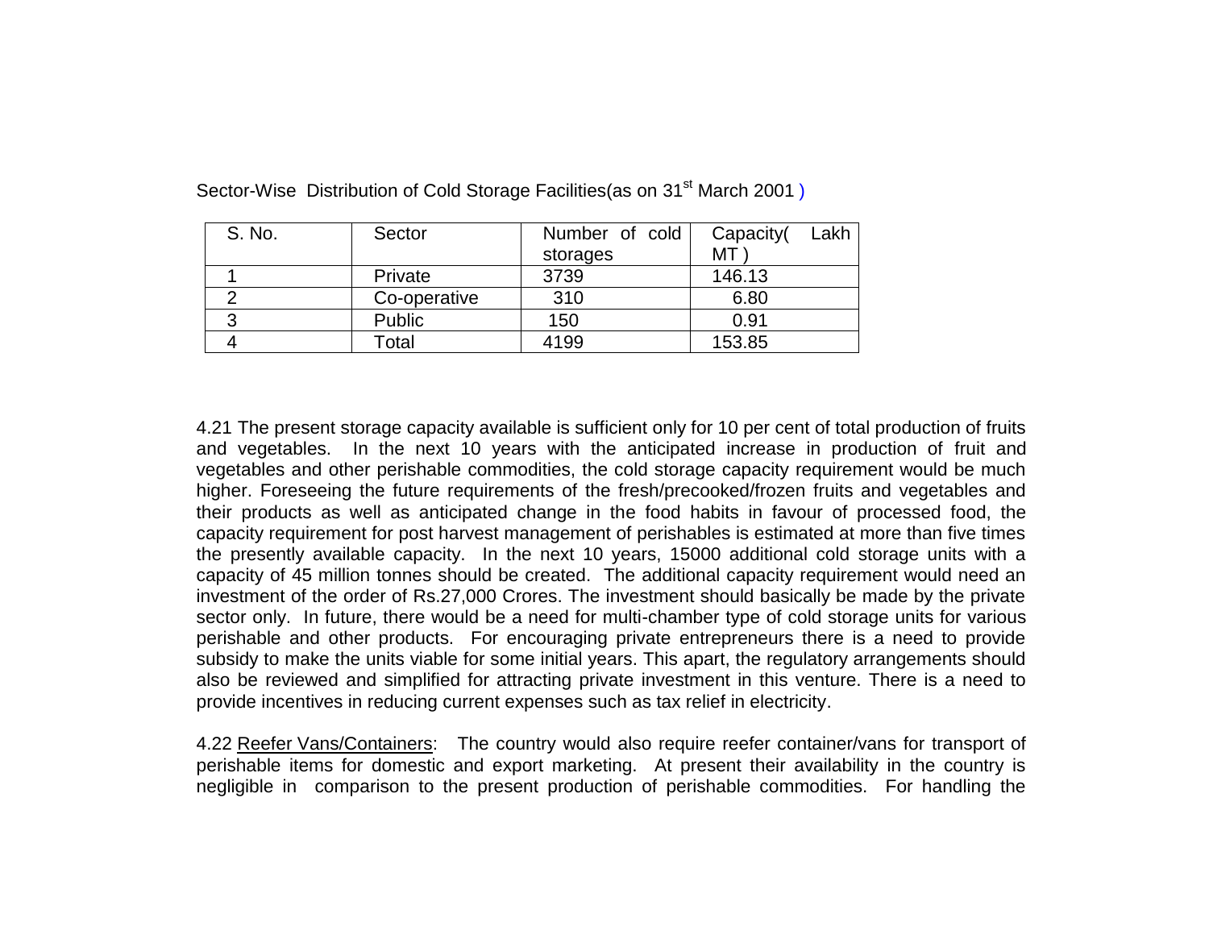Sector-Wise Distribution of Cold Storage Facilities(as on 31st March 2001 )

| S. No. | Sector | Number of cold storages | Capacity( Lakh MT ) |
|---|---|---|---|
| 1 | Private | 3739 | 146.13 |
| 2 | Co-operative | 310 | 6.80 |
| 3 | Public | 150 | 0.91 |
| 4 | Total | 4199 | 153.85 |

4.21 The present storage capacity available is sufficient only for 10 per cent of total production of fruits and vegetables. In the next 10 years with the anticipated increase in production of fruit and vegetables and other perishable commodities, the cold storage capacity requirement would be much higher. Foreseeing the future requirements of the fresh/precooked/frozen fruits and vegetables and their products as well as anticipated change in the food habits in favour of processed food, the capacity requirement for post harvest management of perishables is estimated at more than five times the presently available capacity. In the next 10 years, 15000 additional cold storage units with a capacity of 45 million tonnes should be created. The additional capacity requirement would need an investment of the order of Rs.27,000 Crores. The investment should basically be made by the private sector only. In future, there would be a need for multi-chamber type of cold storage units for various perishable and other products. For encouraging private entrepreneurs there is a need to provide subsidy to make the units viable for some initial years. This apart, the regulatory arrangements should also be reviewed and simplified for attracting private investment in this venture. There is a need to provide incentives in reducing current expenses such as tax relief in electricity.

4.22 Reefer Vans/Containers: The country would also require reefer container/vans for transport of perishable items for domestic and export marketing. At present their availability in the country is negligible in comparison to the present production of perishable commodities. For handling the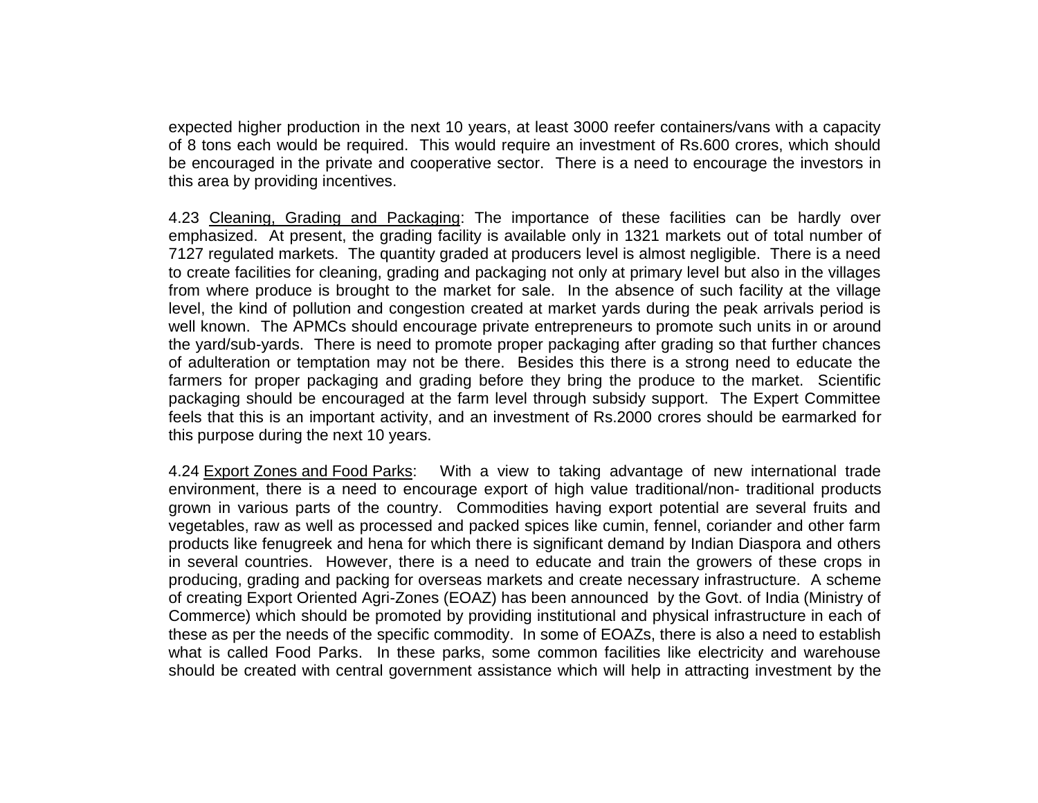expected higher production in the next 10 years, at least 3000 reefer containers/vans with a capacity of 8 tons each would be required. This would require an investment of Rs.600 crores, which should be encouraged in the private and cooperative sector. There is a need to encourage the investors in this area by providing incentives.

4.23 Cleaning, Grading and Packaging: The importance of these facilities can be hardly over emphasized. At present, the grading facility is available only in 1321 markets out of total number of 7127 regulated markets. The quantity graded at producers level is almost negligible. There is a need to create facilities for cleaning, grading and packaging not only at primary level but also in the villages from where produce is brought to the market for sale. In the absence of such facility at the village level, the kind of pollution and congestion created at market yards during the peak arrivals period is well known. The APMCs should encourage private entrepreneurs to promote such units in or around the yard/sub-yards. There is need to promote proper packaging after grading so that further chances of adulteration or temptation may not be there. Besides this there is a strong need to educate the farmers for proper packaging and grading before they bring the produce to the market. Scientific packaging should be encouraged at the farm level through subsidy support. The Expert Committee feels that this is an important activity, and an investment of Rs.2000 crores should be earmarked for this purpose during the next 10 years.

4.24 Export Zones and Food Parks: With a view to taking advantage of new international trade environment, there is a need to encourage export of high value traditional/non- traditional products grown in various parts of the country. Commodities having export potential are several fruits and vegetables, raw as well as processed and packed spices like cumin, fennel, coriander and other farm products like fenugreek and hena for which there is significant demand by Indian Diaspora and others in several countries. However, there is a need to educate and train the growers of these crops in producing, grading and packing for overseas markets and create necessary infrastructure. A scheme of creating Export Oriented Agri-Zones (EOAZ) has been announced by the Govt. of India (Ministry of Commerce) which should be promoted by providing institutional and physical infrastructure in each of these as per the needs of the specific commodity. In some of EOAZs, there is also a need to establish what is called Food Parks. In these parks, some common facilities like electricity and warehouse should be created with central government assistance which will help in attracting investment by the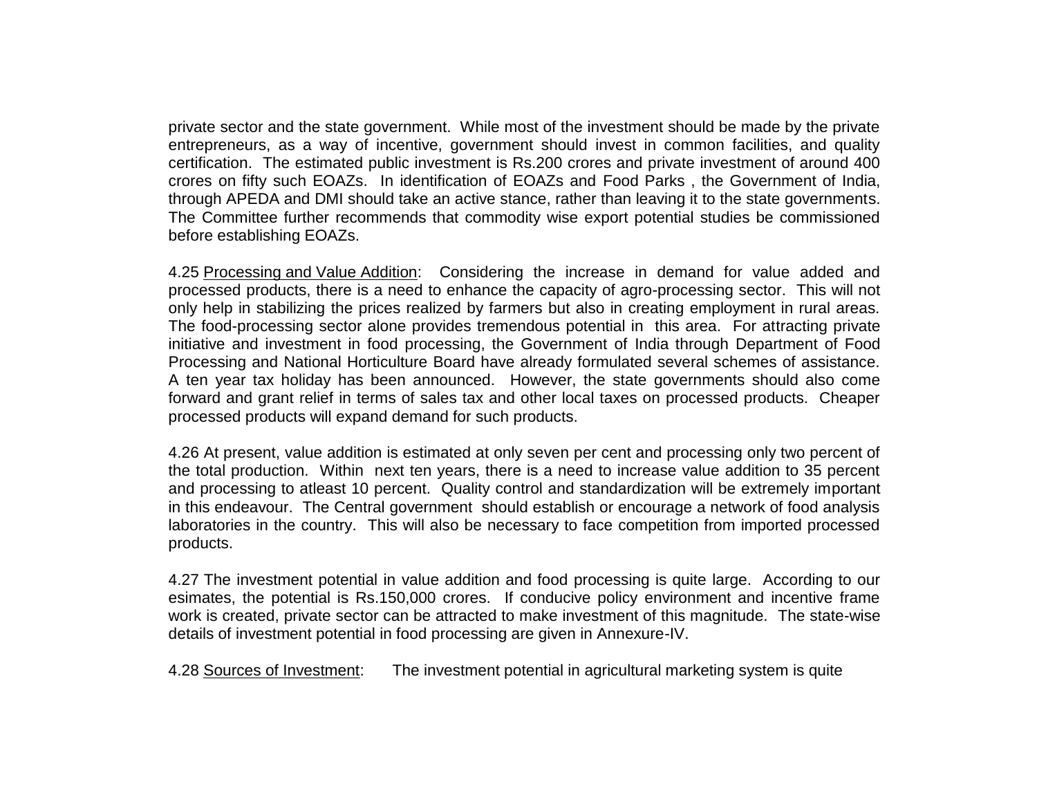private sector and the state government. While most of the investment should be made by the private entrepreneurs, as a way of incentive, government should invest in common facilities, and quality certification. The estimated public investment is Rs.200 crores and private investment of around 400 crores on fifty such EOAZs. In identification of EOAZs and Food Parks , the Government of India, through APEDA and DMI should take an active stance, rather than leaving it to the state governments. The Committee further recommends that commodity wise export potential studies be commissioned before establishing EOAZs.

4.25 Processing and Value Addition: Considering the increase in demand for value added and processed products, there is a need to enhance the capacity of agro-processing sector. This will not only help in stabilizing the prices realized by farmers but also in creating employment in rural areas. The food-processing sector alone provides tremendous potential in this area. For attracting private initiative and investment in food processing, the Government of India through Department of Food Processing and National Horticulture Board have already formulated several schemes of assistance. A ten year tax holiday has been announced. However, the state governments should also come forward and grant relief in terms of sales tax and other local taxes on processed products. Cheaper processed products will expand demand for such products.

4.26 At present, value addition is estimated at only seven per cent and processing only two percent of the total production. Within next ten years, there is a need to increase value addition to 35 percent and processing to atleast 10 percent. Quality control and standardization will be extremely important in this endeavour. The Central government should establish or encourage a network of food analysis laboratories in the country. This will also be necessary to face competition from imported processed products.

4.27 The investment potential in value addition and food processing is quite large. According to our esimates, the potential is Rs.150,000 crores. If conducive policy environment and incentive frame work is created, private sector can be attracted to make investment of this magnitude. The state-wise details of investment potential in food processing are given in Annexure-IV.

4.28 Sources of Investment: The investment potential in agricultural marketing system is quite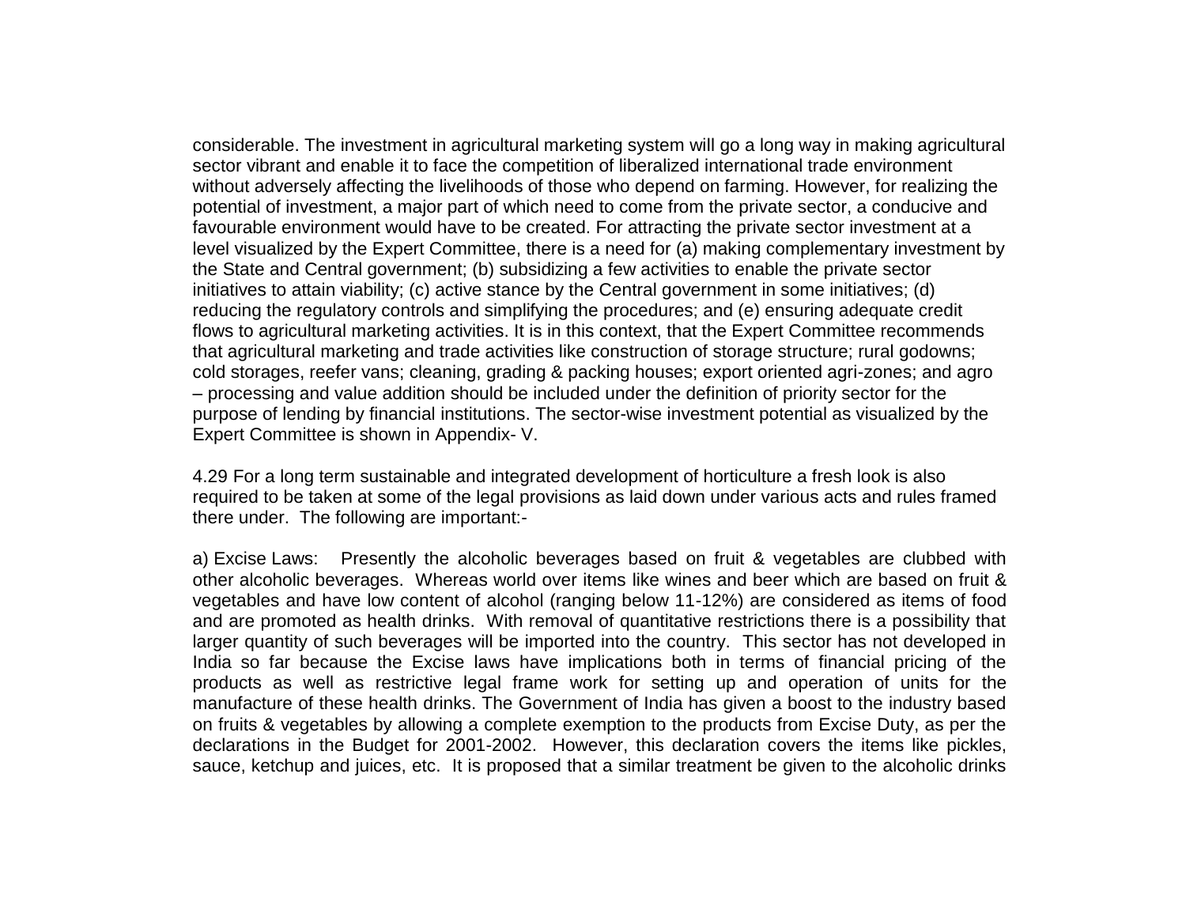considerable. The investment in agricultural marketing system will go a long way in making agricultural sector vibrant and enable it to face the competition of liberalized international trade environment without adversely affecting the livelihoods of those who depend on farming. However, for realizing the potential of investment, a major part of which need to come from the private sector, a conducive and favourable environment would have to be created. For attracting the private sector investment at a level visualized by the Expert Committee, there is a need for (a) making complementary investment by the State and Central government; (b) subsidizing a few activities to enable the private sector initiatives to attain viability; (c) active stance by the Central government in some initiatives; (d) reducing the regulatory controls and simplifying the procedures; and (e) ensuring adequate credit flows to agricultural marketing activities. It is in this context, that the Expert Committee recommends that agricultural marketing and trade activities like construction of storage structure; rural godowns; cold storages, reefer vans; cleaning, grading & packing houses; export oriented agri-zones; and agro – processing and value addition should be included under the definition of priority sector for the purpose of lending by financial institutions. The sector-wise investment potential as visualized by the Expert Committee is shown in Appendix- V.

4.29 For a long term sustainable and integrated development of horticulture a fresh look is also required to be taken at some of the legal provisions as laid down under various acts and rules framed there under. The following are important:-

a) Excise Laws: Presently the alcoholic beverages based on fruit & vegetables are clubbed with other alcoholic beverages. Whereas world over items like wines and beer which are based on fruit & vegetables and have low content of alcohol (ranging below 11-12%) are considered as items of food and are promoted as health drinks. With removal of quantitative restrictions there is a possibility that larger quantity of such beverages will be imported into the country. This sector has not developed in India so far because the Excise laws have implications both in terms of financial pricing of the products as well as restrictive legal frame work for setting up and operation of units for the manufacture of these health drinks. The Government of India has given a boost to the industry based on fruits & vegetables by allowing a complete exemption to the products from Excise Duty, as per the declarations in the Budget for 2001-2002. However, this declaration covers the items like pickles, sauce, ketchup and juices, etc. It is proposed that a similar treatment be given to the alcoholic drinks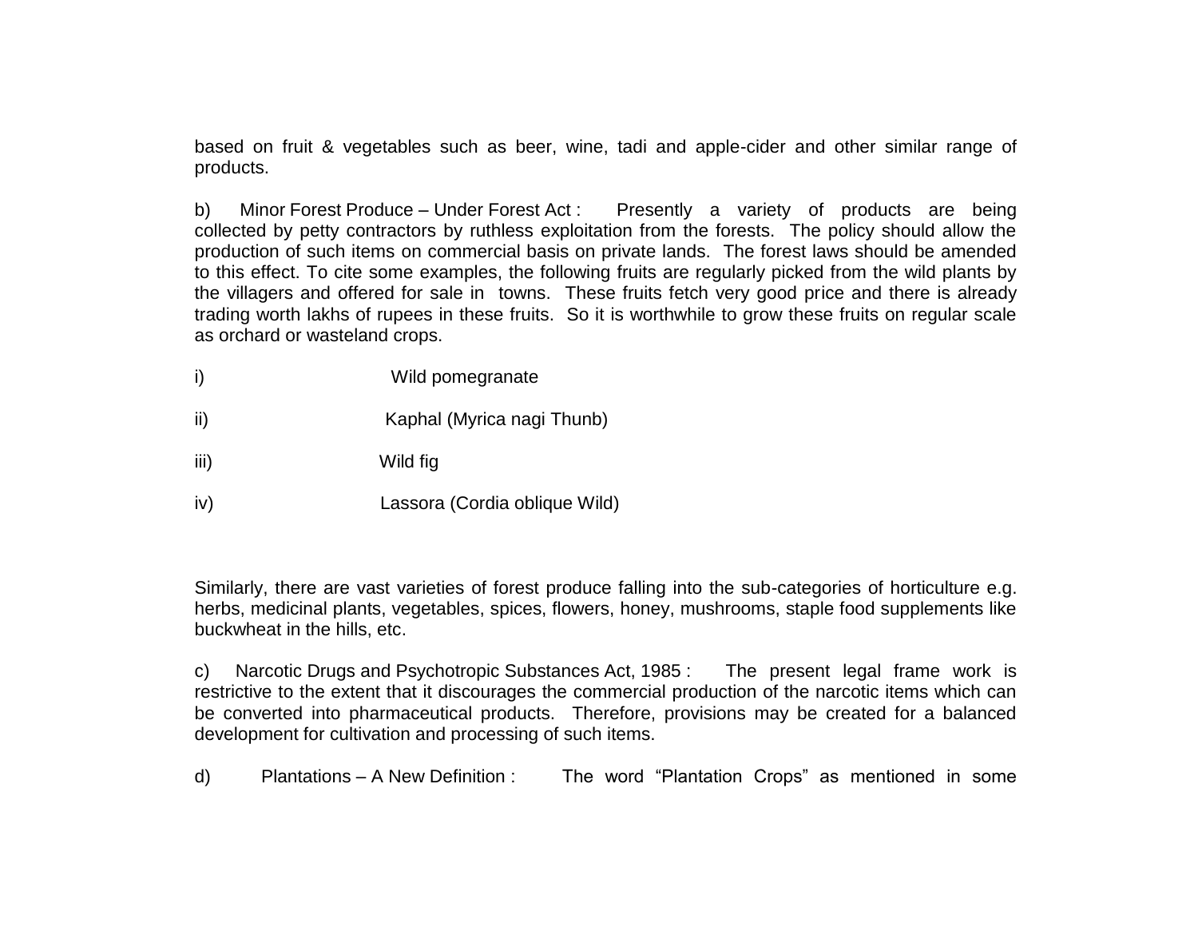based on fruit & vegetables such as beer, wine, tadi and apple-cider and other similar range of products.

b) Minor Forest Produce – Under Forest Act : Presently a variety of products are being collected by petty contractors by ruthless exploitation from the forests. The policy should allow the production of such items on commercial basis on private lands. The forest laws should be amended to this effect. To cite some examples, the following fruits are regularly picked from the wild plants by the villagers and offered for sale in towns. These fruits fetch very good price and there is already trading worth lakhs of rupees in these fruits. So it is worthwhile to grow these fruits on regular scale as orchard or wasteland crops.

i) Wild pomegranate

ii) Kaphal (Myrica nagi Thunb)

iii) Wild fig

iv) Lassora (Cordia oblique Wild)

Similarly, there are vast varieties of forest produce falling into the sub-categories of horticulture e.g. herbs, medicinal plants, vegetables, spices, flowers, honey, mushrooms, staple food supplements like buckwheat in the hills, etc.

c) Narcotic Drugs and Psychotropic Substances Act, 1985 : The present legal frame work is restrictive to the extent that it discourages the commercial production of the narcotic items which can be converted into pharmaceutical products. Therefore, provisions may be created for a balanced development for cultivation and processing of such items.

d) Plantations – A New Definition : The word "Plantation Crops" as mentioned in some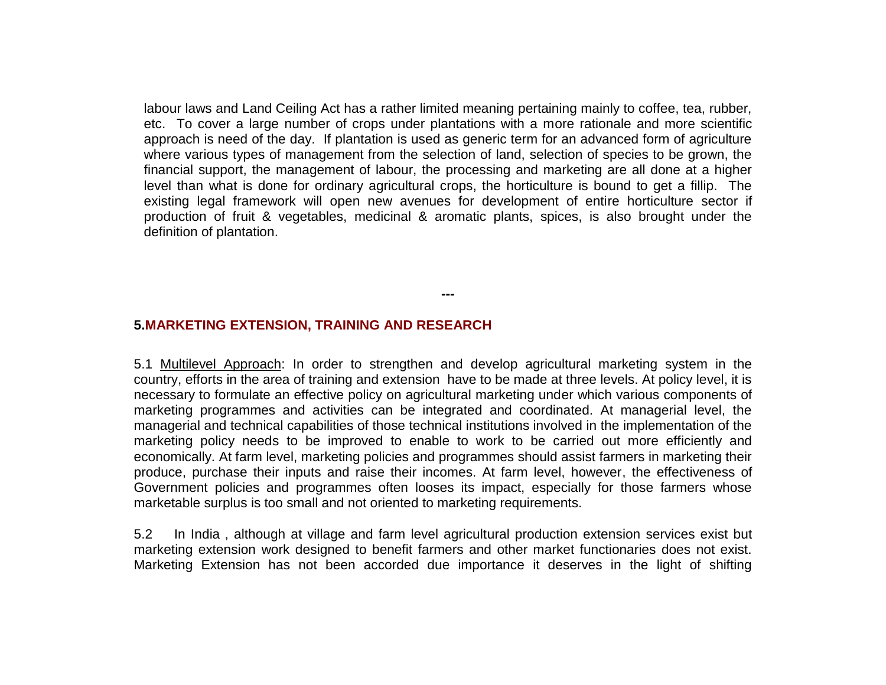labour laws and Land Ceiling Act has a rather limited meaning pertaining mainly to coffee, tea, rubber, etc. To cover a large number of crops under plantations with a more rationale and more scientific approach is need of the day. If plantation is used as generic term for an advanced form of agriculture where various types of management from the selection of land, selection of species to be grown, the financial support, the management of labour, the processing and marketing are all done at a higher level than what is done for ordinary agricultural crops, the horticulture is bound to get a fillip. The existing legal framework will open new avenues for development of entire horticulture sector if production of fruit & vegetables, medicinal & aromatic plants, spices, is also brought under the definition of plantation.

---

## 5. MARKETING EXTENSION, TRAINING AND RESEARCH

5.1 Multilevel Approach: In order to strengthen and develop agricultural marketing system in the country, efforts in the area of training and extension have to be made at three levels. At policy level, it is necessary to formulate an effective policy on agricultural marketing under which various components of marketing programmes and activities can be integrated and coordinated. At managerial level, the managerial and technical capabilities of those technical institutions involved in the implementation of the marketing policy needs to be improved to enable to work to be carried out more efficiently and economically. At farm level, marketing policies and programmes should assist farmers in marketing their produce, purchase their inputs and raise their incomes. At farm level, however, the effectiveness of Government policies and programmes often looses its impact, especially for those farmers whose marketable surplus is too small and not oriented to marketing requirements.

5.2 In India , although at village and farm level agricultural production extension services exist but marketing extension work designed to benefit farmers and other market functionaries does not exist. Marketing Extension has not been accorded due importance it deserves in the light of shifting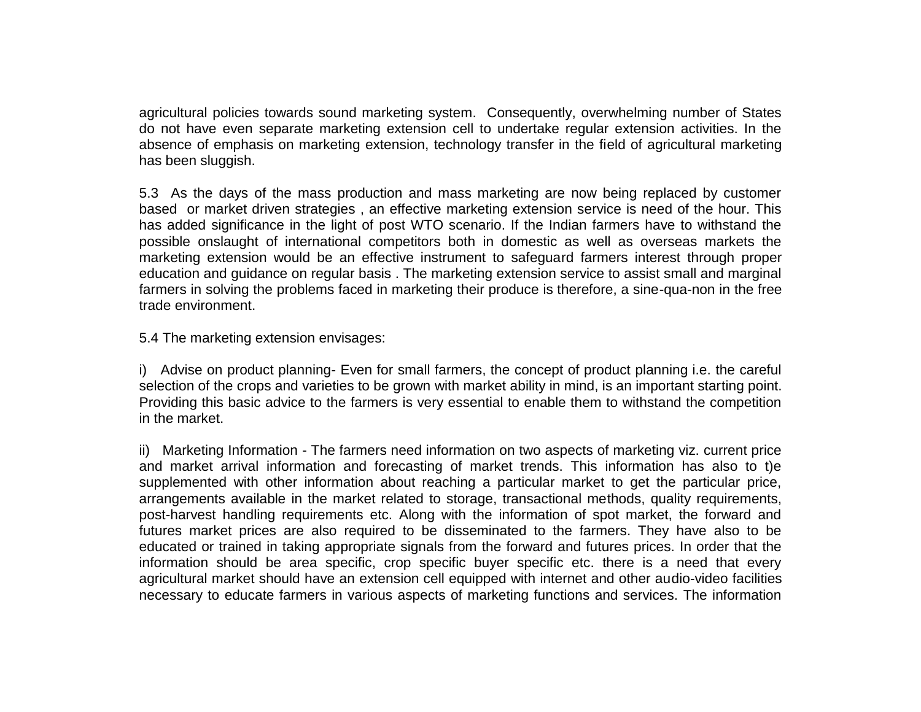agricultural policies towards sound marketing system.  Consequently, overwhelming number of States do not have even separate marketing extension cell to undertake regular extension activities. In the absence of emphasis on marketing extension, technology transfer in the field of agricultural marketing has been sluggish.

5.3  As the days of the mass production and mass marketing are now being replaced by customer based  or market driven strategies , an effective marketing extension service is need of the hour. This has added significance in the light of post WTO scenario. If the Indian farmers have to withstand the possible onslaught of international competitors both in domestic as well as overseas markets the marketing extension would be an effective instrument to safeguard farmers interest through proper education and guidance on regular basis . The marketing extension service to assist small and marginal farmers in solving the problems faced in marketing their produce is therefore, a sine-qua-non in the free trade environment.

5.4 The marketing extension envisages:

i)  Advise on product planning- Even for small farmers, the concept of product planning i.e. the careful selection of the crops and varieties to be grown with market ability in mind, is an important starting point. Providing this basic advice to the farmers is very essential to enable them to withstand the competition in the market.

ii)  Marketing Information - The farmers need information on two aspects of marketing viz. current price and market arrival information and forecasting of market trends. This information has also to t)e supplemented with other information about reaching a particular market to get the particular price, arrangements available in the market related to storage, transactional methods, quality requirements, post-harvest handling requirements etc. Along with the information of spot market, the forward and futures market prices are also required to be disseminated to the farmers. They have also to be educated or trained in taking appropriate signals from the forward and futures prices. In order that the information should be area specific, crop specific buyer specific etc. there is a need that every agricultural market should have an extension cell equipped with internet and other audio-video facilities necessary to educate farmers in various aspects of marketing functions and services. The information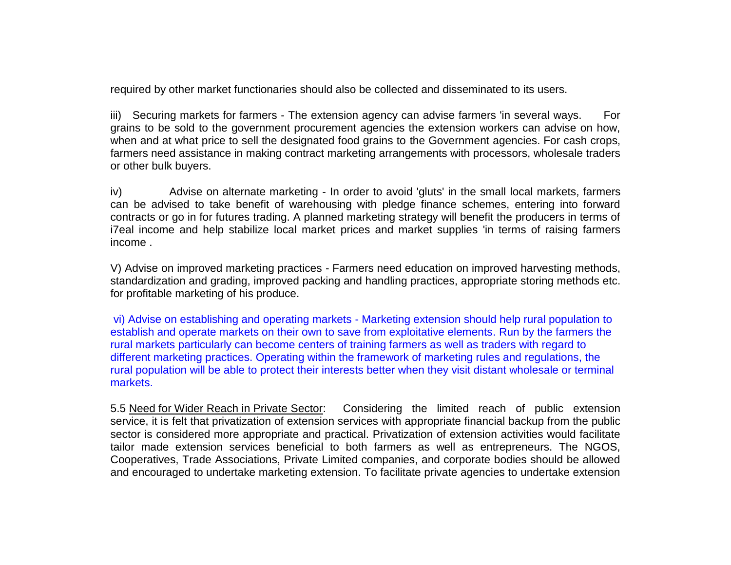required by other market functionaries should also be collected and disseminated to its users.

iii) Securing markets for farmers - The extension agency can advise farmers 'in several ways. For grains to be sold to the government procurement agencies the extension workers can advise on how, when and at what price to sell the designated food grains to the Government agencies. For cash crops, farmers need assistance in making contract marketing arrangements with processors, wholesale traders or other bulk buyers.

iv) Advise on alternate marketing - In order to avoid 'gluts' in the small local markets, farmers can be advised to take benefit of warehousing with pledge finance schemes, entering into forward contracts or go in for futures trading. A planned marketing strategy will benefit the producers in terms of i7eal income and help stabilize local market prices and market supplies 'in terms of raising farmers income .

V) Advise on improved marketing practices - Farmers need education on improved harvesting methods, standardization and grading, improved packing and handling practices, appropriate storing methods etc. for profitable marketing of his produce.

vi) Advise on establishing and operating markets - Marketing extension should help rural population to establish and operate markets on their own to save from exploitative elements. Run by the farmers the rural markets particularly can become centers of training farmers as well as traders with regard to different marketing practices. Operating within the framework of marketing rules and regulations, the rural population will be able to protect their interests better when they visit distant wholesale or terminal markets.

5.5 Need for Wider Reach in Private Sector: Considering the limited reach of public extension service, it is felt that privatization of extension services with appropriate financial backup from the public sector is considered more appropriate and practical. Privatization of extension activities would facilitate tailor made extension services beneficial to both farmers as well as entrepreneurs. The NGOS, Cooperatives, Trade Associations, Private Limited companies, and corporate bodies should be allowed and encouraged to undertake marketing extension. To facilitate private agencies to undertake extension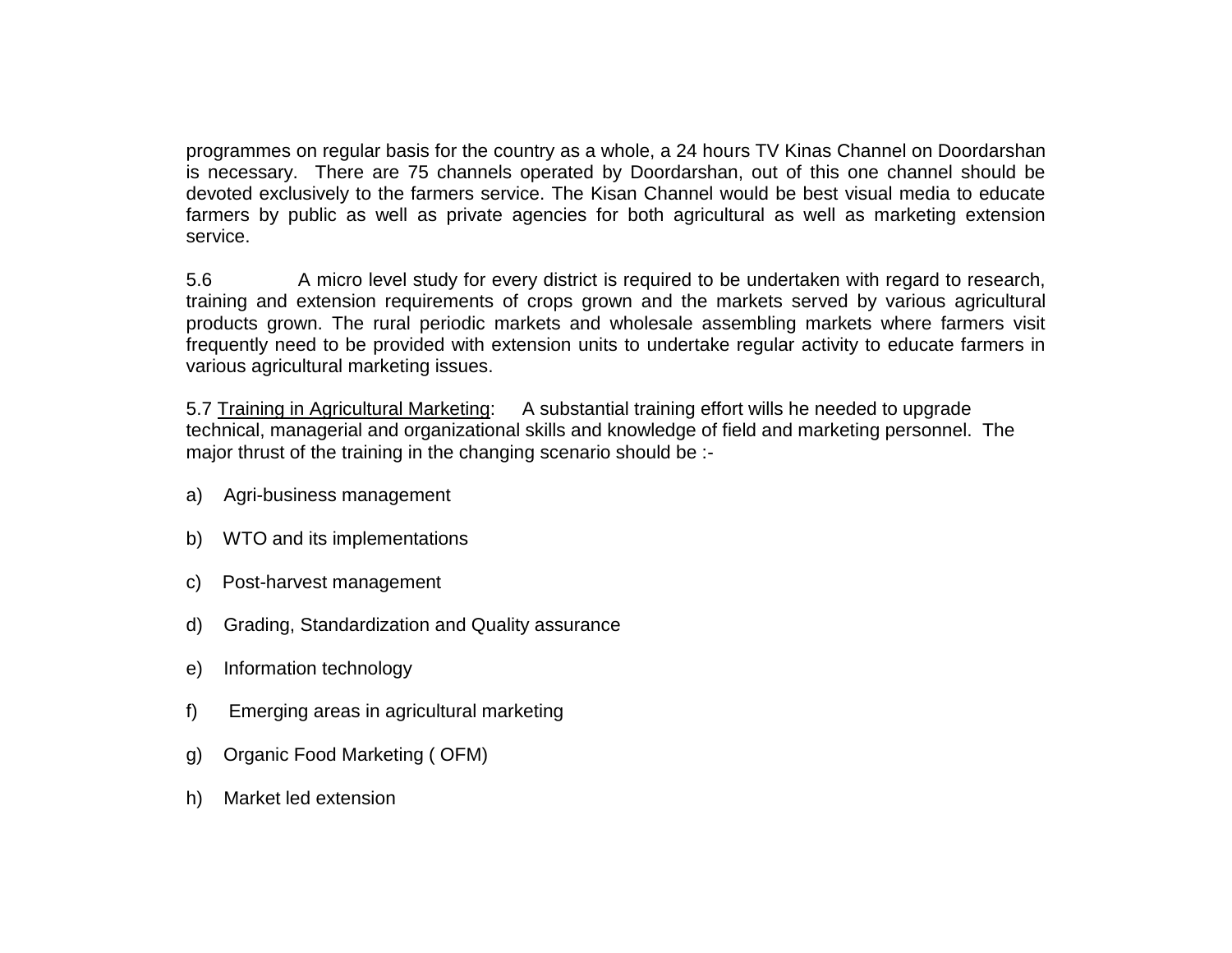programmes on regular basis for the country as a whole, a 24 hours TV Kinas Channel on Doordarshan is necessary. There are 75 channels operated by Doordarshan, out of this one channel should be devoted exclusively to the farmers service. The Kisan Channel would be best visual media to educate farmers by public as well as private agencies for both agricultural as well as marketing extension service.

5.6 A micro level study for every district is required to be undertaken with regard to research, training and extension requirements of crops grown and the markets served by various agricultural products grown. The rural periodic markets and wholesale assembling markets where farmers visit frequently need to be provided with extension units to undertake regular activity to educate farmers in various agricultural marketing issues.

5.7 <u>Training in Agricultural Marketing</u>: A substantial training effort wills he needed to upgrade technical, managerial and organizational skills and knowledge of field and marketing personnel. The major thrust of the training in the changing scenario should be :-

a) Agri-business management

b) WTO and its implementations

c) Post-harvest management

d) Grading, Standardization and Quality assurance

e) Information technology

f) Emerging areas in agricultural marketing

g) Organic Food Marketing ( OFM)

h) Market led extension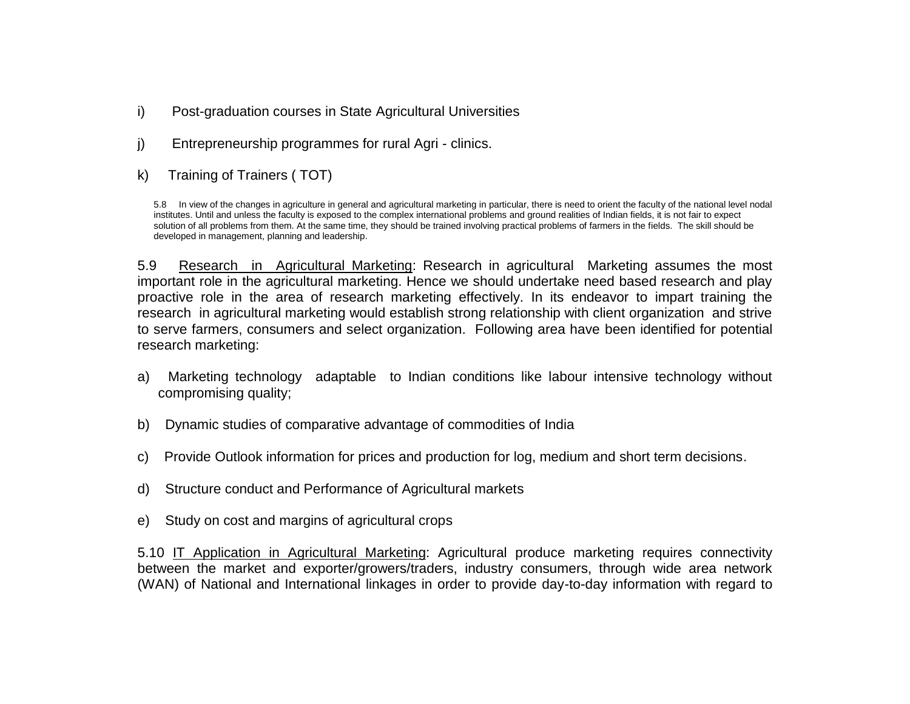i) Post-graduation courses in State Agricultural Universities

j) Entrepreneurship programmes for rural Agri - clinics.

k) Training of Trainers ( TOT)

5.8 In view of the changes in agriculture in general and agricultural marketing in particular, there is need to orient the faculty of the national level nodal institutes. Until and unless the faculty is exposed to the complex international problems and ground realities of Indian fields, it is not fair to expect solution of all problems from them. At the same time, they should be trained involving practical problems of farmers in the fields. The skill should be developed in management, planning and leadership.

5.9 <u>Research in Agricultural Marketing</u>: Research in agricultural Marketing assumes the most important role in the agricultural marketing. Hence we should undertake need based research and play proactive role in the area of research marketing effectively. In its endeavor to impart training the research in agricultural marketing would establish strong relationship with client organization and strive to serve farmers, consumers and select organization. Following area have been identified for potential research marketing:

a) Marketing technology adaptable to Indian conditions like labour intensive technology without compromising quality;

b) Dynamic studies of comparative advantage of commodities of India

c) Provide Outlook information for prices and production for log, medium and short term decisions.

d) Structure conduct and Performance of Agricultural markets

e) Study on cost and margins of agricultural crops

5.10 <u>IT Application in Agricultural Marketing</u>: Agricultural produce marketing requires connectivity between the market and exporter/growers/traders, industry consumers, through wide area network (WAN) of National and International linkages in order to provide day-to-day information with regard to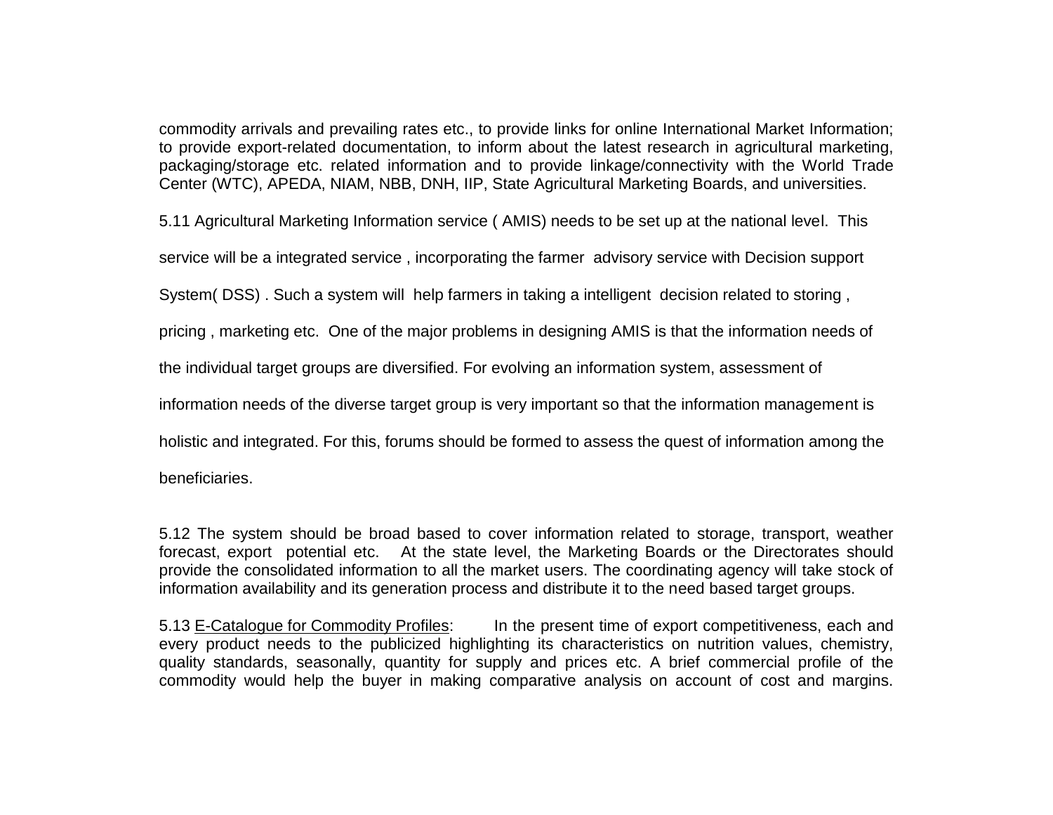commodity arrivals and prevailing rates etc., to provide links for online International Market Information; to provide export-related documentation, to inform about the latest research in agricultural marketing, packaging/storage etc. related information and to provide linkage/connectivity with the World Trade Center (WTC), APEDA, NIAM, NBB, DNH, IIP, State Agricultural Marketing Boards, and universities.

5.11 Agricultural Marketing Information service ( AMIS) needs to be set up at the national level. This service will be a integrated service , incorporating the farmer advisory service with Decision support System( DSS) . Such a system will help farmers in taking a intelligent decision related to storing , pricing , marketing etc. One of the major problems in designing AMIS is that the information needs of the individual target groups are diversified. For evolving an information system, assessment of information needs of the diverse target group is very important so that the information management is holistic and integrated. For this, forums should be formed to assess the quest of information among the beneficiaries.

5.12 The system should be broad based to cover information related to storage, transport, weather forecast, export potential etc. At the state level, the Marketing Boards or the Directorates should provide the consolidated information to all the market users. The coordinating agency will take stock of information availability and its generation process and distribute it to the need based target groups.

5.13 <u>E-Catalogue for Commodity Profiles</u>: In the present time of export competitiveness, each and every product needs to the publicized highlighting its characteristics on nutrition values, chemistry, quality standards, seasonally, quantity for supply and prices etc. A brief commercial profile of the commodity would help the buyer in making comparative analysis on account of cost and margins.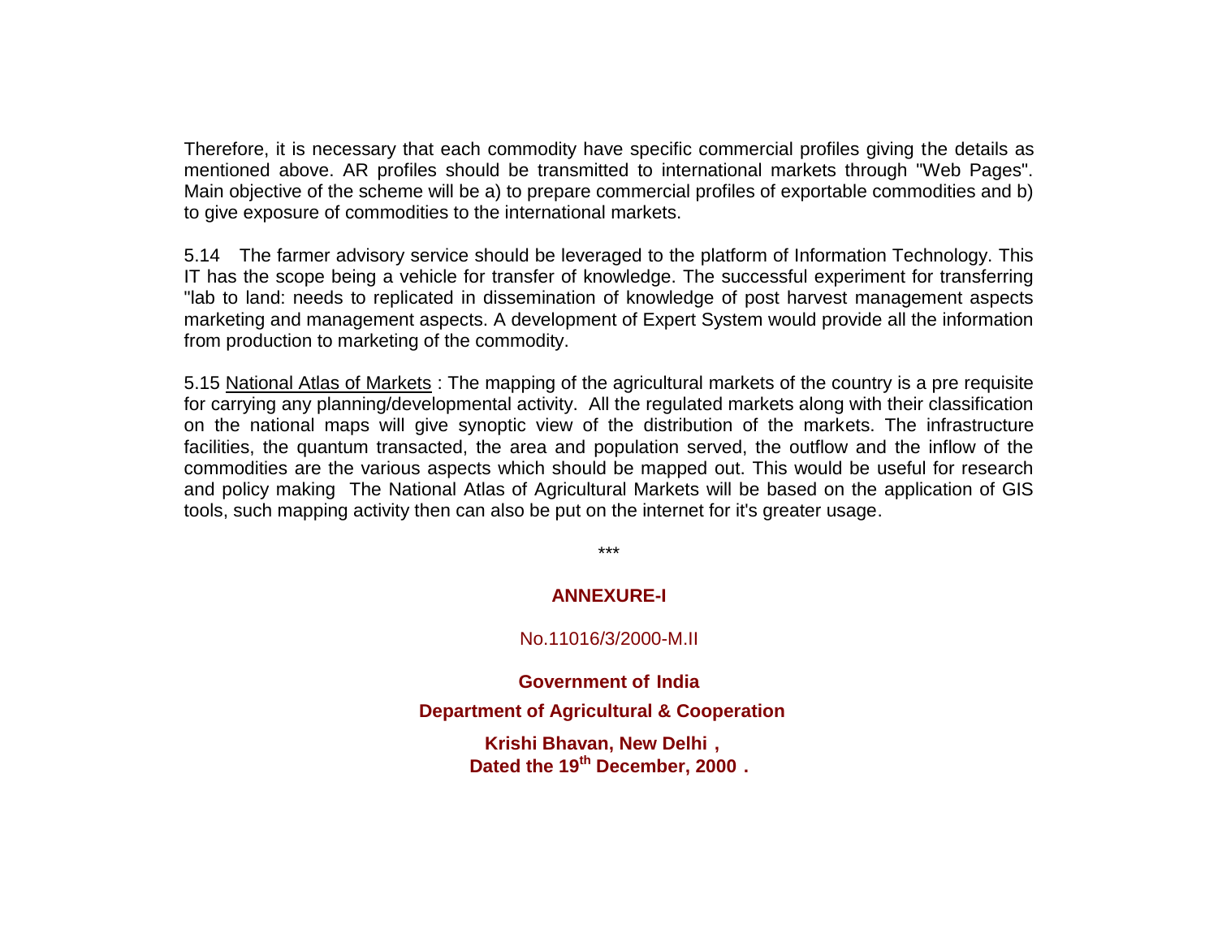Therefore, it is necessary that each commodity have specific commercial profiles giving the details as mentioned above. AR profiles should be transmitted to international markets through "Web Pages". Main objective of the scheme will be a) to prepare commercial profiles of exportable commodities and b) to give exposure of commodities to the international markets.

5.14 The farmer advisory service should be leveraged to the platform of Information Technology. This IT has the scope being a vehicle for transfer of knowledge. The successful experiment for transferring "lab to land: needs to replicated in dissemination of knowledge of post harvest management aspects marketing and management aspects. A development of Expert System would provide all the information from production to marketing of the commodity.

5.15 National Atlas of Markets : The mapping of the agricultural markets of the country is a pre requisite for carrying any planning/developmental activity. All the regulated markets along with their classification on the national maps will give synoptic view of the distribution of the markets. The infrastructure facilities, the quantum transacted, the area and population served, the outflow and the inflow of the commodities are the various aspects which should be mapped out. This would be useful for research and policy making The National Atlas of Agricultural Markets will be based on the application of GIS tools, such mapping activity then can also be put on the internet for it's greater usage.

***

**ANNEXURE-I**

No.11016/3/2000-M.II

**Government of India**

**Department of Agricultural & Cooperation**

**Krishi Bhavan, New Delhi ,**
**Dated the 19th December, 2000 .**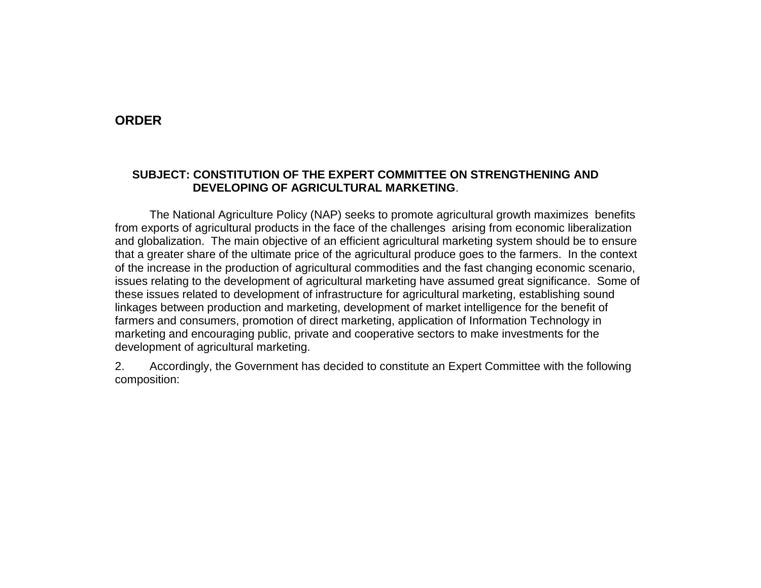**ORDER**

**SUBJECT: CONSTITUTION OF THE EXPERT COMMITTEE ON STRENGTHENING AND DEVELOPING OF AGRICULTURAL MARKETING**.

The National Agriculture Policy (NAP) seeks to promote agricultural growth maximizes benefits from exports of agricultural products in the face of the challenges arising from economic liberalization and globalization. The main objective of an efficient agricultural marketing system should be to ensure that a greater share of the ultimate price of the agricultural produce goes to the farmers. In the context of the increase in the production of agricultural commodities and the fast changing economic scenario, issues relating to the development of agricultural marketing have assumed great significance. Some of these issues related to development of infrastructure for agricultural marketing, establishing sound linkages between production and marketing, development of market intelligence for the benefit of farmers and consumers, promotion of direct marketing, application of Information Technology in marketing and encouraging public, private and cooperative sectors to make investments for the development of agricultural marketing.

2. Accordingly, the Government has decided to constitute an Expert Committee with the following composition: